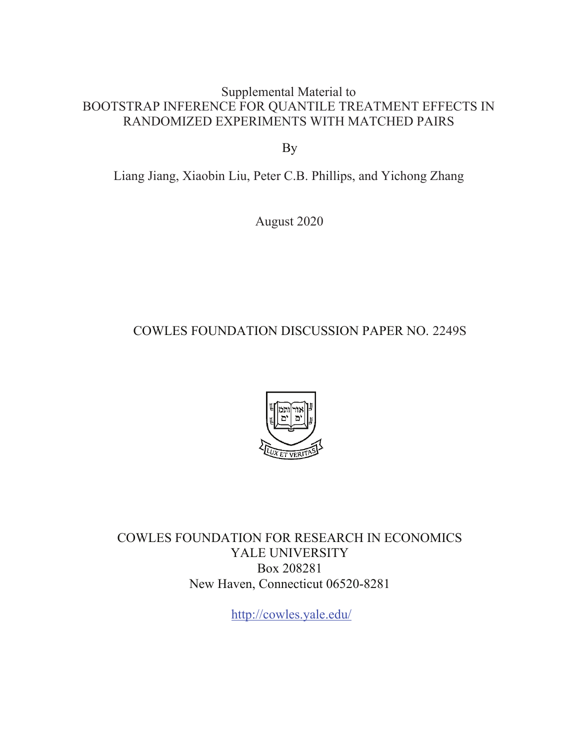Supplemental Material to

# BOOTSTRAP INFERENCE FOR QUANTILE TREATMENT EFFECTS IN RANDOMIZED EXPERIMENTS WITH MATCHED PAIRS

By

Liang Jiang, Xiaobin Liu, Peter C.B. Phillips, and Yichong Zhang

August 2020

COWLES FOUNDATION DISCUSSION PAPER NO. 2249S

COWLES FOUNDATION FOR RESEARCH IN ECONOMICS
YALE UNIVERSITY
Box 208281
New Haven, Connecticut 06520-8281

http://cowles.yale.edu/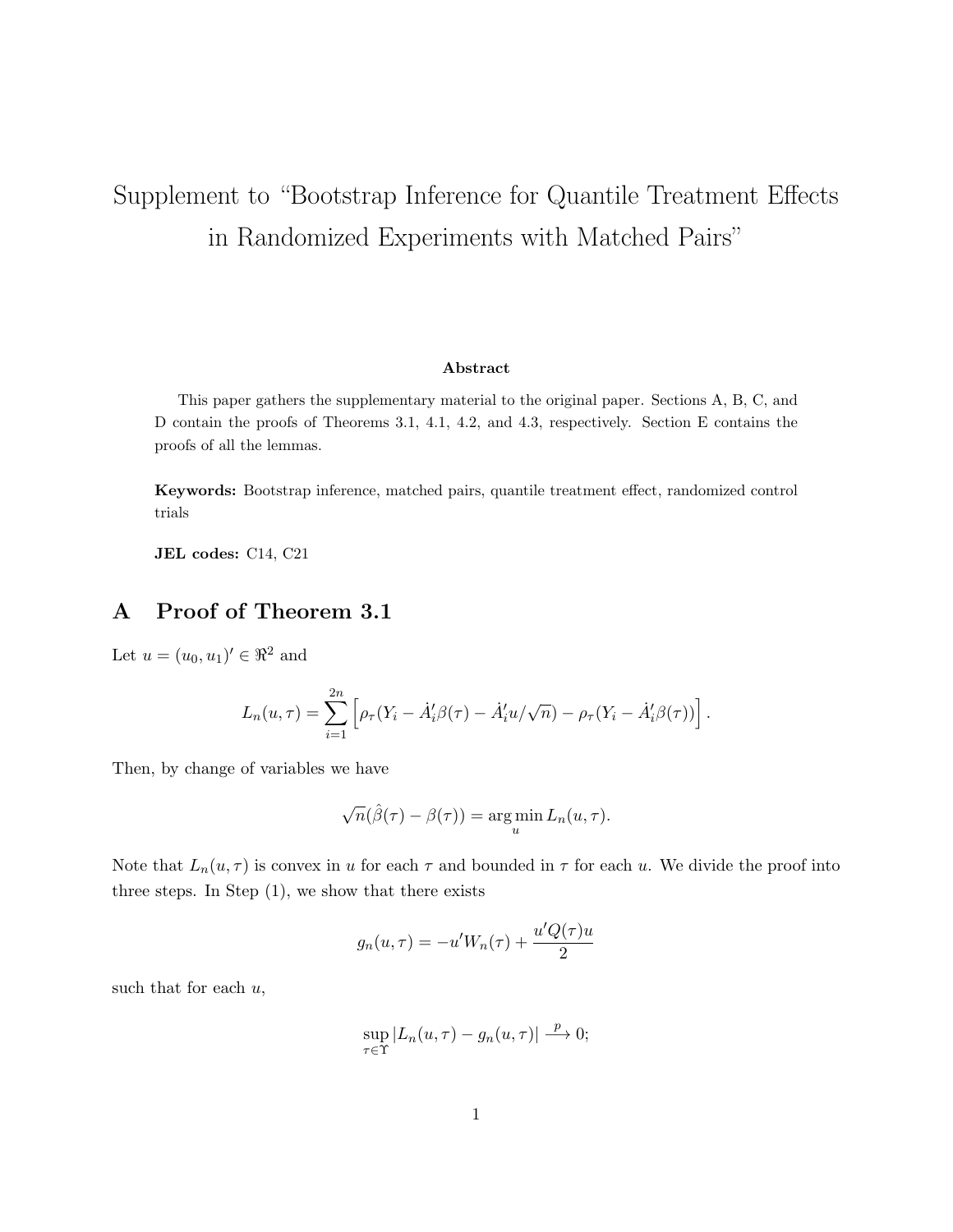# Supplement to "Bootstrap Inference for Quantile Treatment Effects in Randomized Experiments with Matched Pairs"

**Abstract**

This paper gathers the supplementary material to the original paper. Sections A, B, C, and D contain the proofs of Theorems 3.1, 4.1, 4.2, and 4.3, respectively. Section E contains the proofs of all the lemmas.

**Keywords:** Bootstrap inference, matched pairs, quantile treatment effect, randomized control trials

**JEL codes:** C14, C21

## A Proof of Theorem 3.1

Let $u = (u_0, u_1)' \in \Re^2$ and

$$L_n(u,\tau) = \sum_{i=1}^{2n} \left[ \rho_\tau(Y_i - \dot{A}_i'\beta(\tau) - \dot{A}_i'u/\sqrt{n}) - \rho_\tau(Y_i - \dot{A}_i'\beta(\tau)) \right].$$

Then, by change of variables we have

$$\sqrt{n}(\hat{\beta}(\tau) - \beta(\tau)) = \arg\min_u L_n(u,\tau).$$

Note that $L_n(u,\tau)$ is convex in $u$ for each $\tau$ and bounded in $\tau$ for each $u$. We divide the proof into three steps. In Step (1), we show that there exists

$$g_n(u,\tau) = -u'W_n(\tau) + \frac{u'Q(\tau)u}{2}$$

such that for each $u$,

$$\sup_{\tau \in \Upsilon} |L_n(u,\tau) - g_n(u,\tau)| \xrightarrow{p} 0;$$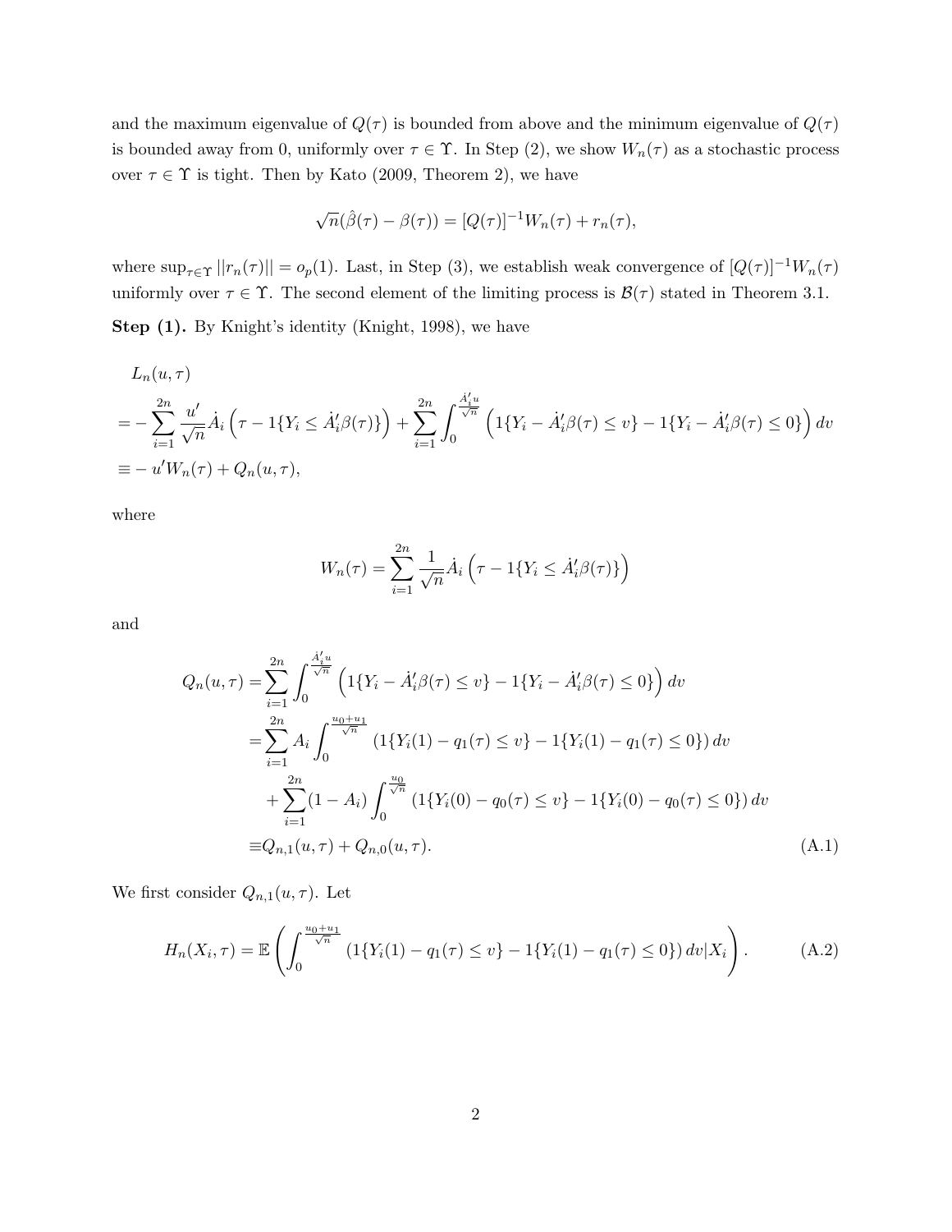and the maximum eigenvalue of $Q(\tau)$ is bounded from above and the minimum eigenvalue of $Q(\tau)$ is bounded away from 0, uniformly over $\tau \in \Upsilon$. In Step (2), we show $W_n(\tau)$ as a stochastic process over $\tau \in \Upsilon$ is tight. Then by Kato (2009, Theorem 2), we have

$$\sqrt{n}(\hat{\beta}(\tau) - \beta(\tau)) = [Q(\tau)]^{-1} W_n(\tau) + r_n(\tau),$$

where $\sup_{\tau \in \Upsilon} ||r_n(\tau)|| = o_p(1)$. Last, in Step (3), we establish weak convergence of $[Q(\tau)]^{-1} W_n(\tau)$ uniformly over $\tau \in \Upsilon$. The second element of the limiting process is $\mathcal{B}(\tau)$ stated in Theorem 3.1.

**Step (1).** By Knight's identity (Knight, 1998), we have

$$
\begin{aligned}
&L_n(u,\tau) \\
&= -\sum_{i=1}^{2n} \frac{u'}{\sqrt{n}} \dot{A}_i \left(\tau - 1\{Y_i \leq \dot{A}_i'\beta(\tau)\}\right) + \sum_{i=1}^{2n} \int_0^{\frac{\dot{A}_i' u}{\sqrt{n}}} \left(1\{Y_i - \dot{A}_i'\beta(\tau) \leq v\} - 1\{Y_i - \dot{A}_i'\beta(\tau) \leq 0\}\right) dv \\
&\equiv -u'W_n(\tau) + Q_n(u,\tau),
\end{aligned}
$$

where

$$W_n(\tau) = \sum_{i=1}^{2n} \frac{1}{\sqrt{n}} \dot{A}_i \left(\tau - 1\{Y_i \leq \dot{A}_i'\beta(\tau)\}\right)$$

and

$$
\begin{aligned}
Q_n(u,\tau) =& \sum_{i=1}^{2n} \int_0^{\frac{\dot{A}_i' u}{\sqrt{n}}} \left(1\{Y_i - \dot{A}_i'\beta(\tau) \leq v\} - 1\{Y_i - \dot{A}_i'\beta(\tau) \leq 0\}\right) dv \\
=& \sum_{i=1}^{2n} A_i \int_0^{\frac{u_0+u_1}{\sqrt{n}}} \left(1\{Y_i(1) - q_1(\tau) \leq v\} - 1\{Y_i(1) - q_1(\tau) \leq 0\}\right) dv \\
&+ \sum_{i=1}^{2n} (1-A_i) \int_0^{\frac{u_0}{\sqrt{n}}} \left(1\{Y_i(0) - q_0(\tau) \leq v\} - 1\{Y_i(0) - q_0(\tau) \leq 0\}\right) dv \\
\equiv& Q_{n,1}(u,\tau) + Q_{n,0}(u,\tau).
\end{aligned}
\tag{A.1}
$$

We first consider $Q_{n,1}(u,\tau)$. Let

$$H_n(X_i,\tau) = \mathbb{E}\left(\int_0^{\frac{u_0+u_1}{\sqrt{n}}} \left(1\{Y_i(1) - q_1(\tau) \leq v\} - 1\{Y_i(1) - q_1(\tau) \leq 0\}\right) dv \middle| X_i\right). \tag{A.2}$$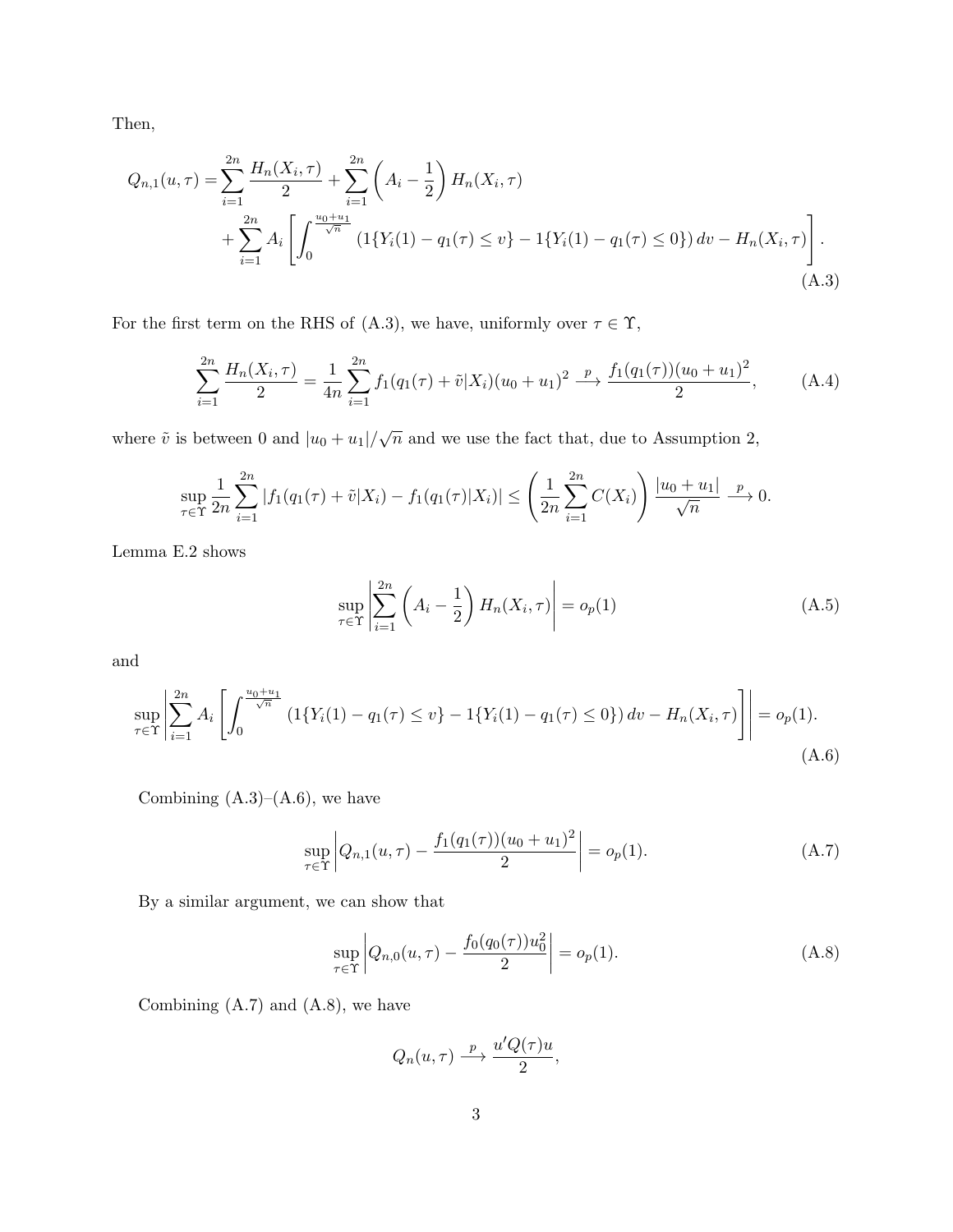Then,

$$
\begin{aligned}
Q_{n,1}(u,\tau) =& \sum_{i=1}^{2n} \frac{H_n(X_i,\tau)}{2} + \sum_{i=1}^{2n} \left(A_i - \frac{1}{2}\right) H_n(X_i,\tau) \\
&+ \sum_{i=1}^{2n} A_i \left[ \int_0^{\frac{u_0+u_1}{\sqrt{n}}} \left(1\{Y_i(1) - q_1(\tau) \le v\} - 1\{Y_i(1) - q_1(\tau) \le 0\}\right) dv - H_n(X_i,\tau) \right].
\end{aligned}
\tag{A.3}
$$

For the first term on the RHS of (A.3), we have, uniformly over $\tau \in \Upsilon$,

$$
\sum_{i=1}^{2n} \frac{H_n(X_i,\tau)}{2} = \frac{1}{4n} \sum_{i=1}^{2n} f_1(q_1(\tau) + \tilde{v}|X_i)(u_0+u_1)^2 \xrightarrow{p} \frac{f_1(q_1(\tau))(u_0+u_1)^2}{2}, \tag{A.4}
$$

where $\tilde{v}$ is between 0 and $|u_0+u_1|/\sqrt{n}$ and we use the fact that, due to Assumption 2,

$$
\sup_{\tau \in \Upsilon} \frac{1}{2n} \sum_{i=1}^{2n} |f_1(q_1(\tau) + \tilde{v}|X_i) - f_1(q_1(\tau)|X_i)| \le \left( \frac{1}{2n} \sum_{i=1}^{2n} C(X_i) \right) \frac{|u_0+u_1|}{\sqrt{n}} \xrightarrow{p} 0.
$$

Lemma E.2 shows

$$
\sup_{\tau \in \Upsilon} \left| \sum_{i=1}^{2n} \left(A_i - \frac{1}{2}\right) H_n(X_i,\tau) \right| = o_p(1) \tag{A.5}
$$

and

$$
\sup_{\tau \in \Upsilon} \left| \sum_{i=1}^{2n} A_i \left[ \int_0^{\frac{u_0+u_1}{\sqrt{n}}} \left(1\{Y_i(1) - q_1(\tau) \le v\} - 1\{Y_i(1) - q_1(\tau) \le 0\}\right) dv - H_n(X_i,\tau) \right] \right| = o_p(1). \tag{A.6}
$$

Combining (A.3)–(A.6), we have

$$
\sup_{\tau \in \Upsilon} \left| Q_{n,1}(u,\tau) - \frac{f_1(q_1(\tau))(u_0+u_1)^2}{2} \right| = o_p(1). \tag{A.7}
$$

By a similar argument, we can show that

$$
\sup_{\tau \in \Upsilon} \left| Q_{n,0}(u,\tau) - \frac{f_0(q_0(\tau))u_0^2}{2} \right| = o_p(1). \tag{A.8}
$$

Combining (A.7) and (A.8), we have

$$
Q_n(u,\tau) \xrightarrow{p} \frac{u'Q(\tau)u}{2},
$$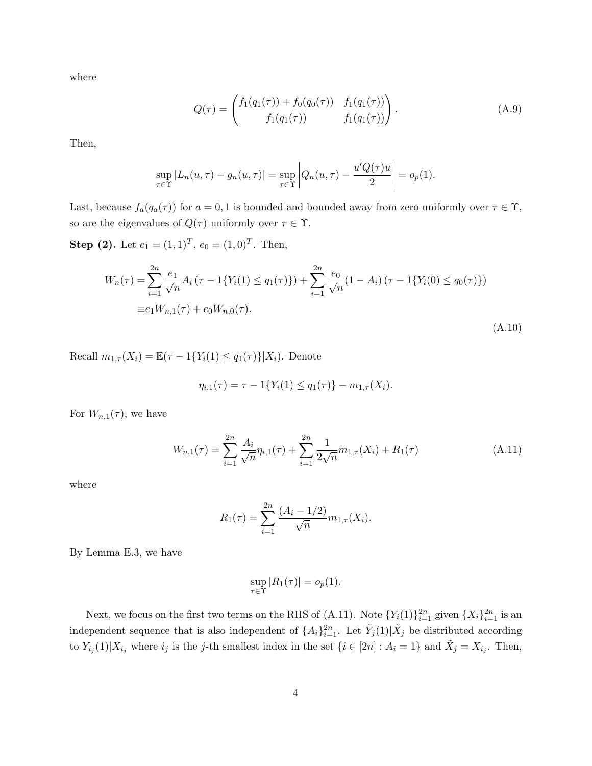where

$$Q(\tau) = \begin{pmatrix} f_1(q_1(\tau)) + f_0(q_0(\tau)) & f_1(q_1(\tau)) \\ f_1(q_1(\tau)) & f_1(q_1(\tau)) \end{pmatrix}. \tag{A.9}$$

Then,

$$\sup_{\tau \in \Upsilon} |L_n(u,\tau) - g_n(u,\tau)| = \sup_{\tau \in \Upsilon} \left| Q_n(u,\tau) - \frac{u'Q(\tau)u}{2} \right| = o_p(1).$$

Last, because $f_a(q_a(\tau))$ for $a = 0, 1$ is bounded and bounded away from zero uniformly over $\tau \in \Upsilon$, so are the eigenvalues of $Q(\tau)$ uniformly over $\tau \in \Upsilon$.

**Step (2).** Let $e_1 = (1,1)^T$, $e_0 = (1,0)^T$. Then,

$$\begin{aligned} W_n(\tau) = & \sum_{i=1}^{2n} \frac{e_1}{\sqrt{n}} A_i \left(\tau - 1\{Y_i(1) \leq q_1(\tau)\}\right) + \sum_{i=1}^{2n} \frac{e_0}{\sqrt{n}} (1 - A_i) \left(\tau - 1\{Y_i(0) \leq q_0(\tau)\}\right) \\ \equiv & e_1 W_{n,1}(\tau) + e_0 W_{n,0}(\tau). \end{aligned} \tag{A.10}$$

Recall $m_{1,\tau}(X_i) = \mathbb{E}(\tau - 1\{Y_i(1) \leq q_1(\tau)\} | X_i)$. Denote

$$\eta_{i,1}(\tau) = \tau - 1\{Y_i(1) \leq q_1(\tau)\} - m_{1,\tau}(X_i).$$

For $W_{n,1}(\tau)$, we have

$$W_{n,1}(\tau) = \sum_{i=1}^{2n} \frac{A_i}{\sqrt{n}} \eta_{i,1}(\tau) + \sum_{i=1}^{2n} \frac{1}{2\sqrt{n}} m_{1,\tau}(X_i) + R_1(\tau) \tag{A.11}$$

where

$$R_1(\tau) = \sum_{i=1}^{2n} \frac{(A_i - 1/2)}{\sqrt{n}} m_{1,\tau}(X_i).$$

By Lemma E.3, we have

$$\sup_{\tau \in \Upsilon} |R_1(\tau)| = o_p(1).$$

Next, we focus on the first two terms on the RHS of (A.11). Note $\{Y_i(1)\}_{i=1}^{2n}$ given $\{X_i\}_{i=1}^{2n}$ is an independent sequence that is also independent of $\{A_i\}_{i=1}^{2n}$. Let $\tilde{Y}_j(1)|\tilde{X}_j$ be distributed according to $Y_{i_j}(1)|X_{i_j}$ where $i_j$ is the $j$-th smallest index in the set $\{i \in [2n] : A_i = 1\}$ and $\tilde{X}_j = X_{i_j}$. Then,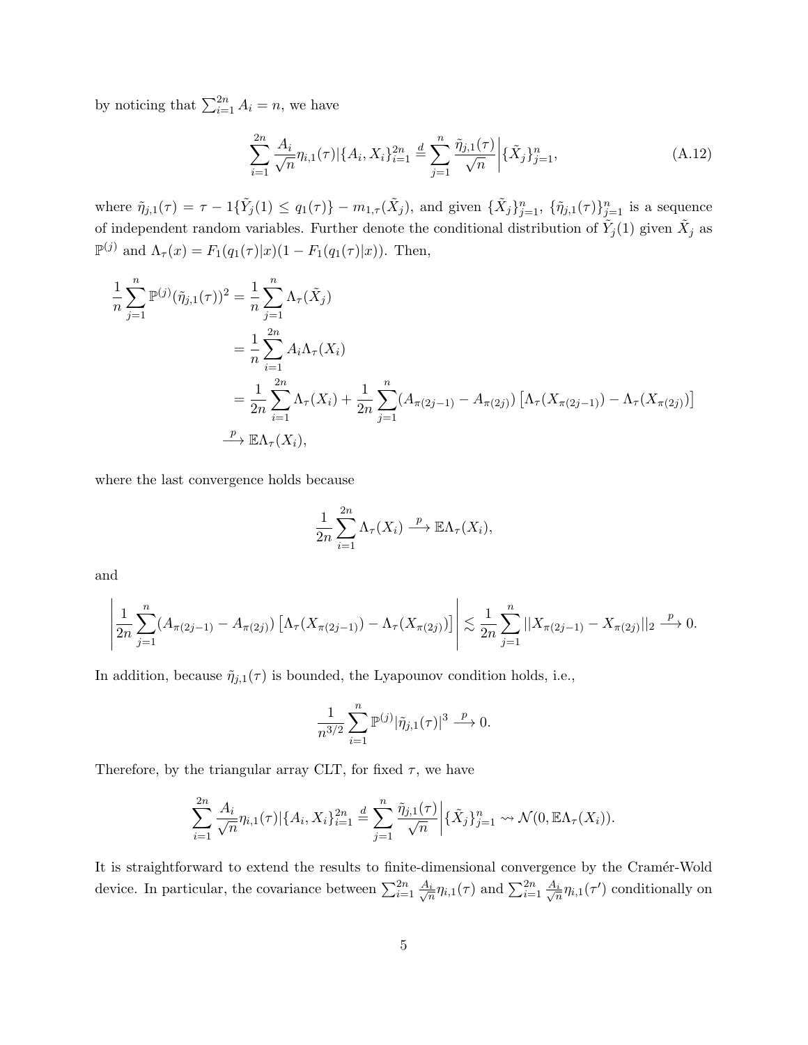by noticing that $\sum_{i=1}^{2n} A_i = n$, we have

$$\sum_{i=1}^{2n} \frac{A_i}{\sqrt{n}} \eta_{i,1}(\tau) | \{A_i, X_i\}_{i=1}^{2n} \stackrel{d}{=} \sum_{j=1}^{n} \frac{\tilde{\eta}_{j,1}(\tau)}{\sqrt{n}} \bigg| \{\tilde{X}_j\}_{j=1}^{n}, \tag{A.12}$$

where $\tilde{\eta}_{j,1}(\tau) = \tau - 1\{\tilde{Y}_j(1) \leq q_1(\tau)\} - m_{1,\tau}(\tilde{X}_j)$, and given $\{\tilde{X}_j\}_{j=1}^n$, $\{\tilde{\eta}_{j,1}(\tau)\}_{j=1}^n$ is a sequence of independent random variables. Further denote the conditional distribution of $\tilde{Y}_j(1)$ given $\tilde{X}_j$ as $\mathbb{P}^{(j)}$ and $\Lambda_\tau(x) = F_1(q_1(\tau)|x)(1 - F_1(q_1(\tau)|x))$. Then,

$$\begin{aligned}
\frac{1}{n} \sum_{j=1}^{n} \mathbb{P}^{(j)}(\tilde{\eta}_{j,1}(\tau))^2 &= \frac{1}{n} \sum_{j=1}^{n} \Lambda_\tau(\tilde{X}_j) \\
&= \frac{1}{n} \sum_{i=1}^{2n} A_i \Lambda_\tau(X_i) \\
&= \frac{1}{2n} \sum_{i=1}^{2n} \Lambda_\tau(X_i) + \frac{1}{2n} \sum_{j=1}^{n} (A_{\pi(2j-1)} - A_{\pi(2j)}) \left[ \Lambda_\tau(X_{\pi(2j-1)}) - \Lambda_\tau(X_{\pi(2j)}) \right] \\
&\xrightarrow{p} \mathbb{E}\Lambda_\tau(X_i),
\end{aligned}$$

where the last convergence holds because

$$\frac{1}{2n} \sum_{i=1}^{2n} \Lambda_\tau(X_i) \xrightarrow{p} \mathbb{E}\Lambda_\tau(X_i),$$

and

$$\left| \frac{1}{2n} \sum_{j=1}^{n} (A_{\pi(2j-1)} - A_{\pi(2j)}) \left[ \Lambda_\tau(X_{\pi(2j-1)}) - \Lambda_\tau(X_{\pi(2j)}) \right] \right| \lesssim \frac{1}{2n} \sum_{j=1}^{n} ||X_{\pi(2j-1)} - X_{\pi(2j)}||_2 \xrightarrow{p} 0.$$

In addition, because $\tilde{\eta}_{j,1}(\tau)$ is bounded, the Lyapounov condition holds, i.e.,

$$\frac{1}{n^{3/2}} \sum_{i=1}^{n} \mathbb{P}^{(j)} |\tilde{\eta}_{j,1}(\tau)|^3 \xrightarrow{p} 0.$$

Therefore, by the triangular array CLT, for fixed $\tau$, we have

$$\sum_{i=1}^{2n} \frac{A_i}{\sqrt{n}} \eta_{i,1}(\tau) | \{A_i, X_i\}_{i=1}^{2n} \stackrel{d}{=} \sum_{j=1}^{n} \frac{\tilde{\eta}_{j,1}(\tau)}{\sqrt{n}} \bigg| \{\tilde{X}_j\}_{j=1}^{n} \rightsquigarrow \mathcal{N}(0, \mathbb{E}\Lambda_\tau(X_i)).$$

It is straightforward to extend the results to finite-dimensional convergence by the Cramér-Wold device. In particular, the covariance between $\sum_{i=1}^{2n} \frac{A_i}{\sqrt{n}} \eta_{i,1}(\tau)$ and $\sum_{i=1}^{2n} \frac{A_i}{\sqrt{n}} \eta_{i,1}(\tau')$ conditionally on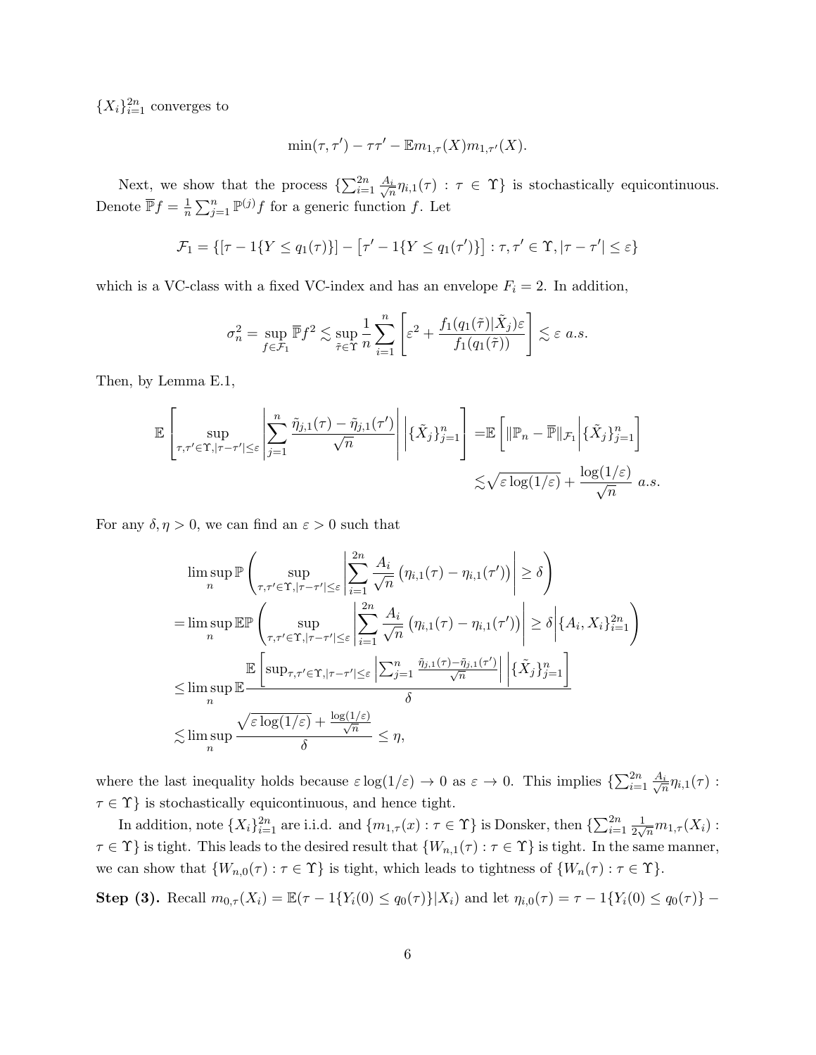$\{X_i\}_{i=1}^{2n}$ converges to

$$\min(\tau, \tau') - \tau\tau' - \mathbb{E}m_{1,\tau}(X)m_{1,\tau'}(X).$$

Next, we show that the process $\{\sum_{i=1}^{2n} \frac{A_i}{\sqrt{n}}\eta_{i,1}(\tau) : \tau \in \Upsilon\}$ is stochastically equicontinuous. Denote $\overline{\mathbb{P}}f = \frac{1}{n}\sum_{j=1}^{n} \mathbb{P}^{(j)}f$ for a generic function $f$. Let

$$\mathcal{F}_1 = \{[\tau - 1\{Y \leq q_1(\tau)\}] - [\tau' - 1\{Y \leq q_1(\tau')\}] : \tau, \tau' \in \Upsilon, |\tau - \tau'| \leq \varepsilon\}$$

which is a VC-class with a fixed VC-index and has an envelope $F_i = 2$. In addition,

$$\sigma_n^2 = \sup_{f \in \mathcal{F}_1} \overline{\mathbb{P}}f^2 \lesssim \sup_{\tilde{\tau} \in \Upsilon} \frac{1}{n}\sum_{i=1}^{n}\left[\varepsilon^2 + \frac{f_1(q_1(\tilde{\tau})|\tilde{X}_j)\varepsilon}{f_1(q_1(\tilde{\tau}))}\right] \lesssim \varepsilon \ a.s.$$

Then, by Lemma E.1,

$$\begin{aligned}
\mathbb{E}\left[\sup_{\tau,\tau' \in \Upsilon, |\tau-\tau'| \leq \varepsilon} \left|\sum_{j=1}^{n} \frac{\tilde{\eta}_{j,1}(\tau) - \tilde{\eta}_{j,1}(\tau')}{\sqrt{n}}\right| \middle| \{\tilde{X}_j\}_{j=1}^{n}\right] =& \mathbb{E}\left[||\mathbb{P}_n - \overline{\mathbb{P}}||_{\mathcal{F}_1} \middle| \{\tilde{X}_j\}_{j=1}^{n}\right] \\
\lesssim& \sqrt{\varepsilon \log(1/\varepsilon)} + \frac{\log(1/\varepsilon)}{\sqrt{n}} \ a.s.
\end{aligned}$$

For any $\delta, \eta > 0$, we can find an $\varepsilon > 0$ such that

$$\begin{aligned}
&\limsup_n \mathbb{P}\left(\sup_{\tau,\tau' \in \Upsilon, |\tau-\tau'| \leq \varepsilon} \left|\sum_{i=1}^{2n} \frac{A_i}{\sqrt{n}}\left(\eta_{i,1}(\tau) - \eta_{i,1}(\tau')\right)\right| \geq \delta\right) \\
=& \limsup_n \mathbb{E}\mathbb{P}\left(\sup_{\tau,\tau' \in \Upsilon, |\tau-\tau'| \leq \varepsilon} \left|\sum_{i=1}^{2n} \frac{A_i}{\sqrt{n}}\left(\eta_{i,1}(\tau) - \eta_{i,1}(\tau')\right)\right| \geq \delta \middle| \{A_i, X_i\}_{i=1}^{2n}\right) \\
\leq& \limsup_n \mathbb{E}\frac{\mathbb{E}\left[\sup_{\tau,\tau' \in \Upsilon, |\tau-\tau'| \leq \varepsilon} \left|\sum_{j=1}^{n} \frac{\tilde{\eta}_{j,1}(\tau) - \tilde{\eta}_{j,1}(\tau')}{\sqrt{n}}\right| \middle| \{\tilde{X}_j\}_{j=1}^{n}\right]}{\delta} \\
\lesssim& \limsup_n \frac{\sqrt{\varepsilon \log(1/\varepsilon)} + \frac{\log(1/\varepsilon)}{\sqrt{n}}}{\delta} \leq \eta,
\end{aligned}$$

where the last inequality holds because $\varepsilon \log(1/\varepsilon) \to 0$ as $\varepsilon \to 0$. This implies $\{\sum_{i=1}^{2n} \frac{A_i}{\sqrt{n}}\eta_{i,1}(\tau) : \tau \in \Upsilon\}$ is stochastically equicontinuous, and hence tight.

In addition, note $\{X_i\}_{i=1}^{2n}$ are i.i.d. and $\{m_{1,\tau}(x) : \tau \in \Upsilon\}$ is Donsker, then $\{\sum_{i=1}^{2n} \frac{1}{2\sqrt{n}}m_{1,\tau}(X_i) : \tau \in \Upsilon\}$ is tight. This leads to the desired result that $\{W_{n,1}(\tau) : \tau \in \Upsilon\}$ is tight. In the same manner, we can show that $\{W_{n,0}(\tau) : \tau \in \Upsilon\}$ is tight, which leads to tightness of $\{W_n(\tau) : \tau \in \Upsilon\}$.

**Step (3).** Recall $m_{0,\tau}(X_i) = \mathbb{E}(\tau - 1\{Y_i(0) \leq q_0(\tau)\}|X_i)$ and let $\eta_{i,0}(\tau) = \tau - 1\{Y_i(0) \leq q_0(\tau)\} -$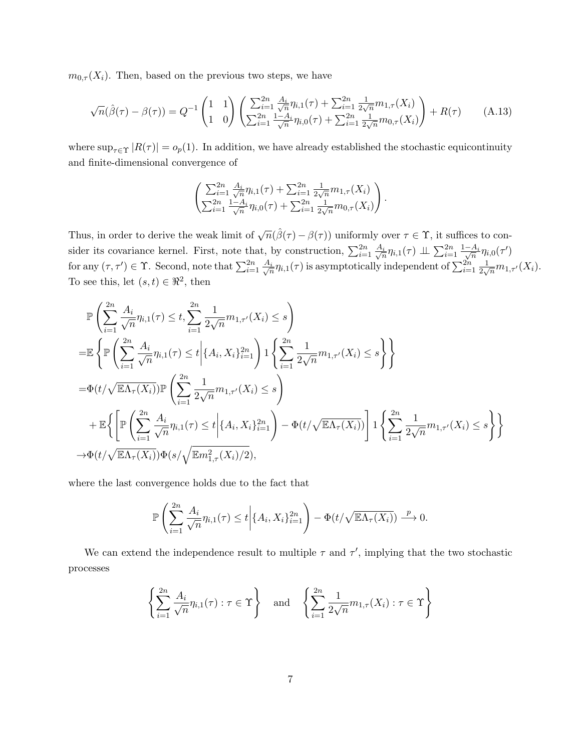$m_{0,\tau}(X_i)$. Then, based on the previous two steps, we have

$$\sqrt{n}(\hat{\beta}(\tau) - \beta(\tau)) = Q^{-1} \begin{pmatrix} 1 & 1 \\ 1 & 0 \end{pmatrix} \begin{pmatrix} \sum_{i=1}^{2n} \frac{A_i}{\sqrt{n}} \eta_{i,1}(\tau) + \sum_{i=1}^{2n} \frac{1}{2\sqrt{n}} m_{1,\tau}(X_i) \\ \sum_{i=1}^{2n} \frac{1-A_i}{\sqrt{n}} \eta_{i,0}(\tau) + \sum_{i=1}^{2n} \frac{1}{2\sqrt{n}} m_{0,\tau}(X_i) \end{pmatrix} + R(\tau) \qquad \text{(A.13)}$$

where $\sup_{\tau \in \Upsilon} |R(\tau)| = o_p(1)$. In addition, we have already established the stochastic equicontinuity and finite-dimensional convergence of

$$\begin{pmatrix} \sum_{i=1}^{2n} \frac{A_i}{\sqrt{n}} \eta_{i,1}(\tau) + \sum_{i=1}^{2n} \frac{1}{2\sqrt{n}} m_{1,\tau}(X_i) \\ \sum_{i=1}^{2n} \frac{1-A_i}{\sqrt{n}} \eta_{i,0}(\tau) + \sum_{i=1}^{2n} \frac{1}{2\sqrt{n}} m_{0,\tau}(X_i) \end{pmatrix}.$$

Thus, in order to derive the weak limit of $\sqrt{n}(\hat{\beta}(\tau) - \beta(\tau))$ uniformly over $\tau \in \Upsilon$, it suffices to consider its covariance kernel. First, note that, by construction, $\sum_{i=1}^{2n} \frac{A_i}{\sqrt{n}} \eta_{i,1}(\tau) \perp\!\!\!\perp \sum_{i=1}^{2n} \frac{1-A_i}{\sqrt{n}} \eta_{i,0}(\tau')$ for any $(\tau, \tau') \in \Upsilon$. Second, note that $\sum_{i=1}^{2n} \frac{A_i}{\sqrt{n}} \eta_{i,1}(\tau)$ is asymptotically independent of $\sum_{i=1}^{2n} \frac{1}{2\sqrt{n}} m_{1,\tau'}(X_i)$. To see this, let $(s,t) \in \Re^2$, then

$$\begin{aligned}
&\mathbb{P}\left( \sum_{i=1}^{2n} \frac{A_i}{\sqrt{n}} \eta_{i,1}(\tau) \leq t, \sum_{i=1}^{2n} \frac{1}{2\sqrt{n}} m_{1,\tau'}(X_i) \leq s \right) \\
=&\mathbb{E}\left\{ \mathbb{P}\left( \sum_{i=1}^{2n} \frac{A_i}{\sqrt{n}} \eta_{i,1}(\tau) \leq t \middle| \{A_i, X_i\}_{i=1}^{2n} \right) 1\left\{ \sum_{i=1}^{2n} \frac{1}{2\sqrt{n}} m_{1,\tau'}(X_i) \leq s \right\} \right\} \\
=&\Phi(t/\sqrt{\mathbb{E}\Lambda_\tau(X_i)}) \mathbb{P}\left( \sum_{i=1}^{2n} \frac{1}{2\sqrt{n}} m_{1,\tau'}(X_i) \leq s \right) \\
&+ \mathbb{E}\left\{ \left[ \mathbb{P}\left( \sum_{i=1}^{2n} \frac{A_i}{\sqrt{n}} \eta_{i,1}(\tau) \leq t \middle| \{A_i, X_i\}_{i=1}^{2n} \right) - \Phi(t/\sqrt{\mathbb{E}\Lambda_\tau(X_i)}) \right] 1\left\{ \sum_{i=1}^{2n} \frac{1}{2\sqrt{n}} m_{1,\tau'}(X_i) \leq s \right\} \right\} \\
\to&\Phi(t/\sqrt{\mathbb{E}\Lambda_\tau(X_i)}) \Phi(s/\sqrt{\mathbb{E}m_{1,\tau}^2(X_i)/2}),
\end{aligned}$$

where the last convergence holds due to the fact that

$$\mathbb{P}\left( \sum_{i=1}^{2n} \frac{A_i}{\sqrt{n}} \eta_{i,1}(\tau) \leq t \middle| \{A_i, X_i\}_{i=1}^{2n} \right) - \Phi(t/\sqrt{\mathbb{E}\Lambda_\tau(X_i)}) \xrightarrow{p} 0.$$

We can extend the independence result to multiple $\tau$ and $\tau'$, implying that the two stochastic processes

$$\left\{ \sum_{i=1}^{2n} \frac{A_i}{\sqrt{n}} \eta_{i,1}(\tau) : \tau \in \Upsilon \right\} \quad \text{and} \quad \left\{ \sum_{i=1}^{2n} \frac{1}{2\sqrt{n}} m_{1,\tau}(X_i) : \tau \in \Upsilon \right\}$$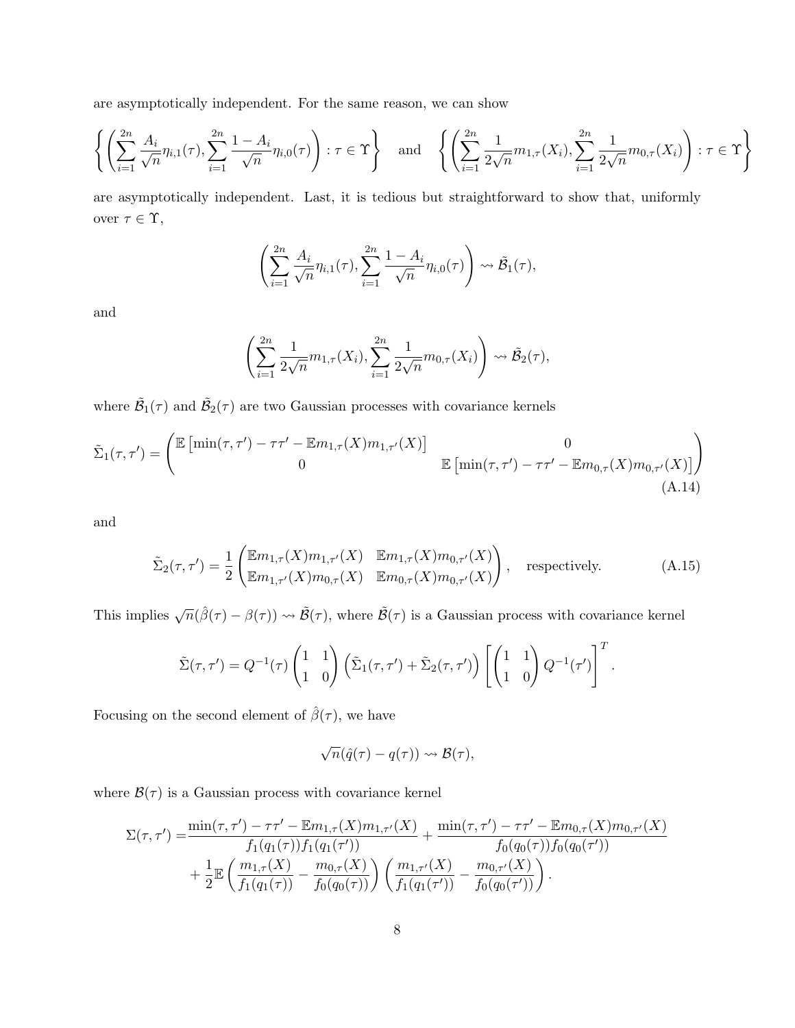are asymptotically independent. For the same reason, we can show

$$\left\{ \left( \sum_{i=1}^{2n} \frac{A_i}{\sqrt{n}} \eta_{i,1}(\tau), \sum_{i=1}^{2n} \frac{1-A_i}{\sqrt{n}} \eta_{i,0}(\tau) \right) : \tau \in \Upsilon \right\} \quad \text{and} \quad \left\{ \left( \sum_{i=1}^{2n} \frac{1}{2\sqrt{n}} m_{1,\tau}(X_i), \sum_{i=1}^{2n} \frac{1}{2\sqrt{n}} m_{0,\tau}(X_i) \right) : \tau \in \Upsilon \right\}$$

are asymptotically independent. Last, it is tedious but straightforward to show that, uniformly over $\tau \in \Upsilon$,

$$\left( \sum_{i=1}^{2n} \frac{A_i}{\sqrt{n}} \eta_{i,1}(\tau), \sum_{i=1}^{2n} \frac{1-A_i}{\sqrt{n}} \eta_{i,0}(\tau) \right) \rightsquigarrow \tilde{\mathcal{B}}_1(\tau),$$

and

$$\left( \sum_{i=1}^{2n} \frac{1}{2\sqrt{n}} m_{1,\tau}(X_i), \sum_{i=1}^{2n} \frac{1}{2\sqrt{n}} m_{0,\tau}(X_i) \right) \rightsquigarrow \tilde{\mathcal{B}}_2(\tau),$$

where $\tilde{\mathcal{B}}_1(\tau)$ and $\tilde{\mathcal{B}}_2(\tau)$ are two Gaussian processes with covariance kernels

$$\tilde{\Sigma}_1(\tau,\tau') = \begin{pmatrix} \mathbb{E}\left[\min(\tau,\tau') - \tau\tau' - \mathbb{E}m_{1,\tau}(X)m_{1,\tau'}(X)\right] & 0 \\ 0 & \mathbb{E}\left[\min(\tau,\tau') - \tau\tau' - \mathbb{E}m_{0,\tau}(X)m_{0,\tau'}(X)\right] \end{pmatrix} \tag{A.14}$$

and

$$\tilde{\Sigma}_2(\tau,\tau') = \frac{1}{2} \begin{pmatrix} \mathbb{E}m_{1,\tau}(X)m_{1,\tau'}(X) & \mathbb{E}m_{1,\tau}(X)m_{0,\tau'}(X) \\ \mathbb{E}m_{1,\tau'}(X)m_{0,\tau}(X) & \mathbb{E}m_{0,\tau}(X)m_{0,\tau'}(X) \end{pmatrix}, \quad \text{respectively.} \tag{A.15}$$

This implies $\sqrt{n}(\hat{\beta}(\tau) - \beta(\tau)) \rightsquigarrow \tilde{\mathcal{B}}(\tau)$, where $\tilde{\mathcal{B}}(\tau)$ is a Gaussian process with covariance kernel

$$\tilde{\Sigma}(\tau,\tau') = Q^{-1}(\tau) \begin{pmatrix} 1 & 1 \\ 1 & 0 \end{pmatrix} \left( \tilde{\Sigma}_1(\tau,\tau') + \tilde{\Sigma}_2(\tau,\tau') \right) \left[ \begin{pmatrix} 1 & 1 \\ 1 & 0 \end{pmatrix} Q^{-1}(\tau') \right]^T.$$

Focusing on the second element of $\hat{\beta}(\tau)$, we have

$$\sqrt{n}(\hat{q}(\tau) - q(\tau)) \rightsquigarrow \mathcal{B}(\tau),$$

where $\mathcal{B}(\tau)$ is a Gaussian process with covariance kernel

$$\begin{aligned} \Sigma(\tau,\tau') =& \frac{\min(\tau,\tau') - \tau\tau' - \mathbb{E}m_{1,\tau}(X)m_{1,\tau'}(X)}{f_1(q_1(\tau))f_1(q_1(\tau'))} + \frac{\min(\tau,\tau') - \tau\tau' - \mathbb{E}m_{0,\tau}(X)m_{0,\tau'}(X)}{f_0(q_0(\tau))f_0(q_0(\tau'))} \\ &+ \frac{1}{2}\mathbb{E}\left( \frac{m_{1,\tau}(X)}{f_1(q_1(\tau))} - \frac{m_{0,\tau}(X)}{f_0(q_0(\tau))} \right) \left( \frac{m_{1,\tau'}(X)}{f_1(q_1(\tau'))} - \frac{m_{0,\tau'}(X)}{f_0(q_0(\tau'))} \right). \end{aligned}$$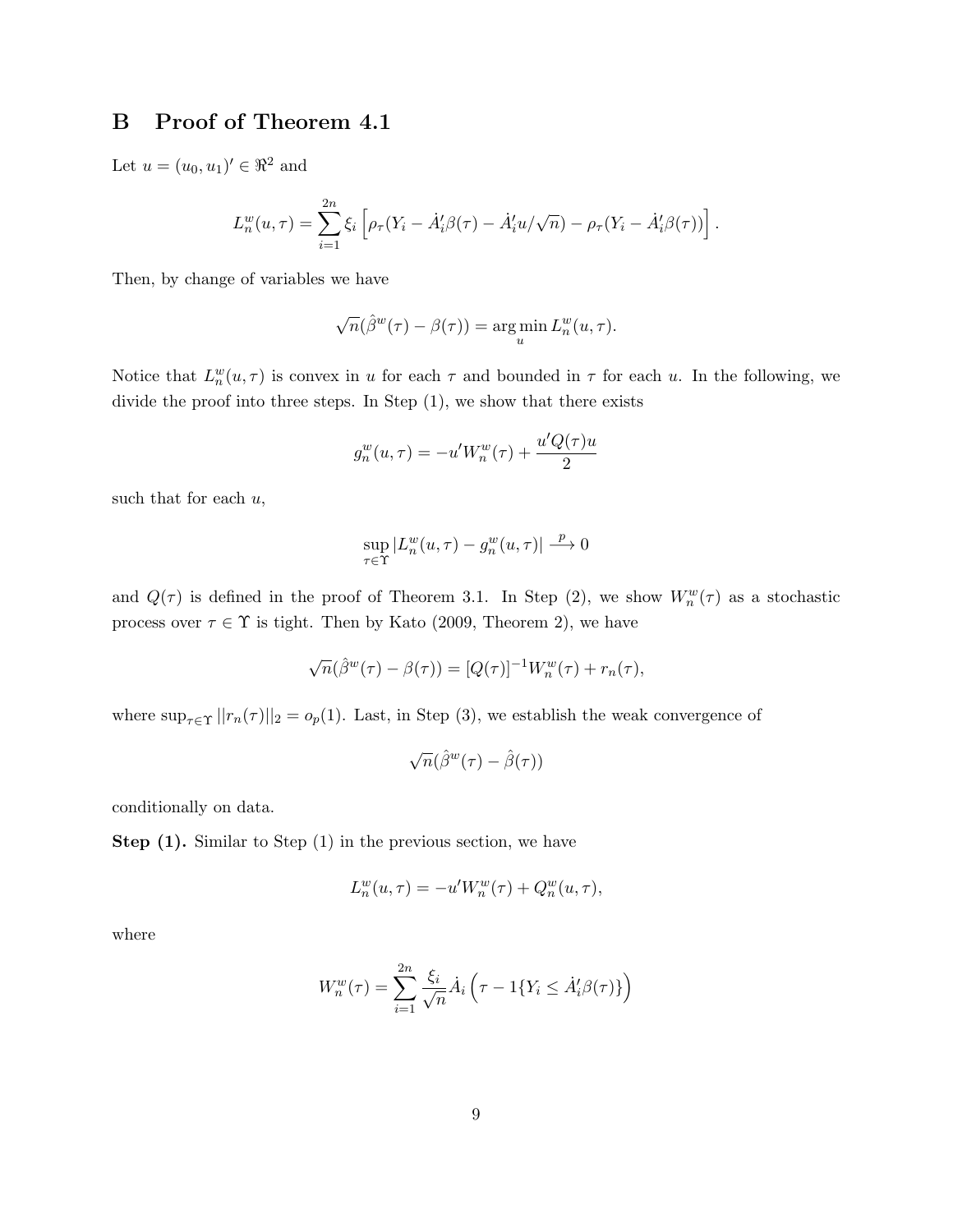## B Proof of Theorem 4.1

Let $u = (u_0, u_1)' \in \Re^2$ and

$$L_n^w(u,\tau) = \sum_{i=1}^{2n} \xi_i \left[ \rho_\tau(Y_i - \dot{A}_i'\beta(\tau) - \dot{A}_i'u/\sqrt{n}) - \rho_\tau(Y_i - \dot{A}_i'\beta(\tau)) \right].$$

Then, by change of variables we have

$$\sqrt{n}(\hat{\beta}^w(\tau) - \beta(\tau)) = \arg\min_u L_n^w(u,\tau).$$

Notice that $L_n^w(u,\tau)$ is convex in $u$ for each $\tau$ and bounded in $\tau$ for each $u$. In the following, we divide the proof into three steps. In Step (1), we show that there exists

$$g_n^w(u,\tau) = -u'W_n^w(\tau) + \frac{u'Q(\tau)u}{2}$$

such that for each $u$,

$$\sup_{\tau\in\Upsilon} |L_n^w(u,\tau) - g_n^w(u,\tau)| \xrightarrow{p} 0$$

and $Q(\tau)$ is defined in the proof of Theorem 3.1. In Step (2), we show $W_n^w(\tau)$ as a stochastic process over $\tau \in \Upsilon$ is tight. Then by Kato (2009, Theorem 2), we have

$$\sqrt{n}(\hat{\beta}^w(\tau) - \beta(\tau)) = [Q(\tau)]^{-1}W_n^w(\tau) + r_n(\tau),$$

where $\sup_{\tau\in\Upsilon} ||r_n(\tau)||_2 = o_p(1)$. Last, in Step (3), we establish the weak convergence of

$$\sqrt{n}(\hat{\beta}^w(\tau) - \hat{\beta}(\tau))$$

conditionally on data.

**Step (1).** Similar to Step (1) in the previous section, we have

$$L_n^w(u,\tau) = -u'W_n^w(\tau) + Q_n^w(u,\tau),$$

where

$$W_n^w(\tau) = \sum_{i=1}^{2n} \frac{\xi_i}{\sqrt{n}} \dot{A}_i \left( \tau - 1\{Y_i \le \dot{A}_i'\beta(\tau)\} \right)$$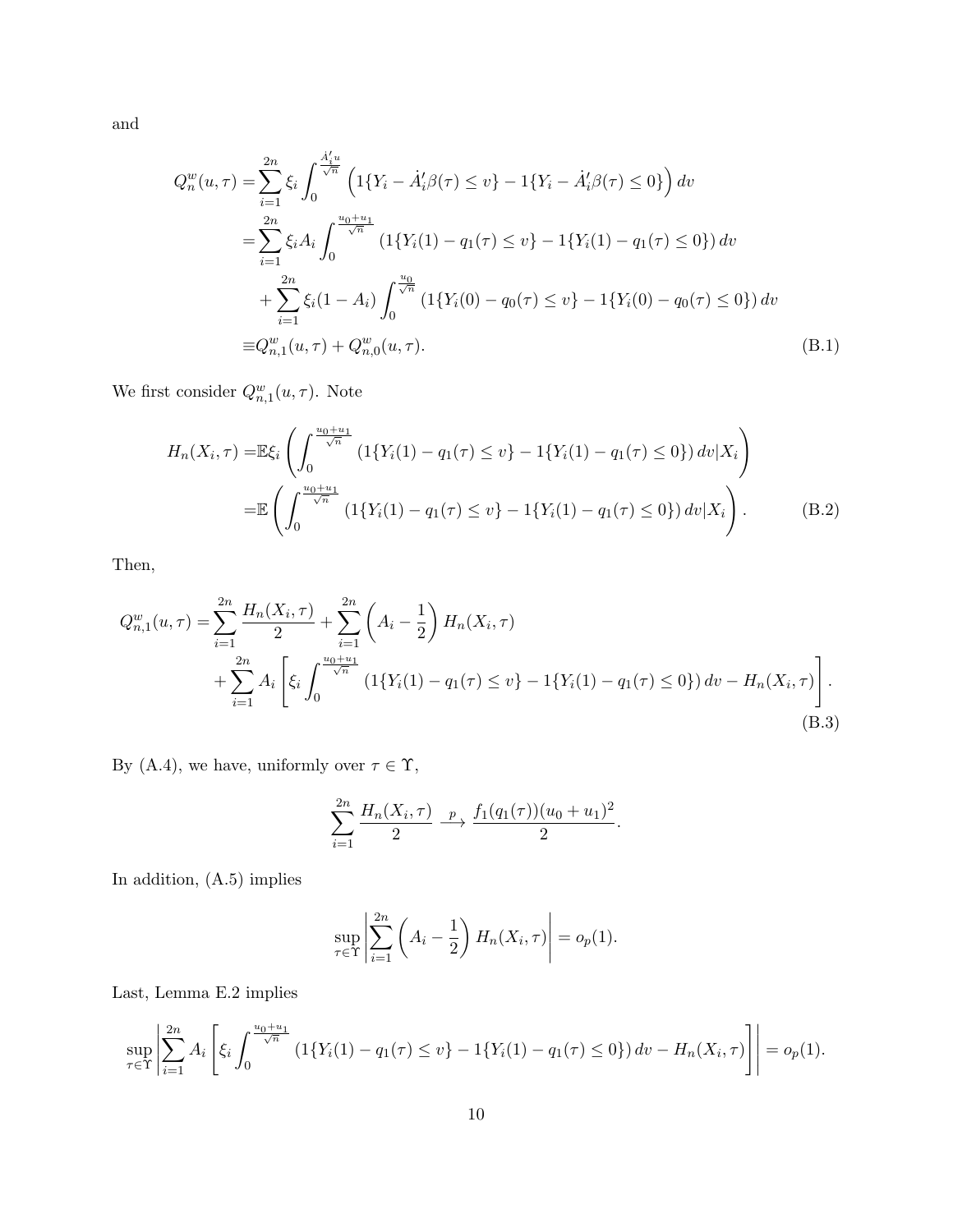and

$$
\begin{aligned}
Q_n^w(u,\tau) =& \sum_{i=1}^{2n} \xi_i \int_0^{\frac{\dot{A}_i' u}{\sqrt{n}}} \left(1\{Y_i - \dot{A}_i'\beta(\tau) \leq v\} - 1\{Y_i - \dot{A}_i'\beta(\tau) \leq 0\}\right) dv \\
=& \sum_{i=1}^{2n} \xi_i A_i \int_0^{\frac{u_0+u_1}{\sqrt{n}}} \left(1\{Y_i(1) - q_1(\tau) \leq v\} - 1\{Y_i(1) - q_1(\tau) \leq 0\}\right) dv \\
&+ \sum_{i=1}^{2n} \xi_i (1-A_i) \int_0^{\frac{u_0}{\sqrt{n}}} \left(1\{Y_i(0) - q_0(\tau) \leq v\} - 1\{Y_i(0) - q_0(\tau) \leq 0\}\right) dv \\
\equiv& Q_{n,1}^w(u,\tau) + Q_{n,0}^w(u,\tau).
\end{aligned} \tag{B.1}
$$

We first consider $Q_{n,1}^w(u,\tau)$. Note

$$
\begin{aligned}
H_n(X_i,\tau) =& \mathbb{E}\xi_i \left( \int_0^{\frac{u_0+u_1}{\sqrt{n}}} \left(1\{Y_i(1) - q_1(\tau) \leq v\} - 1\{Y_i(1) - q_1(\tau) \leq 0\}\right) dv \middle| X_i \right) \\
=& \mathbb{E} \left( \int_0^{\frac{u_0+u_1}{\sqrt{n}}} \left(1\{Y_i(1) - q_1(\tau) \leq v\} - 1\{Y_i(1) - q_1(\tau) \leq 0\}\right) dv \middle| X_i \right).
\end{aligned} \tag{B.2}
$$

Then,

$$
\begin{aligned}
Q_{n,1}^w(u,\tau) =& \sum_{i=1}^{2n} \frac{H_n(X_i,\tau)}{2} + \sum_{i=1}^{2n} \left(A_i - \frac{1}{2}\right) H_n(X_i,\tau) \\
&+ \sum_{i=1}^{2n} A_i \left[ \xi_i \int_0^{\frac{u_0+u_1}{\sqrt{n}}} \left(1\{Y_i(1) - q_1(\tau) \leq v\} - 1\{Y_i(1) - q_1(\tau) \leq 0\}\right) dv - H_n(X_i,\tau) \right].
\end{aligned} \tag{B.3}
$$

By (A.4), we have, uniformly over $\tau \in \Upsilon$,

$$
\sum_{i=1}^{2n} \frac{H_n(X_i,\tau)}{2} \xrightarrow{p} \frac{f_1(q_1(\tau))(u_0+u_1)^2}{2}.
$$

In addition, (A.5) implies

$$
\sup_{\tau \in \Upsilon} \left| \sum_{i=1}^{2n} \left(A_i - \frac{1}{2}\right) H_n(X_i,\tau) \right| = o_p(1).
$$

Last, Lemma E.2 implies

$$
\sup_{\tau \in \Upsilon} \left| \sum_{i=1}^{2n} A_i \left[ \xi_i \int_0^{\frac{u_0+u_1}{\sqrt{n}}} \left(1\{Y_i(1) - q_1(\tau) \leq v\} - 1\{Y_i(1) - q_1(\tau) \leq 0\}\right) dv - H_n(X_i,\tau) \right] \right| = o_p(1).
$$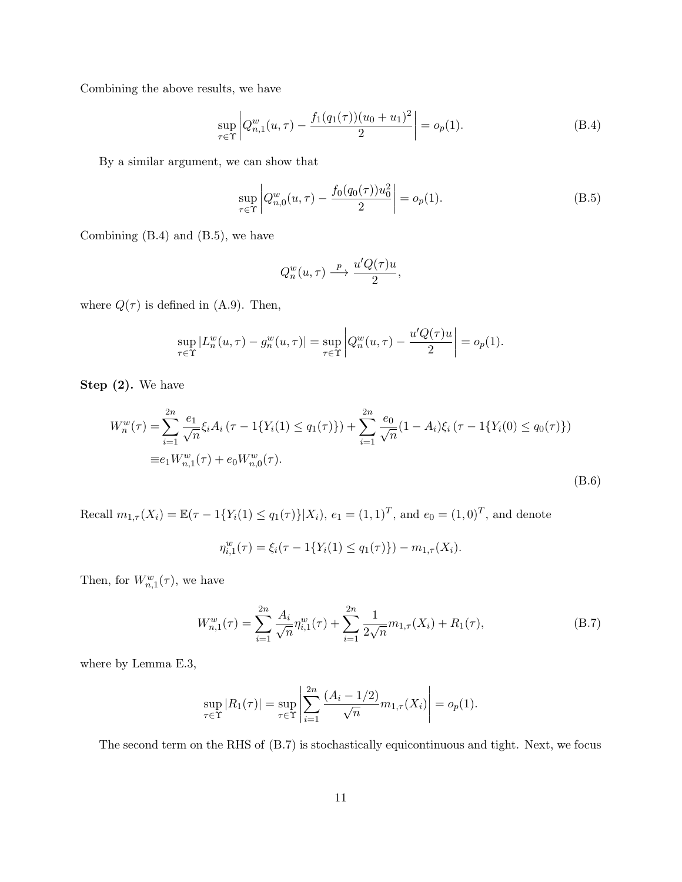Combining the above results, we have

$$\sup_{\tau\in\Upsilon}\left|Q^w_{n,1}(u,\tau) - \frac{f_1(q_1(\tau))(u_0+u_1)^2}{2}\right| = o_p(1). \tag{B.4}$$

By a similar argument, we can show that

$$\sup_{\tau\in\Upsilon}\left|Q^w_{n,0}(u,\tau) - \frac{f_0(q_0(\tau))u_0^2}{2}\right| = o_p(1). \tag{B.5}$$

Combining (B.4) and (B.5), we have

$$Q^w_n(u,\tau) \xrightarrow{p} \frac{u'Q(\tau)u}{2},$$

where $Q(\tau)$ is defined in (A.9). Then,

$$\sup_{\tau\in\Upsilon}|L^w_n(u,\tau) - g^w_n(u,\tau)| = \sup_{\tau\in\Upsilon}\left|Q^w_n(u,\tau) - \frac{u'Q(\tau)u}{2}\right| = o_p(1).$$

**Step (2).** We have

$$\begin{aligned}
W^w_n(\tau) =& \sum_{i=1}^{2n}\frac{e_1}{\sqrt{n}}\xi_i A_i\left(\tau - 1\{Y_i(1)\le q_1(\tau)\}\right) + \sum_{i=1}^{2n}\frac{e_0}{\sqrt{n}}(1-A_i)\xi_i\left(\tau - 1\{Y_i(0)\le q_0(\tau)\}\right)\\
\equiv& e_1 W^w_{n,1}(\tau) + e_0 W^w_{n,0}(\tau).
\end{aligned} \tag{B.6}$$

Recall $m_{1,\tau}(X_i) = \mathbb{E}(\tau - 1\{Y_i(1)\le q_1(\tau)\}|X_i)$, $e_1 = (1,1)^T$, and $e_0 = (1,0)^T$, and denote

$$\eta^w_{i,1}(\tau) = \xi_i(\tau - 1\{Y_i(1)\le q_1(\tau)\}) - m_{1,\tau}(X_i).$$

Then, for $W^w_{n,1}(\tau)$, we have

$$W^w_{n,1}(\tau) = \sum_{i=1}^{2n}\frac{A_i}{\sqrt{n}}\eta^w_{i,1}(\tau) + \sum_{i=1}^{2n}\frac{1}{2\sqrt{n}}m_{1,\tau}(X_i) + R_1(\tau), \tag{B.7}$$

where by Lemma E.3,

$$\sup_{\tau\in\Upsilon}|R_1(\tau)| = \sup_{\tau\in\Upsilon}\left|\sum_{i=1}^{2n}\frac{(A_i - 1/2)}{\sqrt{n}}m_{1,\tau}(X_i)\right| = o_p(1).$$

The second term on the RHS of (B.7) is stochastically equicontinuous and tight. Next, we focus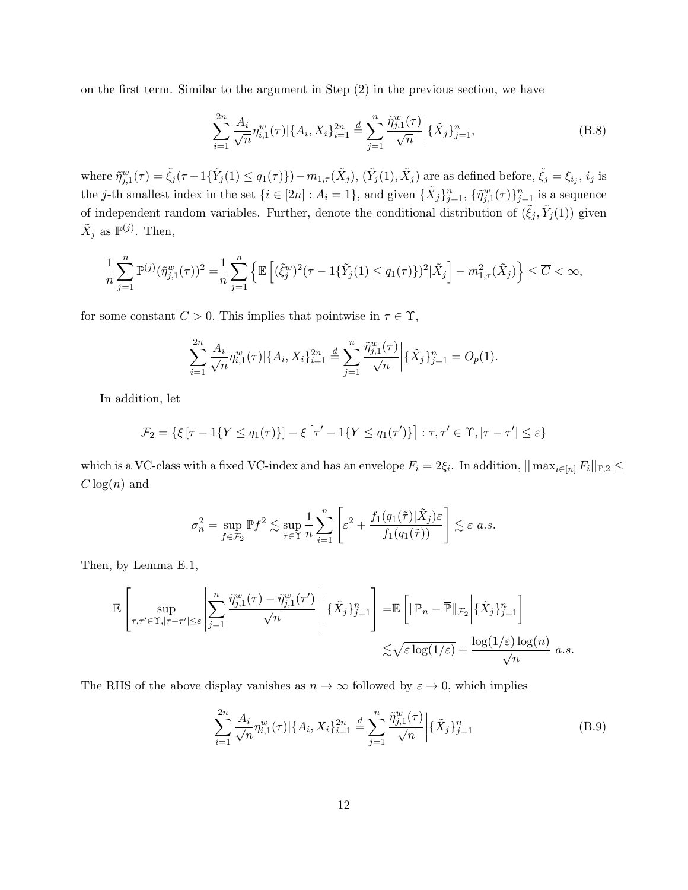on the first term. Similar to the argument in Step (2) in the previous section, we have

$$
\sum_{i=1}^{2n} \frac{A_i}{\sqrt{n}} \eta_{i,1}^w(\tau) | \{A_i, X_i\}_{i=1}^{2n} \stackrel{d}{=} \sum_{j=1}^{n} \frac{\tilde{\eta}_{j,1}^w(\tau)}{\sqrt{n}} \bigg| \{\tilde{X}_j\}_{j=1}^n, \tag{B.8}
$$

where $\tilde{\eta}_{j,1}^w(\tau) = \tilde{\xi}_j(\tau - 1\{\tilde{Y}_j(1) \leq q_1(\tau)\}) - m_{1,\tau}(\tilde{X}_j)$, $(\tilde{Y}_j(1), \tilde{X}_j)$ are as defined before, $\tilde{\xi}_j = \xi_{i_j}$, $i_j$ is the $j$-th smallest index in the set $\{i \in [2n] : A_i = 1\}$, and given $\{\tilde{X}_j\}_{j=1}^n$, $\{\tilde{\eta}_{j,1}^w(\tau)\}_{j=1}^n$ is a sequence of independent random variables. Further, denote the conditional distribution of $(\tilde{\xi}_j, \tilde{Y}_j(1))$ given $\tilde{X}_j$ as $\mathbb{P}^{(j)}$. Then,

$$
\frac{1}{n}\sum_{j=1}^n \mathbb{P}^{(j)}(\tilde{\eta}_{j,1}^w(\tau))^2 = \frac{1}{n}\sum_{j=1}^n \left\{ \mathbb{E}\left[ (\tilde{\xi}_j^w)^2 (\tau - 1\{\tilde{Y}_j(1) \leq q_1(\tau)\})^2 | \tilde{X}_j \right] - m_{1,\tau}^2(\tilde{X}_j) \right\} \leq \overline{C} < \infty,
$$

for some constant $\overline{C} > 0$. This implies that pointwise in $\tau \in \Upsilon$,

$$
\sum_{i=1}^{2n} \frac{A_i}{\sqrt{n}} \eta_{i,1}^w(\tau) | \{A_i, X_i\}_{i=1}^{2n} \stackrel{d}{=} \sum_{j=1}^{n} \frac{\tilde{\eta}_{j,1}^w(\tau)}{\sqrt{n}} \bigg| \{\tilde{X}_j\}_{j=1}^n = O_p(1).
$$

In addition, let

$$
\mathcal{F}_2 = \{\xi\left[\tau - 1\{Y \leq q_1(\tau)\}\right] - \xi\left[\tau' - 1\{Y \leq q_1(\tau')\}\right] : \tau, \tau' \in \Upsilon, |\tau - \tau'| \leq \varepsilon\}
$$

which is a VC-class with a fixed VC-index and has an envelope $F_i = 2\xi_i$. In addition, $||\max_{i\in[n]} F_i||_{\mathbb{P},2} \leq C\log(n)$ and

$$
\sigma_n^2 = \sup_{f\in\mathcal{F}_2} \overline{\mathbb{P}} f^2 \lesssim \sup_{\tilde{\tau}\in\Upsilon} \frac{1}{n}\sum_{i=1}^n \left[ \varepsilon^2 + \frac{f_1(q_1(\tilde{\tau})|\tilde{X}_j)\varepsilon}{f_1(q_1(\tilde{\tau}))} \right] \lesssim \varepsilon \ a.s.
$$

Then, by Lemma E.1,

$$
\begin{aligned}
\mathbb{E}\left[ \sup_{\tau,\tau'\in\Upsilon, |\tau-\tau'|\leq\varepsilon} \left| \sum_{j=1}^n \frac{\tilde{\eta}_{j,1}^w(\tau) - \tilde{\eta}_{j,1}^w(\tau')}{\sqrt{n}} \right| \bigg| \{\tilde{X}_j\}_{j=1}^n \right] =& \mathbb{E}\left[ ||\mathbb{P}_n - \overline{\mathbb{P}}||_{\mathcal{F}_2} \bigg| \{\tilde{X}_j\}_{j=1}^n \right] \\
\lesssim& \sqrt{\varepsilon\log(1/\varepsilon)} + \frac{\log(1/\varepsilon)\log(n)}{\sqrt{n}} \ a.s.
\end{aligned}
$$

The RHS of the above display vanishes as $n \to \infty$ followed by $\varepsilon \to 0$, which implies

$$
\sum_{i=1}^{2n} \frac{A_i}{\sqrt{n}} \eta_{i,1}^w(\tau) | \{A_i, X_i\}_{i=1}^{2n} \stackrel{d}{=} \sum_{j=1}^{n} \frac{\tilde{\eta}_{j,1}^w(\tau)}{\sqrt{n}} \bigg| \{\tilde{X}_j\}_{j=1}^n \tag{B.9}
$$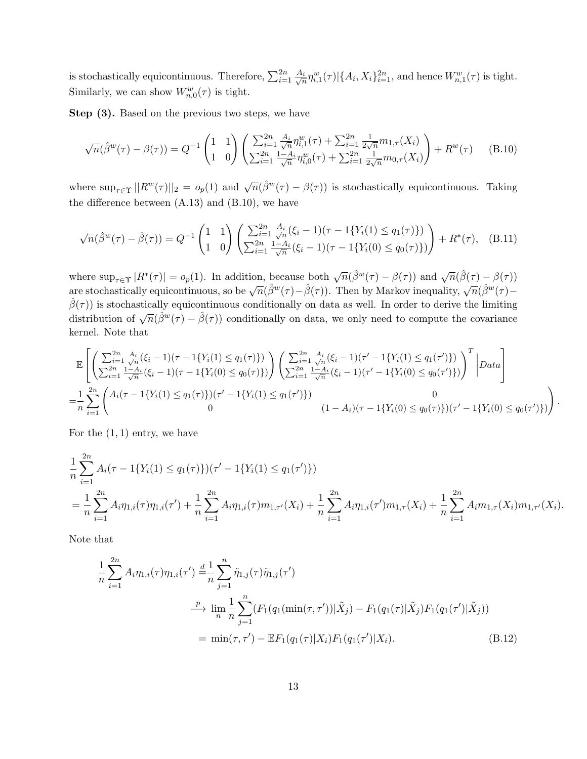is stochastically equicontinuous. Therefore, $\sum_{i=1}^{2n} \frac{A_i}{\sqrt{n}}\eta_{i,1}^w(\tau)|\{A_i, X_i\}_{i=1}^{2n}$, and hence $W_{n,1}^w(\tau)$ is tight. Similarly, we can show $W_{n,0}^w(\tau)$ is tight.

**Step (3).** Based on the previous two steps, we have

$$\sqrt{n}(\hat{\beta}^w(\tau) - \beta(\tau)) = Q^{-1}\begin{pmatrix}1 & 1\\ 1 & 0\end{pmatrix}\begin{pmatrix}\sum_{i=1}^{2n}\frac{A_i}{\sqrt{n}}\eta_{i,1}^w(\tau) + \sum_{i=1}^{2n}\frac{1}{2\sqrt{n}}m_{1,\tau}(X_i)\\ \sum_{i=1}^{2n}\frac{1-A_i}{\sqrt{n}}\eta_{i,0}^w(\tau) + \sum_{i=1}^{2n}\frac{1}{2\sqrt{n}}m_{0,\tau}(X_i)\end{pmatrix} + R^w(\tau) \tag{B.10}$$

where $\sup_{\tau\in\Upsilon}||R^w(\tau)||_2 = o_p(1)$ and $\sqrt{n}(\hat{\beta}^w(\tau) - \beta(\tau))$ is stochastically equicontinuous. Taking the difference between (A.13) and (B.10), we have

$$\sqrt{n}(\hat{\beta}^w(\tau) - \hat{\beta}(\tau)) = Q^{-1}\begin{pmatrix}1 & 1\\ 1 & 0\end{pmatrix}\begin{pmatrix}\sum_{i=1}^{2n}\frac{A_i}{\sqrt{n}}(\xi_i - 1)(\tau - 1\{Y_i(1)\leq q_1(\tau)\})\\ \sum_{i=1}^{2n}\frac{1-A_i}{\sqrt{n}}(\xi_i - 1)(\tau - 1\{Y_i(0)\leq q_0(\tau)\})\end{pmatrix} + R^*(\tau), \tag{B.11}$$

where $\sup_{\tau\in\Upsilon}|R^*(\tau)| = o_p(1)$. In addition, because both $\sqrt{n}(\hat{\beta}^w(\tau) - \beta(\tau))$ and $\sqrt{n}(\hat{\beta}(\tau) - \beta(\tau))$ are stochastically equicontinuous, so be $\sqrt{n}(\hat{\beta}^w(\tau) - \hat{\beta}(\tau))$. Then by Markov inequality, $\sqrt{n}(\hat{\beta}^w(\tau) - \hat{\beta}(\tau))$ is stochastically equicontinuous conditionally on data as well. In order to derive the limiting distribution of $\sqrt{n}(\hat{\beta}^w(\tau) - \hat{\beta}(\tau))$ conditionally on data, we only need to compute the covariance kernel. Note that

$$\begin{aligned}
&\mathbb{E}\left[\begin{pmatrix}\sum_{i=1}^{2n}\frac{A_i}{\sqrt{n}}(\xi_i - 1)(\tau - 1\{Y_i(1)\leq q_1(\tau)\})\\ \sum_{i=1}^{2n}\frac{1-A_i}{\sqrt{n}}(\xi_i - 1)(\tau - 1\{Y_i(0)\leq q_0(\tau)\})\end{pmatrix}\begin{pmatrix}\sum_{i=1}^{2n}\frac{A_i}{\sqrt{n}}(\xi_i - 1)(\tau' - 1\{Y_i(1)\leq q_1(\tau')\})\\ \sum_{i=1}^{2n}\frac{1-A_i}{\sqrt{n}}(\xi_i - 1)(\tau' - 1\{Y_i(0)\leq q_0(\tau')\})\end{pmatrix}^T\Big|Data\right]\\
=&\frac{1}{n}\sum_{i=1}^{2n}\begin{pmatrix}A_i(\tau - 1\{Y_i(1)\leq q_1(\tau)\})(\tau' - 1\{Y_i(1)\leq q_1(\tau')\}) & 0\\ 0 & (1-A_i)(\tau - 1\{Y_i(0)\leq q_0(\tau)\})(\tau' - 1\{Y_i(0)\leq q_0(\tau')\})\end{pmatrix}.
\end{aligned}$$

For the $(1,1)$ entry, we have

$$\begin{aligned}
&\frac{1}{n}\sum_{i=1}^{2n}A_i(\tau - 1\{Y_i(1)\leq q_1(\tau)\})(\tau' - 1\{Y_i(1)\leq q_1(\tau')\})\\
=&\frac{1}{n}\sum_{i=1}^{2n}A_i\eta_{1,i}(\tau)\eta_{1,i}(\tau') + \frac{1}{n}\sum_{i=1}^{2n}A_i\eta_{1,i}(\tau)m_{1,\tau'}(X_i) + \frac{1}{n}\sum_{i=1}^{2n}A_i\eta_{1,i}(\tau')m_{1,\tau}(X_i) + \frac{1}{n}\sum_{i=1}^{2n}A_im_{1,\tau}(X_i)m_{1,\tau'}(X_i).
\end{aligned}$$

Note that

$$\begin{aligned}
\frac{1}{n}\sum_{i=1}^{2n}A_i\eta_{1,i}(\tau)\eta_{1,i}(\tau') &\stackrel{d}{=}\frac{1}{n}\sum_{j=1}^{n}\tilde{\eta}_{1,j}(\tau)\tilde{\eta}_{1,j}(\tau')\\
&\stackrel{p}{\longrightarrow}\lim_n\frac{1}{n}\sum_{j=1}^{n}(F_1(q_1(\min(\tau,\tau'))|\tilde{X}_j) - F_1(q_1(\tau)|\tilde{X}_j)F_1(q_1(\tau')|\tilde{X}_j))\\
&= \min(\tau,\tau') - \mathbb{E}F_1(q_1(\tau)|X_i)F_1(q_1(\tau')|X_i).
\end{aligned} \tag{B.12}$$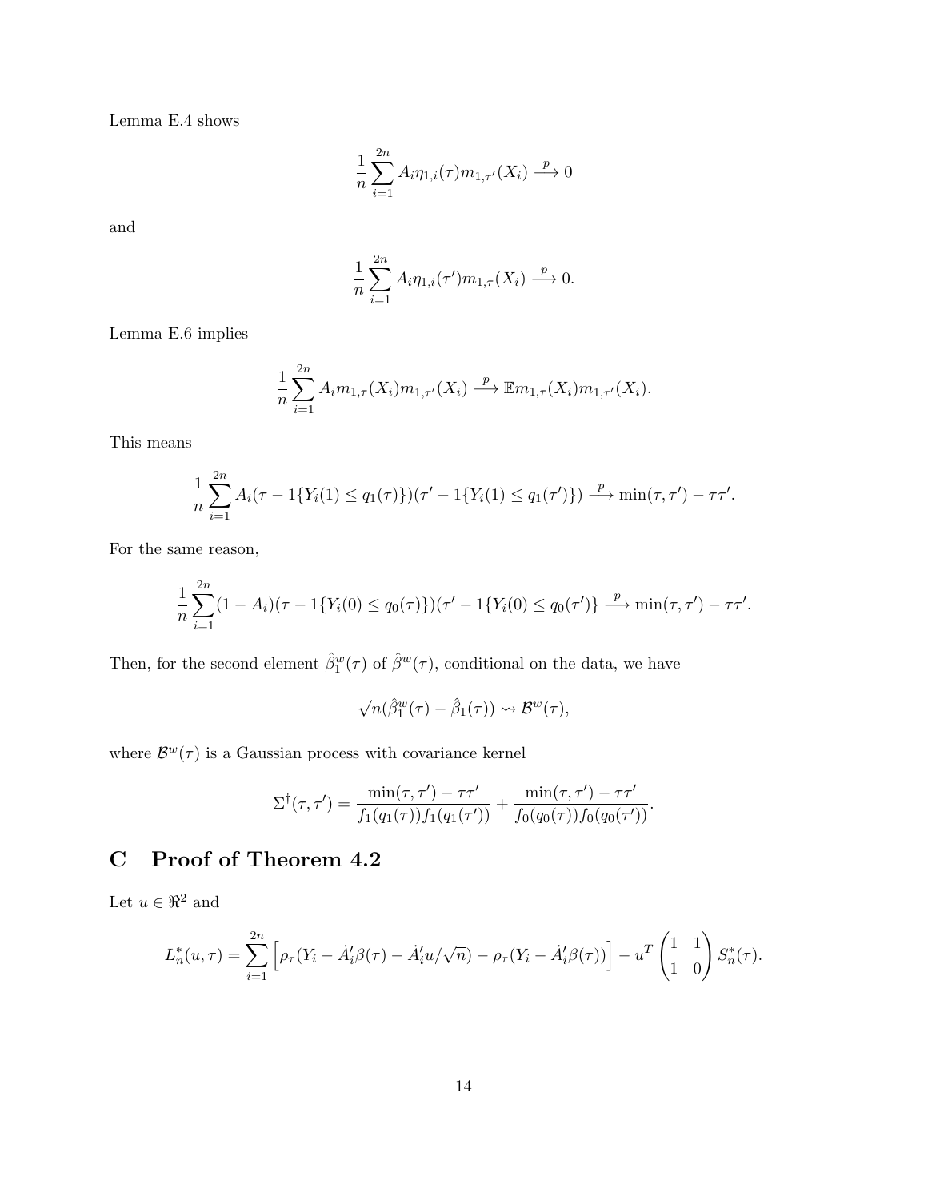Lemma E.4 shows

$$\frac{1}{n}\sum_{i=1}^{2n} A_i \eta_{1,i}(\tau) m_{1,\tau'}(X_i) \xrightarrow{p} 0$$

and

$$\frac{1}{n}\sum_{i=1}^{2n} A_i \eta_{1,i}(\tau') m_{1,\tau}(X_i) \xrightarrow{p} 0.$$

Lemma E.6 implies

$$\frac{1}{n}\sum_{i=1}^{2n} A_i m_{1,\tau}(X_i) m_{1,\tau'}(X_i) \xrightarrow{p} \mathbb{E} m_{1,\tau}(X_i) m_{1,\tau'}(X_i).$$

This means

$$\frac{1}{n}\sum_{i=1}^{2n} A_i (\tau - 1\{Y_i(1) \le q_1(\tau)\})(\tau' - 1\{Y_i(1) \le q_1(\tau')\}) \xrightarrow{p} \min(\tau, \tau') - \tau\tau'.$$

For the same reason,

$$\frac{1}{n}\sum_{i=1}^{2n} (1 - A_i)(\tau - 1\{Y_i(0) \le q_0(\tau)\})(\tau' - 1\{Y_i(0) \le q_0(\tau')\} \xrightarrow{p} \min(\tau, \tau') - \tau\tau'.$$

Then, for the second element $\hat{\beta}^w_1(\tau)$ of $\hat{\beta}^w(\tau)$, conditional on the data, we have

$$\sqrt{n}(\hat{\beta}^w_1(\tau) - \hat{\beta}_1(\tau)) \rightsquigarrow \mathcal{B}^w(\tau),$$

where $\mathcal{B}^w(\tau)$ is a Gaussian process with covariance kernel

$$\Sigma^\dagger(\tau, \tau') = \frac{\min(\tau, \tau') - \tau\tau'}{f_1(q_1(\tau)) f_1(q_1(\tau'))} + \frac{\min(\tau, \tau') - \tau\tau'}{f_0(q_0(\tau)) f_0(q_0(\tau'))}.$$

# C Proof of Theorem 4.2

Let $u \in \Re^2$ and

$$L^*_n(u, \tau) = \sum_{i=1}^{2n} \left[ \rho_\tau(Y_i - \dot{A}_i'\beta(\tau) - \dot{A}_i' u/\sqrt{n}) - \rho_\tau(Y_i - \dot{A}_i'\beta(\tau)) \right] - u^T \begin{pmatrix} 1 & 1 \\ 1 & 0 \end{pmatrix} S^*_n(\tau).$$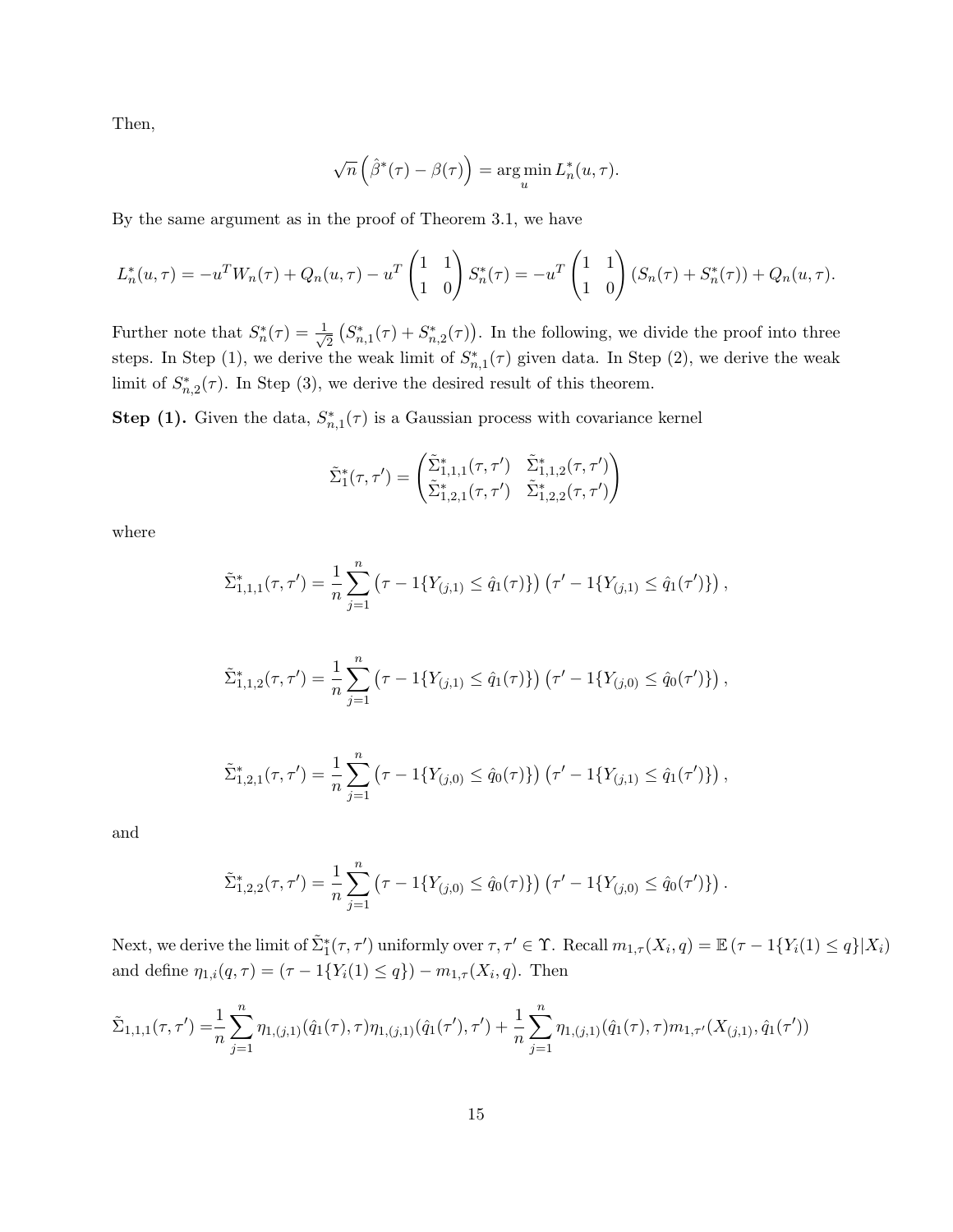Then,

$$\sqrt{n}\left(\hat{\beta}^*(\tau) - \beta(\tau)\right) = \arg\min_u L_n^*(u, \tau).$$

By the same argument as in the proof of Theorem 3.1, we have

$$L_n^*(u,\tau) = -u^T W_n(\tau) + Q_n(u,\tau) - u^T \begin{pmatrix} 1 & 1 \\ 1 & 0 \end{pmatrix} S_n^*(\tau) = -u^T \begin{pmatrix} 1 & 1 \\ 1 & 0 \end{pmatrix} (S_n(\tau) + S_n^*(\tau)) + Q_n(u,\tau).$$

Further note that $S_n^*(\tau) = \frac{1}{\sqrt{2}}\left(S_{n,1}^*(\tau) + S_{n,2}^*(\tau)\right)$. In the following, we divide the proof into three steps. In Step (1), we derive the weak limit of $S_{n,1}^*(\tau)$ given data. In Step (2), we derive the weak limit of $S_{n,2}^*(\tau)$. In Step (3), we derive the desired result of this theorem.

**Step (1).** Given the data, $S_{n,1}^*(\tau)$ is a Gaussian process with covariance kernel

$$\tilde{\Sigma}_1^*(\tau,\tau') = \begin{pmatrix} \tilde{\Sigma}_{1,1,1}^*(\tau,\tau') & \tilde{\Sigma}_{1,1,2}^*(\tau,\tau') \\ \tilde{\Sigma}_{1,2,1}^*(\tau,\tau') & \tilde{\Sigma}_{1,2,2}^*(\tau,\tau') \end{pmatrix}$$

where

$$\tilde{\Sigma}_{1,1,1}^*(\tau,\tau') = \frac{1}{n}\sum_{j=1}^n \left(\tau - 1\{Y_{(j,1)} \leq \hat{q}_1(\tau)\}\right)\left(\tau' - 1\{Y_{(j,1)} \leq \hat{q}_1(\tau')\}\right),$$

$$\tilde{\Sigma}_{1,1,2}^*(\tau,\tau') = \frac{1}{n}\sum_{j=1}^n \left(\tau - 1\{Y_{(j,1)} \leq \hat{q}_1(\tau)\}\right)\left(\tau' - 1\{Y_{(j,0)} \leq \hat{q}_0(\tau')\}\right),$$

$$\tilde{\Sigma}_{1,2,1}^*(\tau,\tau') = \frac{1}{n}\sum_{j=1}^n \left(\tau - 1\{Y_{(j,0)} \leq \hat{q}_0(\tau)\}\right)\left(\tau' - 1\{Y_{(j,1)} \leq \hat{q}_1(\tau')\}\right),$$

and

$$\tilde{\Sigma}_{1,2,2}^*(\tau,\tau') = \frac{1}{n}\sum_{j=1}^n \left(\tau - 1\{Y_{(j,0)} \leq \hat{q}_0(\tau)\}\right)\left(\tau' - 1\{Y_{(j,0)} \leq \hat{q}_0(\tau')\}\right).$$

Next, we derive the limit of $\tilde{\Sigma}_1^*(\tau,\tau')$ uniformly over $\tau,\tau' \in \Upsilon$. Recall $m_{1,\tau}(X_i,q) = \mathbb{E}\left(\tau - 1\{Y_i(1) \leq q\}|X_i\right)$ and define $\eta_{1,i}(q,\tau) = (\tau - 1\{Y_i(1) \leq q\}) - m_{1,\tau}(X_i,q)$. Then

$$\tilde{\Sigma}_{1,1,1}(\tau,\tau') = \frac{1}{n}\sum_{j=1}^n \eta_{1,(j,1)}(\hat{q}_1(\tau),\tau)\eta_{1,(j,1)}(\hat{q}_1(\tau'),\tau') + \frac{1}{n}\sum_{j=1}^n \eta_{1,(j,1)}(\hat{q}_1(\tau),\tau)m_{1,\tau'}(X_{(j,1)},\hat{q}_1(\tau'))$$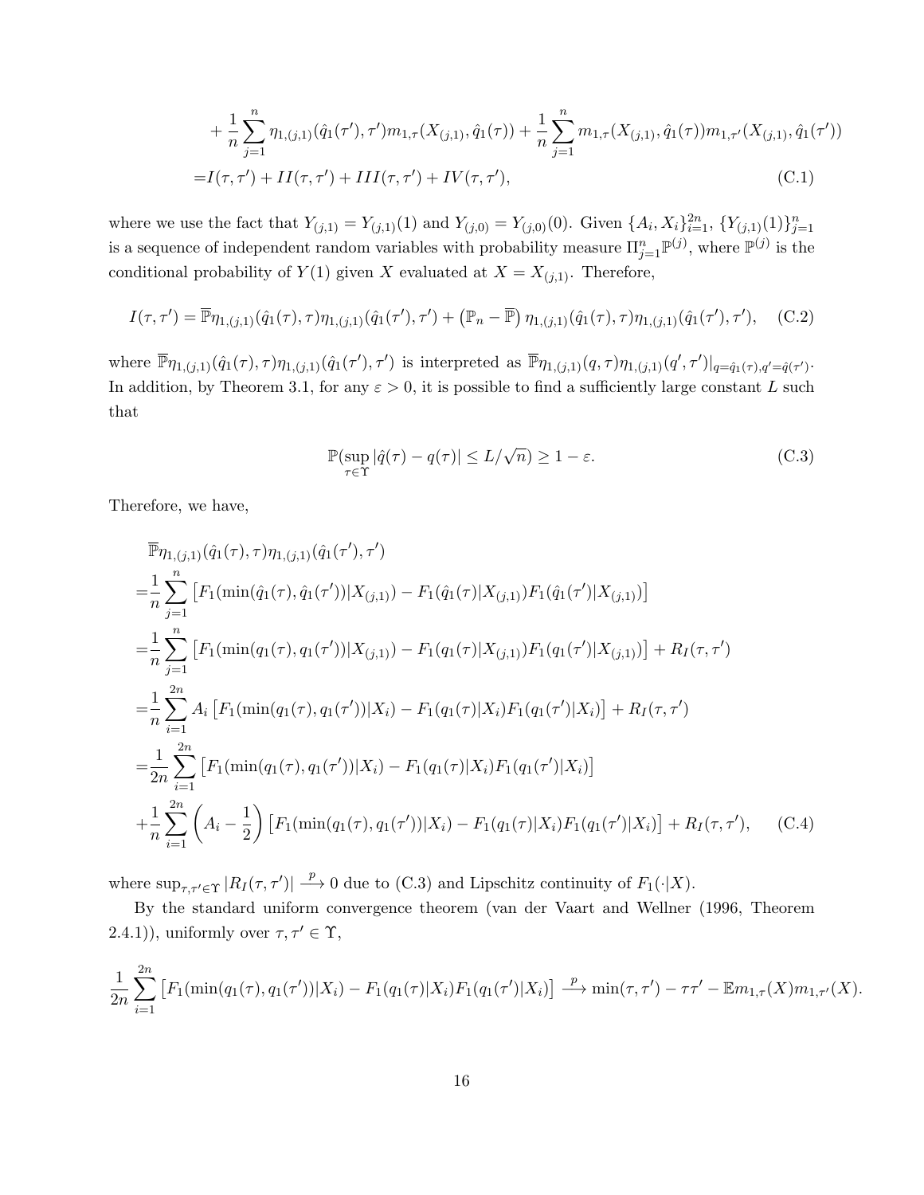$$
+\frac{1}{n}\sum_{j=1}^{n}\eta_{1,(j,1)}(\hat{q}_1(\tau'),\tau')m_{1,\tau}(X_{(j,1)},\hat{q}_1(\tau))+\frac{1}{n}\sum_{j=1}^{n}m_{1,\tau}(X_{(j,1)},\hat{q}_1(\tau))m_{1,\tau'}(X_{(j,1)},\hat{q}_1(\tau'))
$$

$$
=I(\tau,\tau')+II(\tau,\tau')+III(\tau,\tau')+IV(\tau,\tau'), \tag{C.1}
$$

where we use the fact that $Y_{(j,1)}=Y_{(j,1)}(1)$ and $Y_{(j,0)}=Y_{(j,0)}(0)$. Given $\{A_i,X_i\}_{i=1}^{2n}$, $\{Y_{(j,1)}(1)\}_{j=1}^{n}$ is a sequence of independent random variables with probability measure $\Pi_{j=1}^{n}\mathbb{P}^{(j)}$, where $\mathbb{P}^{(j)}$ is the conditional probability of $Y(1)$ given $X$ evaluated at $X=X_{(j,1)}$. Therefore,

$$
I(\tau,\tau')=\overline{\mathbb{P}}\eta_{1,(j,1)}(\hat{q}_1(\tau),\tau)\eta_{1,(j,1)}(\hat{q}_1(\tau'),\tau')+\left(\mathbb{P}_n-\overline{\mathbb{P}}\right)\eta_{1,(j,1)}(\hat{q}_1(\tau),\tau)\eta_{1,(j,1)}(\hat{q}_1(\tau'),\tau'), \tag{C.2}
$$

where $\overline{\mathbb{P}}\eta_{1,(j,1)}(\hat{q}_1(\tau),\tau)\eta_{1,(j,1)}(\hat{q}_1(\tau'),\tau')$ is interpreted as $\overline{\mathbb{P}}\eta_{1,(j,1)}(q,\tau)\eta_{1,(j,1)}(q',\tau')|_{q=\hat{q}_1(\tau),q'=\hat{q}(\tau')}$. In addition, by Theorem 3.1, for any $\varepsilon>0$, it is possible to find a sufficiently large constant $L$ such that

$$
\mathbb{P}(\sup_{\tau\in\Upsilon}|\hat{q}(\tau)-q(\tau)|\leq L/\sqrt{n})\geq 1-\varepsilon. \tag{C.3}
$$

Therefore, we have,

$$
\begin{aligned}
&\overline{\mathbb{P}}\eta_{1,(j,1)}(\hat{q}_1(\tau),\tau)\eta_{1,(j,1)}(\hat{q}_1(\tau'),\tau')\\
=&\frac{1}{n}\sum_{j=1}^{n}\left[F_1(\min(\hat{q}_1(\tau),\hat{q}_1(\tau'))|X_{(j,1)})-F_1(\hat{q}_1(\tau)|X_{(j,1)})F_1(\hat{q}_1(\tau')|X_{(j,1)})\right]\\
=&\frac{1}{n}\sum_{j=1}^{n}\left[F_1(\min(q_1(\tau),q_1(\tau'))|X_{(j,1)})-F_1(q_1(\tau)|X_{(j,1)})F_1(q_1(\tau')|X_{(j,1)})\right]+R_I(\tau,\tau')\\
=&\frac{1}{n}\sum_{i=1}^{2n}A_i\left[F_1(\min(q_1(\tau),q_1(\tau'))|X_i)-F_1(q_1(\tau)|X_i)F_1(q_1(\tau')|X_i)\right]+R_I(\tau,\tau')\\
=&\frac{1}{2n}\sum_{i=1}^{2n}\left[F_1(\min(q_1(\tau),q_1(\tau'))|X_i)-F_1(q_1(\tau)|X_i)F_1(q_1(\tau')|X_i)\right]\\
+&\frac{1}{n}\sum_{i=1}^{2n}\left(A_i-\frac{1}{2}\right)\left[F_1(\min(q_1(\tau),q_1(\tau'))|X_i)-F_1(q_1(\tau)|X_i)F_1(q_1(\tau')|X_i)\right]+R_I(\tau,\tau'),
\end{aligned} \tag{C.4}
$$

where $\sup_{\tau,\tau'\in\Upsilon}|R_I(\tau,\tau')|\xrightarrow{p}0$ due to (C.3) and Lipschitz continuity of $F_1(\cdot|X)$.

By the standard uniform convergence theorem (van der Vaart and Wellner (1996, Theorem 2.4.1)), uniformly over $\tau,\tau'\in\Upsilon$,

$$
\frac{1}{2n}\sum_{i=1}^{2n}\left[F_1(\min(q_1(\tau),q_1(\tau'))|X_i)-F_1(q_1(\tau)|X_i)F_1(q_1(\tau')|X_i)\right]\xrightarrow{p}\min(\tau,\tau')-\tau\tau'-\mathbb{E}m_{1,\tau}(X)m_{1,\tau'}(X).
$$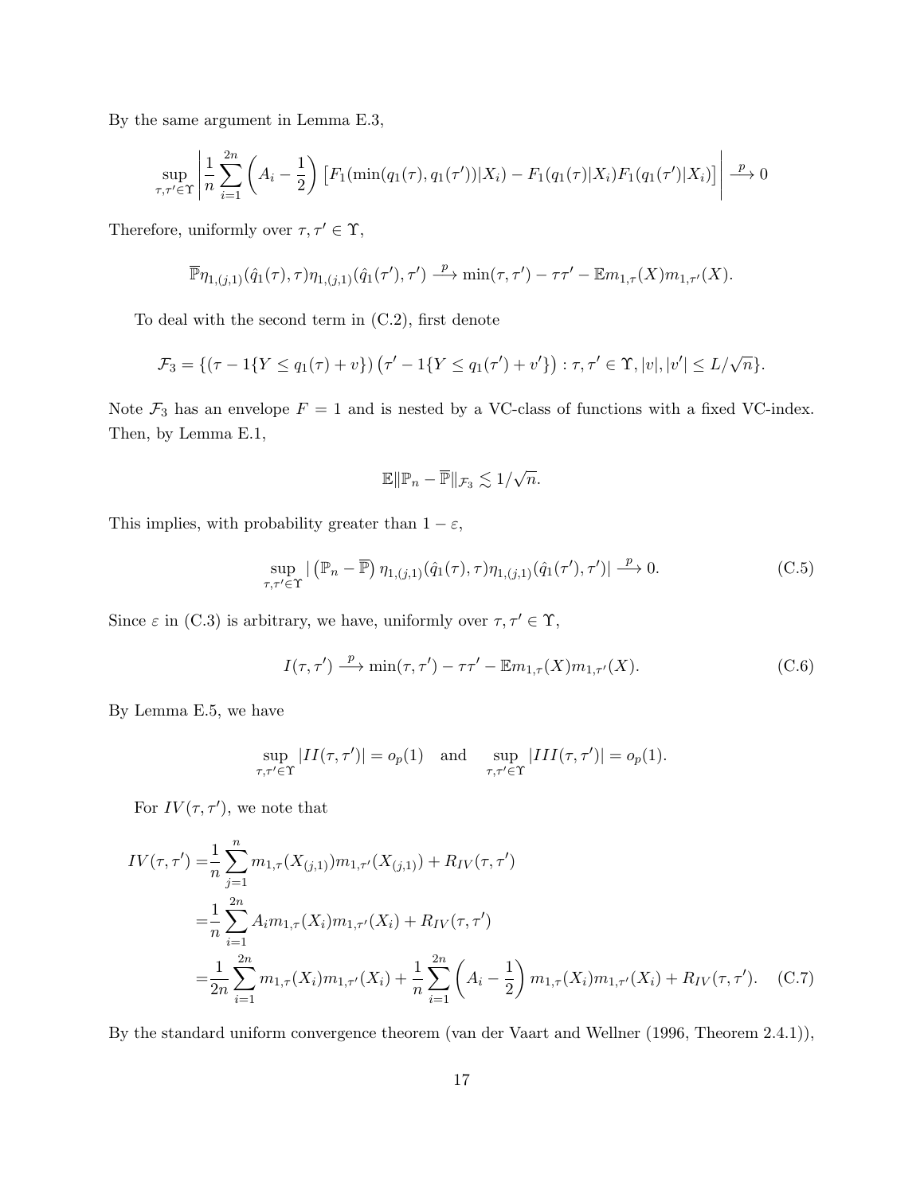By the same argument in Lemma E.3,

$$\sup_{\tau,\tau'\in\Upsilon}\left|\frac{1}{n}\sum_{i=1}^{2n}\left(A_i-\frac{1}{2}\right)\left[F_1(\min(q_1(\tau),q_1(\tau'))|X_i)-F_1(q_1(\tau)|X_i)F_1(q_1(\tau')|X_i)\right]\right|\xrightarrow{p}0$$

Therefore, uniformly over $\tau,\tau'\in\Upsilon$,

$$\overline{\mathbb{P}}\eta_{1,(j,1)}(\hat{q}_1(\tau),\tau)\eta_{1,(j,1)}(\hat{q}_1(\tau'),\tau')\xrightarrow{p}\min(\tau,\tau')-\tau\tau'-\mathbb{E}m_{1,\tau}(X)m_{1,\tau'}(X).$$

To deal with the second term in (C.2), first denote

$$\mathcal{F}_3=\{(\tau-1\{Y\leq q_1(\tau)+v\})\left(\tau'-1\{Y\leq q_1(\tau')+v'\}\right):\tau,\tau'\in\Upsilon,|v|,|v'|\leq L/\sqrt{n}\}.$$

Note $\mathcal{F}_3$ has an envelope $F=1$ and is nested by a VC-class of functions with a fixed VC-index. Then, by Lemma E.1,

$$\mathbb{E}\|\mathbb{P}_n-\overline{\mathbb{P}}\|_{\mathcal{F}_3}\lesssim 1/\sqrt{n}.$$

This implies, with probability greater than $1-\varepsilon$,

$$\sup_{\tau,\tau'\in\Upsilon}|\left(\mathbb{P}_n-\overline{\mathbb{P}}\right)\eta_{1,(j,1)}(\hat{q}_1(\tau),\tau)\eta_{1,(j,1)}(\hat{q}_1(\tau'),\tau')|\xrightarrow{p}0.\tag{C.5}$$

Since $\varepsilon$ in (C.3) is arbitrary, we have, uniformly over $\tau,\tau'\in\Upsilon$,

$$I(\tau,\tau')\xrightarrow{p}\min(\tau,\tau')-\tau\tau'-\mathbb{E}m_{1,\tau}(X)m_{1,\tau'}(X).\tag{C.6}$$

By Lemma E.5, we have

$$\sup_{\tau,\tau'\in\Upsilon}|II(\tau,\tau')|=o_p(1)\quad\text{and}\quad\sup_{\tau,\tau'\in\Upsilon}|III(\tau,\tau')|=o_p(1).$$

For $IV(\tau,\tau')$, we note that

$$\begin{aligned}IV(\tau,\tau')=&\frac{1}{n}\sum_{j=1}^{n}m_{1,\tau}(X_{(j,1)})m_{1,\tau'}(X_{(j,1)})+R_{IV}(\tau,\tau')\\=&\frac{1}{n}\sum_{i=1}^{2n}A_i m_{1,\tau}(X_i)m_{1,\tau'}(X_i)+R_{IV}(\tau,\tau')\\=&\frac{1}{2n}\sum_{i=1}^{2n}m_{1,\tau}(X_i)m_{1,\tau'}(X_i)+\frac{1}{n}\sum_{i=1}^{2n}\left(A_i-\frac{1}{2}\right)m_{1,\tau}(X_i)m_{1,\tau'}(X_i)+R_{IV}(\tau,\tau').\end{aligned}\tag{C.7}$$

By the standard uniform convergence theorem (van der Vaart and Wellner (1996, Theorem 2.4.1)),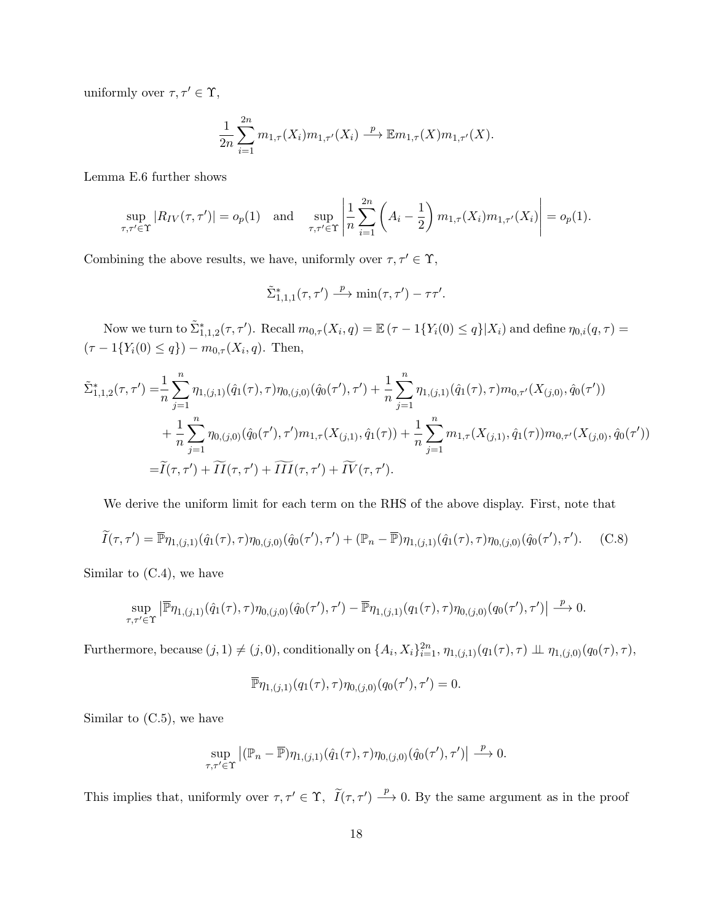uniformly over $\tau, \tau' \in \Upsilon$,

$$\frac{1}{2n}\sum_{i=1}^{2n} m_{1,\tau}(X_i)m_{1,\tau'}(X_i) \xrightarrow{p} \mathbb{E}m_{1,\tau}(X)m_{1,\tau'}(X).$$

Lemma E.6 further shows

$$\sup_{\tau,\tau'\in\Upsilon}|R_{IV}(\tau,\tau')| = o_p(1) \quad \text{and} \quad \sup_{\tau,\tau'\in\Upsilon}\left|\frac{1}{n}\sum_{i=1}^{2n}\left(A_i - \frac{1}{2}\right)m_{1,\tau}(X_i)m_{1,\tau'}(X_i)\right| = o_p(1).$$

Combining the above results, we have, uniformly over $\tau, \tau' \in \Upsilon$,

$$\tilde{\Sigma}^*_{1,1,1}(\tau,\tau') \xrightarrow{p} \min(\tau,\tau') - \tau\tau'.$$

Now we turn to $\tilde{\Sigma}^*_{1,1,2}(\tau,\tau')$. Recall $m_{0,\tau}(X_i,q) = \mathbb{E}\left(\tau - 1\{Y_i(0) \le q\}|X_i\right)$ and define $\eta_{0,i}(q,\tau) = (\tau - 1\{Y_i(0) \le q\}) - m_{0,\tau}(X_i,q)$. Then,

$$\begin{aligned}
\tilde{\Sigma}^*_{1,1,2}(\tau,\tau') =& \frac{1}{n}\sum_{j=1}^{n}\eta_{1,(j,1)}(\hat{q}_1(\tau),\tau)\eta_{0,(j,0)}(\hat{q}_0(\tau'),\tau') + \frac{1}{n}\sum_{j=1}^{n}\eta_{1,(j,1)}(\hat{q}_1(\tau),\tau)m_{0,\tau'}(X_{(j,0)},\hat{q}_0(\tau')) \\
&+ \frac{1}{n}\sum_{j=1}^{n}\eta_{0,(j,0)}(\hat{q}_0(\tau'),\tau')m_{1,\tau}(X_{(j,1)},\hat{q}_1(\tau)) + \frac{1}{n}\sum_{j=1}^{n}m_{1,\tau}(X_{(j,1)},\hat{q}_1(\tau))m_{0,\tau'}(X_{(j,0)},\hat{q}_0(\tau')) \\
=& \widetilde{I}(\tau,\tau') + \widetilde{II}(\tau,\tau') + \widetilde{III}(\tau,\tau') + \widetilde{IV}(\tau,\tau').
\end{aligned}$$

We derive the uniform limit for each term on the RHS of the above display. First, note that

$$\widetilde{I}(\tau,\tau') = \overline{\mathbb{P}}\eta_{1,(j,1)}(\hat{q}_1(\tau),\tau)\eta_{0,(j,0)}(\hat{q}_0(\tau'),\tau') + (\mathbb{P}_n - \overline{\mathbb{P}})\eta_{1,(j,1)}(\hat{q}_1(\tau),\tau)\eta_{0,(j,0)}(\hat{q}_0(\tau'),\tau'). \quad \text{(C.8)}$$

Similar to (C.4), we have

$$\sup_{\tau,\tau'\in\Upsilon}\left|\overline{\mathbb{P}}\eta_{1,(j,1)}(\hat{q}_1(\tau),\tau)\eta_{0,(j,0)}(\hat{q}_0(\tau'),\tau') - \overline{\mathbb{P}}\eta_{1,(j,1)}(q_1(\tau),\tau)\eta_{0,(j,0)}(q_0(\tau'),\tau')\right| \xrightarrow{p} 0.$$

Furthermore, because $(j,1) \neq (j,0)$, conditionally on $\{A_i, X_i\}_{i=1}^{2n}$, $\eta_{1,(j,1)}(q_1(\tau),\tau) \perp\!\!\!\perp \eta_{1,(j,0)}(q_0(\tau),\tau)$,

$$\overline{\mathbb{P}}\eta_{1,(j,1)}(q_1(\tau),\tau)\eta_{0,(j,0)}(q_0(\tau'),\tau') = 0.$$

Similar to (C.5), we have

$$\sup_{\tau,\tau'\in\Upsilon}\left|(\mathbb{P}_n - \overline{\mathbb{P}})\eta_{1,(j,1)}(\hat{q}_1(\tau),\tau)\eta_{0,(j,0)}(\hat{q}_0(\tau'),\tau')\right| \xrightarrow{p} 0.$$

This implies that, uniformly over $\tau, \tau' \in \Upsilon$, $\widetilde{I}(\tau,\tau') \xrightarrow{p} 0$. By the same argument as in the proof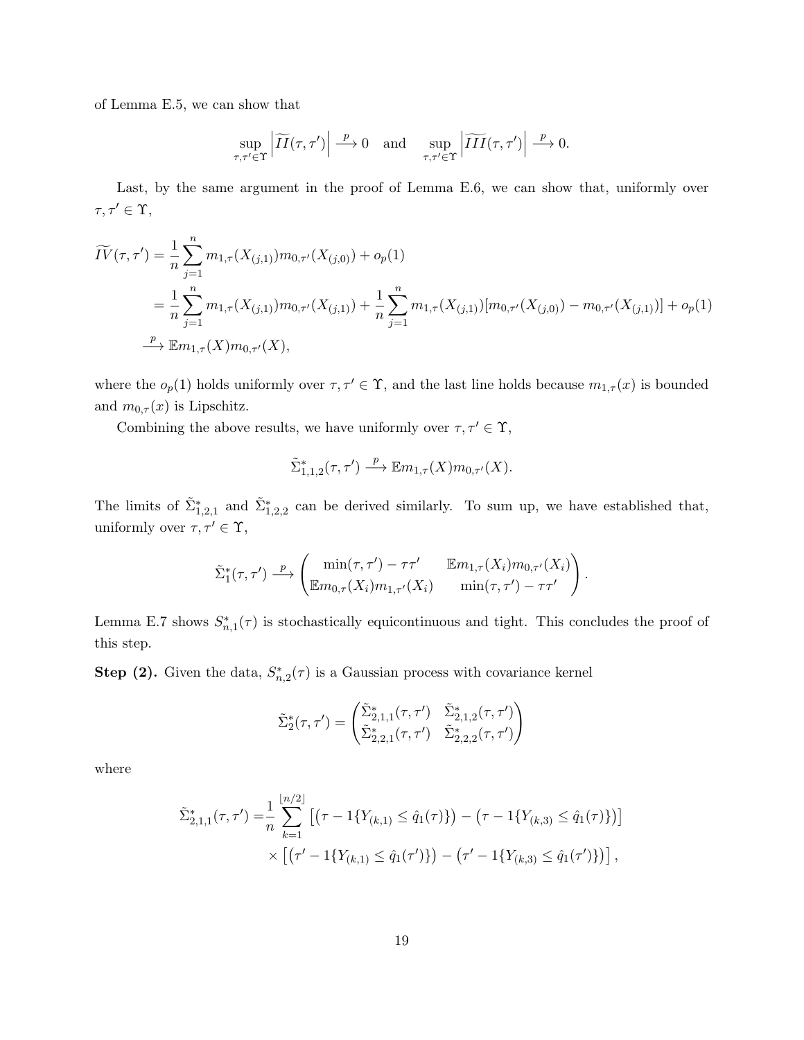of Lemma E.5, we can show that

$$\sup_{\tau,\tau'\in\Upsilon}\left|\widetilde{II}(\tau,\tau')\right| \xrightarrow{p} 0 \quad \text{and} \quad \sup_{\tau,\tau'\in\Upsilon}\left|\widetilde{III}(\tau,\tau')\right| \xrightarrow{p} 0.$$

Last, by the same argument in the proof of Lemma E.6, we can show that, uniformly over $\tau, \tau' \in \Upsilon$,

$$\begin{aligned}
\widetilde{IV}(\tau,\tau') &= \frac{1}{n}\sum_{j=1}^{n} m_{1,\tau}(X_{(j,1)})m_{0,\tau'}(X_{(j,0)}) + o_p(1) \\
&= \frac{1}{n}\sum_{j=1}^{n} m_{1,\tau}(X_{(j,1)})m_{0,\tau'}(X_{(j,1)}) + \frac{1}{n}\sum_{j=1}^{n} m_{1,\tau}(X_{(j,1)})[m_{0,\tau'}(X_{(j,0)}) - m_{0,\tau'}(X_{(j,1)})] + o_p(1) \\
&\xrightarrow{p} \mathbb{E}m_{1,\tau}(X)m_{0,\tau'}(X),
\end{aligned}$$

where the $o_p(1)$ holds uniformly over $\tau, \tau' \in \Upsilon$, and the last line holds because $m_{1,\tau}(x)$ is bounded and $m_{0,\tau}(x)$ is Lipschitz.

Combining the above results, we have uniformly over $\tau, \tau' \in \Upsilon$,

$$\tilde{\Sigma}^*_{1,1,2}(\tau,\tau') \xrightarrow{p} \mathbb{E}m_{1,\tau}(X)m_{0,\tau'}(X).$$

The limits of $\tilde{\Sigma}^*_{1,2,1}$ and $\tilde{\Sigma}^*_{1,2,2}$ can be derived similarly. To sum up, we have established that, uniformly over $\tau, \tau' \in \Upsilon$,

$$\tilde{\Sigma}^*_1(\tau,\tau') \xrightarrow{p} \begin{pmatrix} \min(\tau,\tau') - \tau\tau' & \mathbb{E}m_{1,\tau}(X_i)m_{0,\tau'}(X_i) \\ \mathbb{E}m_{0,\tau}(X_i)m_{1,\tau'}(X_i) & \min(\tau,\tau') - \tau\tau' \end{pmatrix}.$$

Lemma E.7 shows $S^*_{n,1}(\tau)$ is stochastically equicontinuous and tight. This concludes the proof of this step.

**Step (2).** Given the data, $S^*_{n,2}(\tau)$ is a Gaussian process with covariance kernel

$$\tilde{\Sigma}^*_2(\tau,\tau') = \begin{pmatrix} \tilde{\Sigma}^*_{2,1,1}(\tau,\tau') & \tilde{\Sigma}^*_{2,1,2}(\tau,\tau') \\ \tilde{\Sigma}^*_{2,2,1}(\tau,\tau') & \tilde{\Sigma}^*_{2,2,2}(\tau,\tau') \end{pmatrix}$$

where

$$\begin{aligned}
\tilde{\Sigma}^*_{2,1,1}(\tau,\tau') =& \frac{1}{n}\sum_{k=1}^{\lfloor n/2 \rfloor}\left[\left(\tau - 1\{Y_{(k,1)} \leq \hat{q}_1(\tau)\}\right) - \left(\tau - 1\{Y_{(k,3)} \leq \hat{q}_1(\tau)\}\right)\right] \\
&\times \left[\left(\tau' - 1\{Y_{(k,1)} \leq \hat{q}_1(\tau')\}\right) - \left(\tau' - 1\{Y_{(k,3)} \leq \hat{q}_1(\tau')\}\right)\right],
\end{aligned}$$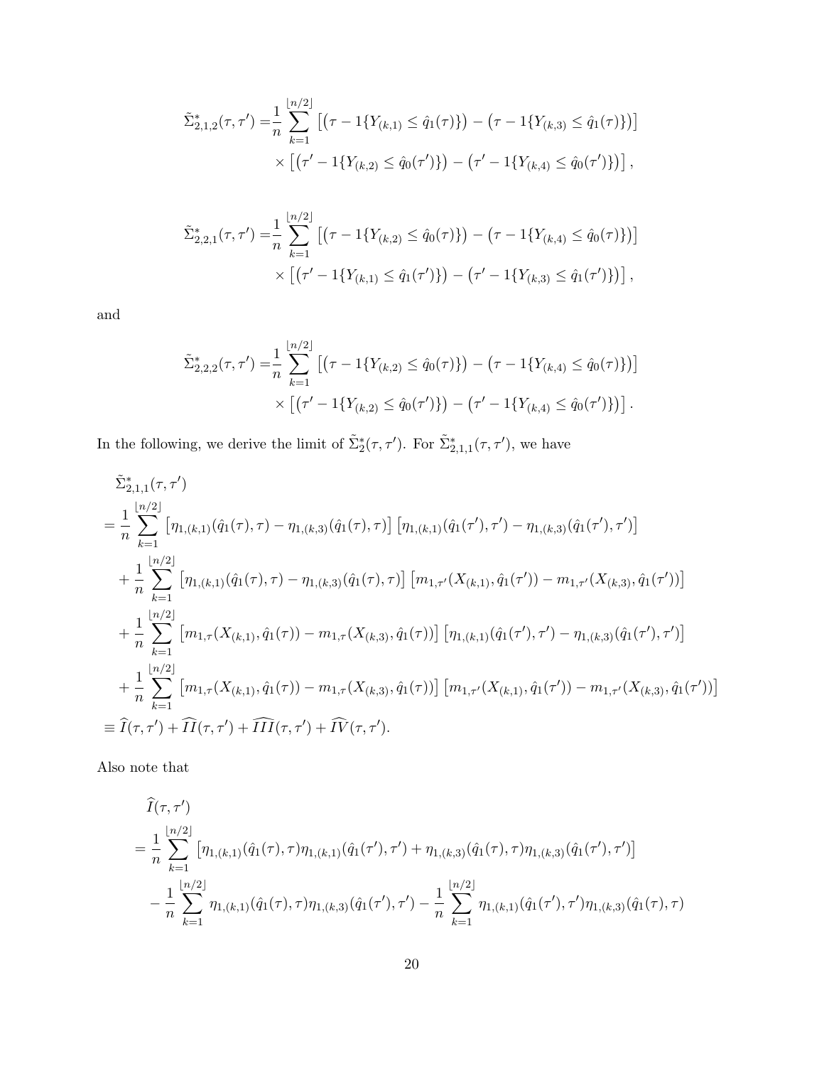$$
\begin{aligned}
\tilde{\Sigma}^*_{2,1,2}(\tau,\tau') =& \frac{1}{n}\sum_{k=1}^{\lfloor n/2 \rfloor} \left[ \left(\tau - 1\{Y_{(k,1)} \le \hat{q}_1(\tau)\}\right) - \left(\tau - 1\{Y_{(k,3)} \le \hat{q}_1(\tau)\}\right) \right] \\
& \times \left[ \left(\tau' - 1\{Y_{(k,2)} \le \hat{q}_0(\tau')\}\right) - \left(\tau' - 1\{Y_{(k,4)} \le \hat{q}_0(\tau')\}\right) \right],
\end{aligned}
$$

$$
\begin{aligned}
\tilde{\Sigma}^*_{2,2,1}(\tau,\tau') =& \frac{1}{n}\sum_{k=1}^{\lfloor n/2 \rfloor} \left[ \left(\tau - 1\{Y_{(k,2)} \le \hat{q}_0(\tau)\}\right) - \left(\tau - 1\{Y_{(k,4)} \le \hat{q}_0(\tau)\}\right) \right] \\
& \times \left[ \left(\tau' - 1\{Y_{(k,1)} \le \hat{q}_1(\tau')\}\right) - \left(\tau' - 1\{Y_{(k,3)} \le \hat{q}_1(\tau')\}\right) \right],
\end{aligned}
$$

and

$$
\begin{aligned}
\tilde{\Sigma}^*_{2,2,2}(\tau,\tau') =& \frac{1}{n}\sum_{k=1}^{\lfloor n/2 \rfloor} \left[ \left(\tau - 1\{Y_{(k,2)} \le \hat{q}_0(\tau)\}\right) - \left(\tau - 1\{Y_{(k,4)} \le \hat{q}_0(\tau)\}\right) \right] \\
& \times \left[ \left(\tau' - 1\{Y_{(k,2)} \le \hat{q}_0(\tau')\}\right) - \left(\tau' - 1\{Y_{(k,4)} \le \hat{q}_0(\tau')\}\right) \right].
\end{aligned}
$$

In the following, we derive the limit of $\tilde{\Sigma}^*_2(\tau,\tau')$. For $\tilde{\Sigma}^*_{2,1,1}(\tau,\tau')$, we have

$$
\begin{aligned}
& \tilde{\Sigma}^*_{2,1,1}(\tau,\tau') \\
=& \frac{1}{n}\sum_{k=1}^{\lfloor n/2 \rfloor} \left[ \eta_{1,(k,1)}(\hat{q}_1(\tau),\tau) - \eta_{1,(k,3)}(\hat{q}_1(\tau),\tau) \right] \left[ \eta_{1,(k,1)}(\hat{q}_1(\tau'),\tau') - \eta_{1,(k,3)}(\hat{q}_1(\tau'),\tau') \right] \\
& + \frac{1}{n}\sum_{k=1}^{\lfloor n/2 \rfloor} \left[ \eta_{1,(k,1)}(\hat{q}_1(\tau),\tau) - \eta_{1,(k,3)}(\hat{q}_1(\tau),\tau) \right] \left[ m_{1,\tau'}(X_{(k,1)},\hat{q}_1(\tau')) - m_{1,\tau'}(X_{(k,3)},\hat{q}_1(\tau')) \right] \\
& + \frac{1}{n}\sum_{k=1}^{\lfloor n/2 \rfloor} \left[ m_{1,\tau}(X_{(k,1)},\hat{q}_1(\tau)) - m_{1,\tau}(X_{(k,3)},\hat{q}_1(\tau)) \right] \left[ \eta_{1,(k,1)}(\hat{q}_1(\tau'),\tau') - \eta_{1,(k,3)}(\hat{q}_1(\tau'),\tau') \right] \\
& + \frac{1}{n}\sum_{k=1}^{\lfloor n/2 \rfloor} \left[ m_{1,\tau}(X_{(k,1)},\hat{q}_1(\tau)) - m_{1,\tau}(X_{(k,3)},\hat{q}_1(\tau)) \right] \left[ m_{1,\tau'}(X_{(k,1)},\hat{q}_1(\tau')) - m_{1,\tau'}(X_{(k,3)},\hat{q}_1(\tau')) \right] \\
\equiv& \widehat{I}(\tau,\tau') + \widehat{II}(\tau,\tau') + \widehat{III}(\tau,\tau') + \widehat{IV}(\tau,\tau').
\end{aligned}
$$

Also note that

$$
\begin{aligned}
& \widehat{I}(\tau,\tau') \\
=& \frac{1}{n}\sum_{k=1}^{\lfloor n/2 \rfloor} \left[ \eta_{1,(k,1)}(\hat{q}_1(\tau),\tau)\eta_{1,(k,1)}(\hat{q}_1(\tau'),\tau') + \eta_{1,(k,3)}(\hat{q}_1(\tau),\tau)\eta_{1,(k,3)}(\hat{q}_1(\tau'),\tau') \right] \\
& - \frac{1}{n}\sum_{k=1}^{\lfloor n/2 \rfloor} \eta_{1,(k,1)}(\hat{q}_1(\tau),\tau)\eta_{1,(k,3)}(\hat{q}_1(\tau'),\tau') - \frac{1}{n}\sum_{k=1}^{\lfloor n/2 \rfloor} \eta_{1,(k,1)}(\hat{q}_1(\tau'),\tau')\eta_{1,(k,3)}(\hat{q}_1(\tau),\tau)
\end{aligned}
$$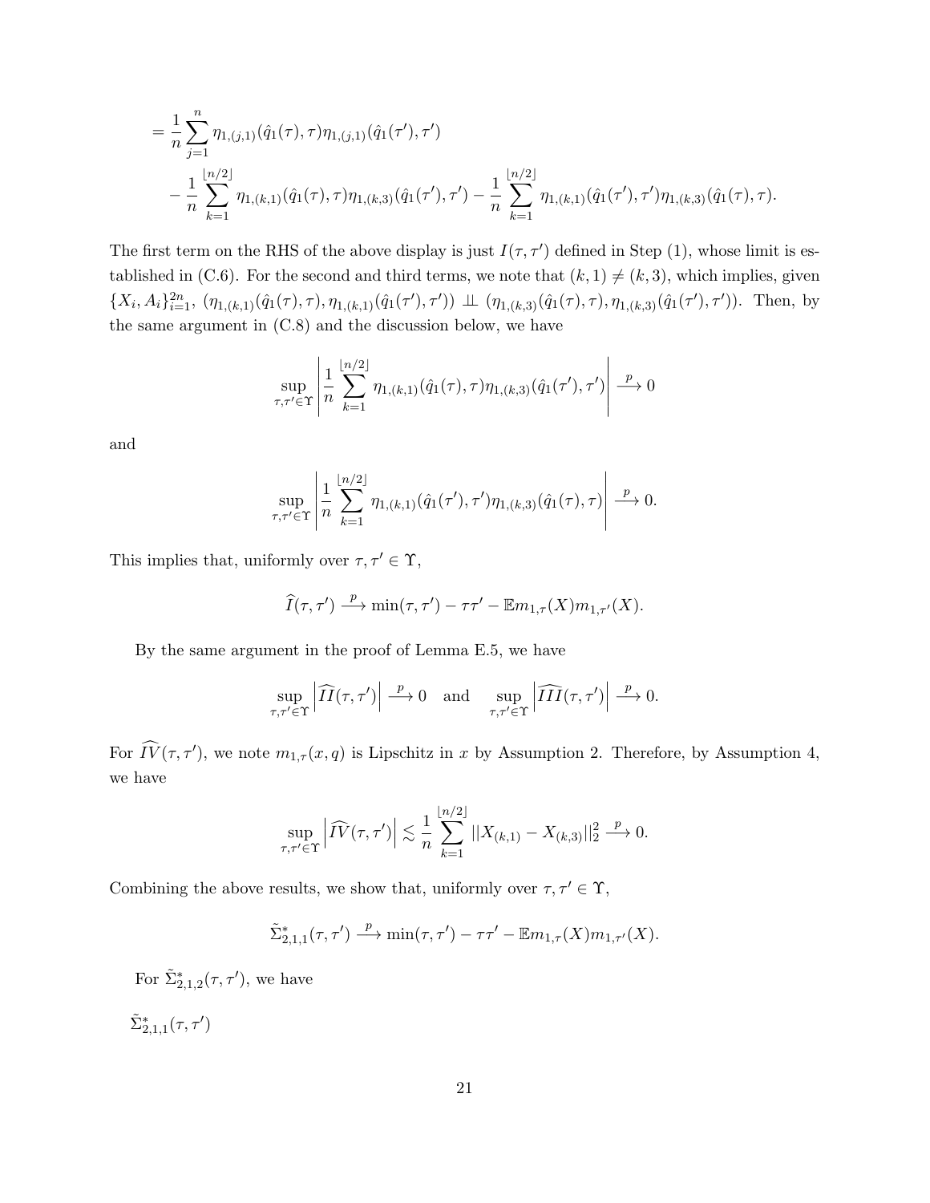$$
\begin{aligned}
&= \frac{1}{n}\sum_{j=1}^{n} \eta_{1,(j,1)}(\hat{q}_1(\tau),\tau)\eta_{1,(j,1)}(\hat{q}_1(\tau'),\tau') \\
&\quad - \frac{1}{n}\sum_{k=1}^{\lfloor n/2 \rfloor} \eta_{1,(k,1)}(\hat{q}_1(\tau),\tau)\eta_{1,(k,3)}(\hat{q}_1(\tau'),\tau') - \frac{1}{n}\sum_{k=1}^{\lfloor n/2 \rfloor} \eta_{1,(k,1)}(\hat{q}_1(\tau'),\tau')\eta_{1,(k,3)}(\hat{q}_1(\tau),\tau).
\end{aligned}
$$

The first term on the RHS of the above display is just $I(\tau,\tau')$ defined in Step (1), whose limit is established in (C.6). For the second and third terms, we note that $(k,1) \neq (k,3)$, which implies, given $\{X_i, A_i\}_{i=1}^{2n}$, $(\eta_{1,(k,1)}(\hat{q}_1(\tau),\tau), \eta_{1,(k,1)}(\hat{q}_1(\tau'),\tau')) \perp\!\!\!\perp (\eta_{1,(k,3)}(\hat{q}_1(\tau),\tau), \eta_{1,(k,3)}(\hat{q}_1(\tau'),\tau'))$. Then, by the same argument in (C.8) and the discussion below, we have

$$
\sup_{\tau,\tau' \in \Upsilon} \left| \frac{1}{n}\sum_{k=1}^{\lfloor n/2 \rfloor} \eta_{1,(k,1)}(\hat{q}_1(\tau),\tau)\eta_{1,(k,3)}(\hat{q}_1(\tau'),\tau') \right| \xrightarrow{p} 0
$$

and

$$
\sup_{\tau,\tau' \in \Upsilon} \left| \frac{1}{n}\sum_{k=1}^{\lfloor n/2 \rfloor} \eta_{1,(k,1)}(\hat{q}_1(\tau'),\tau')\eta_{1,(k,3)}(\hat{q}_1(\tau),\tau) \right| \xrightarrow{p} 0.
$$

This implies that, uniformly over $\tau,\tau' \in \Upsilon$,

$$
\widehat{I}(\tau,\tau') \xrightarrow{p} \min(\tau,\tau') - \tau\tau' - \mathbb{E}m_{1,\tau}(X)m_{1,\tau'}(X).
$$

By the same argument in the proof of Lemma E.5, we have

$$
\sup_{\tau,\tau' \in \Upsilon} \left| \widehat{II}(\tau,\tau') \right| \xrightarrow{p} 0 \quad \text{and} \quad \sup_{\tau,\tau' \in \Upsilon} \left| \widehat{III}(\tau,\tau') \right| \xrightarrow{p} 0.
$$

For $\widehat{IV}(\tau,\tau')$, we note $m_{1,\tau}(x,q)$ is Lipschitz in $x$ by Assumption 2. Therefore, by Assumption 4, we have

$$
\sup_{\tau,\tau' \in \Upsilon} \left| \widehat{IV}(\tau,\tau') \right| \lesssim \frac{1}{n}\sum_{k=1}^{\lfloor n/2 \rfloor} ||X_{(k,1)} - X_{(k,3)}||_2^2 \xrightarrow{p} 0.
$$

Combining the above results, we show that, uniformly over $\tau,\tau' \in \Upsilon$,

$$
\tilde{\Sigma}^*_{2,1,1}(\tau,\tau') \xrightarrow{p} \min(\tau,\tau') - \tau\tau' - \mathbb{E}m_{1,\tau}(X)m_{1,\tau'}(X).
$$

For $\tilde{\Sigma}^*_{2,1,2}(\tau,\tau')$, we have

$\tilde{\Sigma}^*_{2,1,1}(\tau,\tau')$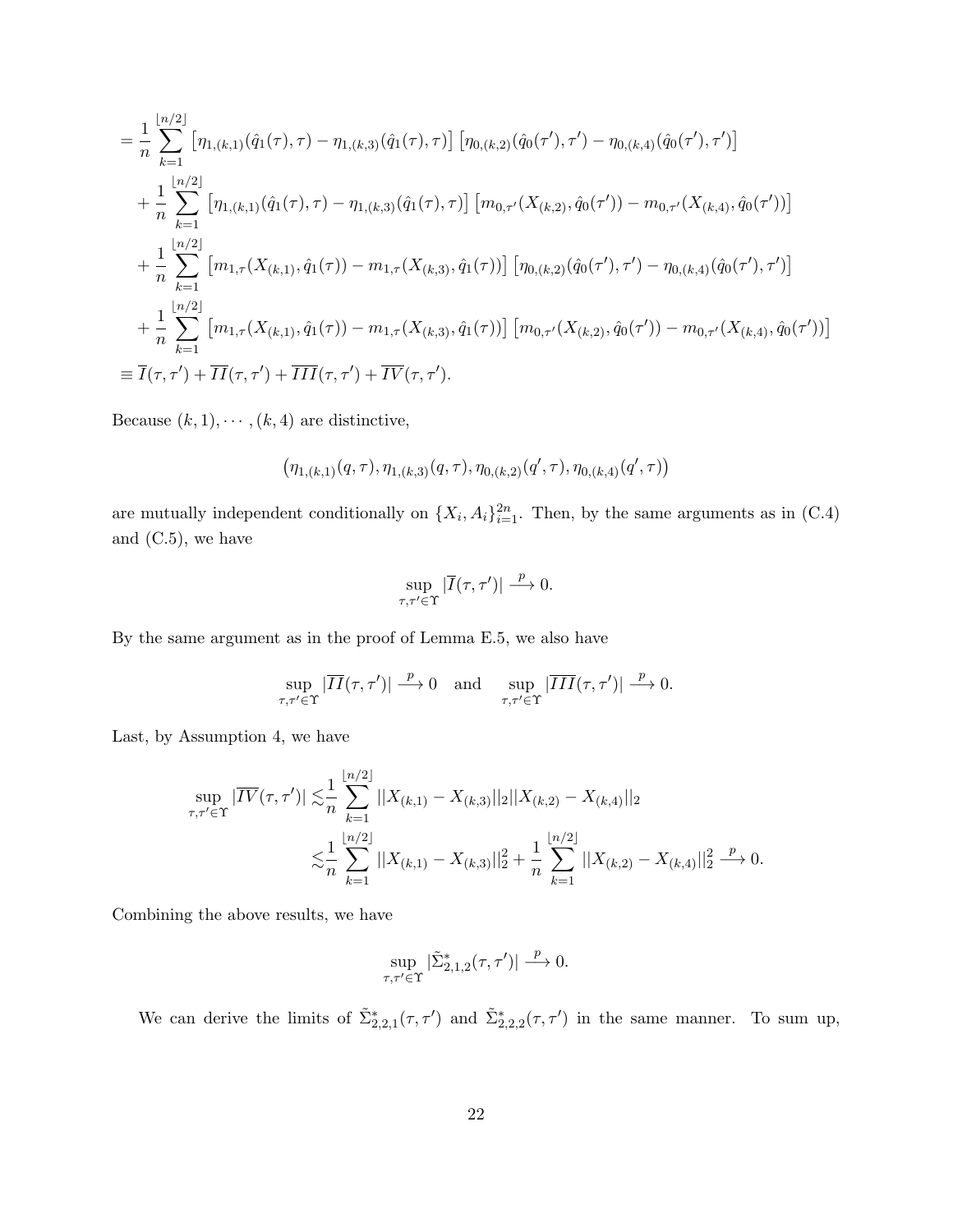$$
\begin{aligned}
&= \frac{1}{n}\sum_{k=1}^{\lfloor n/2 \rfloor}\left[\eta_{1,(k,1)}(\hat{q}_1(\tau),\tau) - \eta_{1,(k,3)}(\hat{q}_1(\tau),\tau)\right]\left[\eta_{0,(k,2)}(\hat{q}_0(\tau'),\tau') - \eta_{0,(k,4)}(\hat{q}_0(\tau'),\tau')\right] \\
&\quad + \frac{1}{n}\sum_{k=1}^{\lfloor n/2 \rfloor}\left[\eta_{1,(k,1)}(\hat{q}_1(\tau),\tau) - \eta_{1,(k,3)}(\hat{q}_1(\tau),\tau)\right]\left[m_{0,\tau'}(X_{(k,2)},\hat{q}_0(\tau')) - m_{0,\tau'}(X_{(k,4)},\hat{q}_0(\tau'))\right] \\
&\quad + \frac{1}{n}\sum_{k=1}^{\lfloor n/2 \rfloor}\left[m_{1,\tau}(X_{(k,1)},\hat{q}_1(\tau)) - m_{1,\tau}(X_{(k,3)},\hat{q}_1(\tau))\right]\left[\eta_{0,(k,2)}(\hat{q}_0(\tau'),\tau') - \eta_{0,(k,4)}(\hat{q}_0(\tau'),\tau')\right] \\
&\quad + \frac{1}{n}\sum_{k=1}^{\lfloor n/2 \rfloor}\left[m_{1,\tau}(X_{(k,1)},\hat{q}_1(\tau)) - m_{1,\tau}(X_{(k,3)},\hat{q}_1(\tau))\right]\left[m_{0,\tau'}(X_{(k,2)},\hat{q}_0(\tau')) - m_{0,\tau'}(X_{(k,4)},\hat{q}_0(\tau'))\right] \\
&\equiv \overline{I}(\tau,\tau') + \overline{II}(\tau,\tau') + \overline{III}(\tau,\tau') + \overline{IV}(\tau,\tau').
\end{aligned}
$$

Because $(k,1),\cdots,(k,4)$ are distinctive,

$$
\left(\eta_{1,(k,1)}(q,\tau),\eta_{1,(k,3)}(q,\tau),\eta_{0,(k,2)}(q',\tau),\eta_{0,(k,4)}(q',\tau)\right)
$$

are mutually independent conditionally on $\{X_i, A_i\}_{i=1}^{2n}$. Then, by the same arguments as in (C.4) and (C.5), we have

$$
\sup_{\tau,\tau'\in\Upsilon}|\overline{I}(\tau,\tau')| \xrightarrow{p} 0.
$$

By the same argument as in the proof of Lemma E.5, we also have

$$
\sup_{\tau,\tau'\in\Upsilon}|\overline{II}(\tau,\tau')| \xrightarrow{p} 0 \quad \text{and} \quad \sup_{\tau,\tau'\in\Upsilon}|\overline{III}(\tau,\tau')| \xrightarrow{p} 0.
$$

Last, by Assumption 4, we have

$$
\begin{aligned}
\sup_{\tau,\tau'\in\Upsilon}|\overline{IV}(\tau,\tau')| &\lesssim \frac{1}{n}\sum_{k=1}^{\lfloor n/2 \rfloor}||X_{(k,1)} - X_{(k,3)}||_2||X_{(k,2)} - X_{(k,4)}||_2 \\
&\lesssim \frac{1}{n}\sum_{k=1}^{\lfloor n/2 \rfloor}||X_{(k,1)} - X_{(k,3)}||_2^2 + \frac{1}{n}\sum_{k=1}^{\lfloor n/2 \rfloor}||X_{(k,2)} - X_{(k,4)}||_2^2 \xrightarrow{p} 0.
\end{aligned}
$$

Combining the above results, we have

$$
\sup_{\tau,\tau'\in\Upsilon}|\tilde{\Sigma}^*_{2,1,2}(\tau,\tau')| \xrightarrow{p} 0.
$$

We can derive the limits of $\tilde{\Sigma}^*_{2,2,1}(\tau,\tau')$ and $\tilde{\Sigma}^*_{2,2,2}(\tau,\tau')$ in the same manner. To sum up,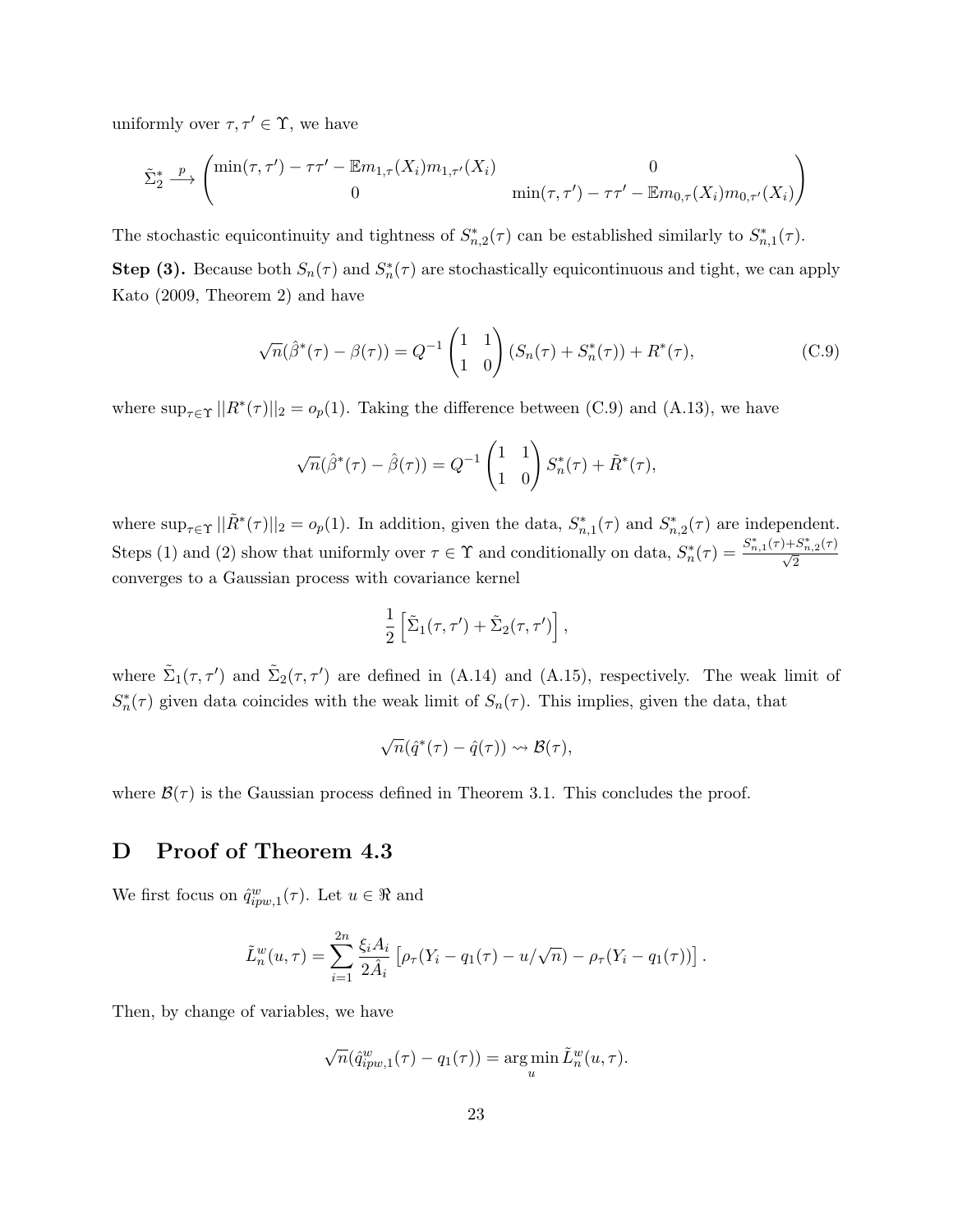uniformly over $\tau, \tau' \in \Upsilon$, we have

$$\tilde{\Sigma}_2^* \xrightarrow{p} \begin{pmatrix} \min(\tau,\tau') - \tau\tau' - \mathbb{E}m_{1,\tau}(X_i)m_{1,\tau'}(X_i) & 0 \\ 0 & \min(\tau,\tau') - \tau\tau' - \mathbb{E}m_{0,\tau}(X_i)m_{0,\tau'}(X_i) \end{pmatrix}$$

The stochastic equicontinuity and tightness of $S_{n,2}^*(\tau)$ can be established similarly to $S_{n,1}^*(\tau)$.

**Step (3).** Because both $S_n(\tau)$ and $S_n^*(\tau)$ are stochastically equicontinuous and tight, we can apply Kato (2009, Theorem 2) and have

$$\sqrt{n}(\hat{\beta}^*(\tau) - \beta(\tau)) = Q^{-1}\begin{pmatrix} 1 & 1 \\ 1 & 0 \end{pmatrix}(S_n(\tau) + S_n^*(\tau)) + R^*(\tau), \tag{C.9}$$

where $\sup_{\tau\in\Upsilon}||R^*(\tau)||_2 = o_p(1)$. Taking the difference between (C.9) and (A.13), we have

$$\sqrt{n}(\hat{\beta}^*(\tau) - \hat{\beta}(\tau)) = Q^{-1}\begin{pmatrix} 1 & 1 \\ 1 & 0 \end{pmatrix} S_n^*(\tau) + \tilde{R}^*(\tau),$$

where $\sup_{\tau\in\Upsilon}||\tilde{R}^*(\tau)||_2 = o_p(1)$. In addition, given the data, $S_{n,1}^*(\tau)$ and $S_{n,2}^*(\tau)$ are independent. Steps (1) and (2) show that uniformly over $\tau \in \Upsilon$ and conditionally on data, $S_n^*(\tau) = \frac{S_{n,1}^*(\tau)+S_{n,2}^*(\tau)}{\sqrt{2}}$ converges to a Gaussian process with covariance kernel

$$\frac{1}{2}\left[\tilde{\Sigma}_1(\tau,\tau') + \tilde{\Sigma}_2(\tau,\tau')\right],$$

where $\tilde{\Sigma}_1(\tau,\tau')$ and $\tilde{\Sigma}_2(\tau,\tau')$ are defined in (A.14) and (A.15), respectively. The weak limit of $S_n^*(\tau)$ given data coincides with the weak limit of $S_n(\tau)$. This implies, given the data, that

$$\sqrt{n}(\hat{q}^*(\tau) - \hat{q}(\tau)) \rightsquigarrow \mathcal{B}(\tau),$$

where $\mathcal{B}(\tau)$ is the Gaussian process defined in Theorem 3.1. This concludes the proof.

# D Proof of Theorem 4.3

We first focus on $\hat{q}_{ipw,1}^w(\tau)$. Let $u \in \Re$ and

$$\tilde{L}_n^w(u,\tau) = \sum_{i=1}^{2n} \frac{\xi_i A_i}{2\hat{A}_i}\left[\rho_\tau(Y_i - q_1(\tau) - u/\sqrt{n}) - \rho_\tau(Y_i - q_1(\tau))\right].$$

Then, by change of variables, we have

$$\sqrt{n}(\hat{q}_{ipw,1}^w(\tau) - q_1(\tau)) = \arg\min_u \tilde{L}_n^w(u,\tau).$$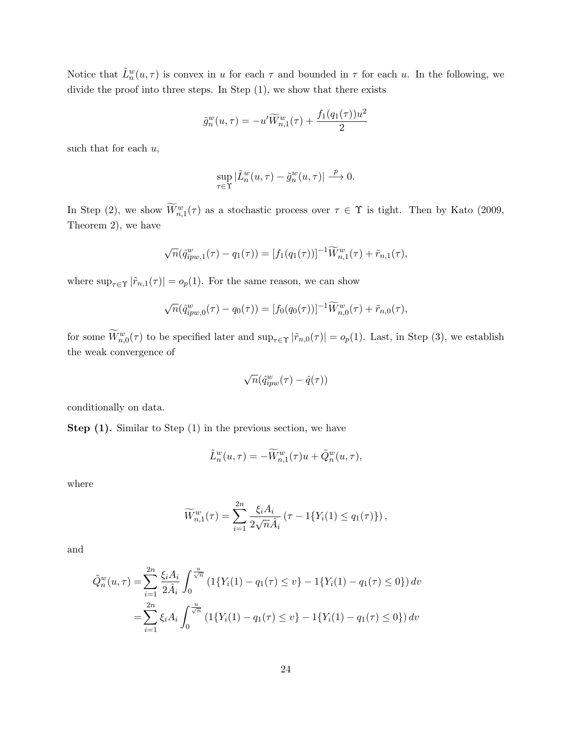Notice that $\tilde{L}_n^w(u,\tau)$ is convex in $u$ for each $\tau$ and bounded in $\tau$ for each $u$. In the following, we divide the proof into three steps. In Step (1), we show that there exists

$$\tilde{g}_n^w(u,\tau) = -u'\widetilde{W}_{n,1}^w(\tau) + \frac{f_1(q_1(\tau))u^2}{2}$$

such that for each $u$,

$$\sup_{\tau\in\Upsilon} |\tilde{L}_n^w(u,\tau) - \tilde{g}_n^w(u,\tau)| \xrightarrow{p} 0.$$

In Step (2), we show $\widetilde{W}_{n,1}^w(\tau)$ as a stochastic process over $\tau \in \Upsilon$ is tight. Then by Kato (2009, Theorem 2), we have

$$\sqrt{n}(\hat{q}_{ipw,1}^w(\tau) - q_1(\tau)) = [f_1(q_1(\tau))]^{-1}\widetilde{W}_{n,1}^w(\tau) + \tilde{r}_{n,1}(\tau),$$

where $\sup_{\tau\in\Upsilon}|\tilde{r}_{n,1}(\tau)| = o_p(1)$. For the same reason, we can show

$$\sqrt{n}(\hat{q}_{ipw,0}^w(\tau) - q_0(\tau)) = [f_0(q_0(\tau))]^{-1}\widetilde{W}_{n,0}^w(\tau) + \tilde{r}_{n,0}(\tau),$$

for some $\widetilde{W}_{n,0}^w(\tau)$ to be specified later and $\sup_{\tau\in\Upsilon}|\tilde{r}_{n,0}(\tau)| = o_p(1)$. Last, in Step (3), we establish the weak convergence of

$$\sqrt{n}(\hat{q}_{ipw}^w(\tau) - \hat{q}(\tau))$$

conditionally on data.

**Step (1).** Similar to Step (1) in the previous section, we have

$$\tilde{L}_n^w(u,\tau) = -\widetilde{W}_{n,1}^w(\tau)u + \tilde{Q}_n^w(u,\tau),$$

where

$$\widetilde{W}_{n,1}^w(\tau) = \sum_{i=1}^{2n} \frac{\xi_i A_i}{2\sqrt{n}\hat{A}_i}\left(\tau - 1\{Y_i(1) \leq q_1(\tau)\}\right),$$

and

$$\begin{aligned}
\tilde{Q}_n^w(u,\tau) =& \sum_{i=1}^{2n} \frac{\xi_i A_i}{2\hat{A}_i}\int_0^{\frac{u}{\sqrt{n}}} \left(1\{Y_i(1) - q_1(\tau) \leq v\} - 1\{Y_i(1) - q_1(\tau) \leq 0\}\right)dv \\
=& \sum_{i=1}^{2n} \xi_i A_i \int_0^{\frac{u}{\sqrt{n}}} \left(1\{Y_i(1) - q_1(\tau) \leq v\} - 1\{Y_i(1) - q_1(\tau) \leq 0\}\right)dv
\end{aligned}$$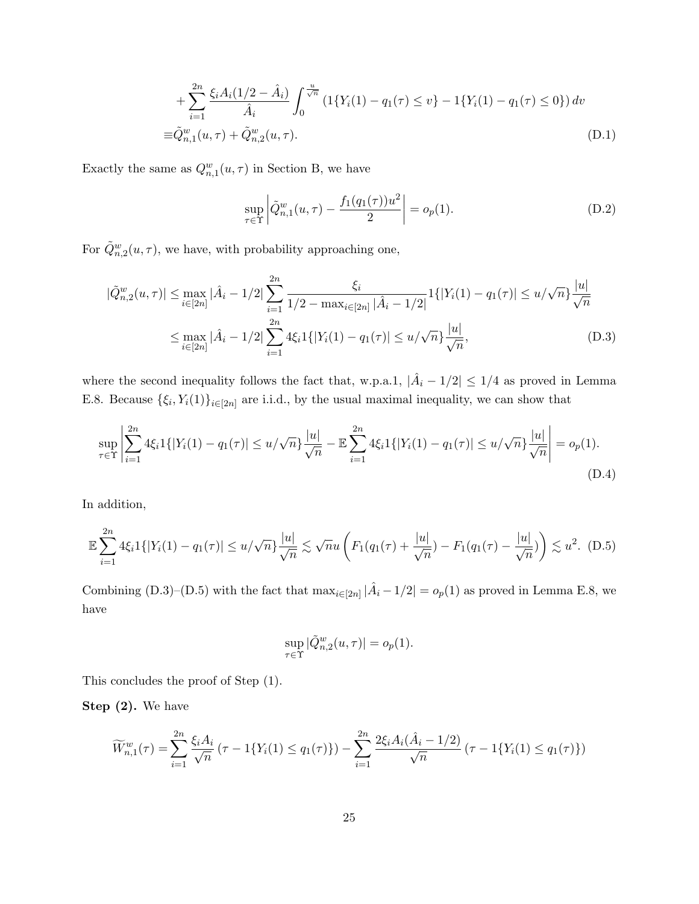$$
\begin{aligned}
&+\sum_{i=1}^{2n} \frac{\xi_i A_i (1/2-\hat{A}_i)}{\hat{A}_i} \int_0^{\frac{u}{\sqrt{n}}} \left(1\{Y_i(1)-q_1(\tau) \leq v\} - 1\{Y_i(1)-q_1(\tau) \leq 0\}\right) dv \\
\equiv& \tilde{Q}^w_{n,1}(u,\tau) + \tilde{Q}^w_{n,2}(u,\tau).
\end{aligned}
\tag{D.1}
$$

Exactly the same as $Q^w_{n,1}(u,\tau)$ in Section B, we have

$$
\sup_{\tau \in \Upsilon} \left| \tilde{Q}^w_{n,1}(u,\tau) - \frac{f_1(q_1(\tau))u^2}{2} \right| = o_p(1). \tag{D.2}
$$

For $\tilde{Q}^w_{n,2}(u,\tau)$, we have, with probability approaching one,

$$
\begin{aligned}
|\tilde{Q}^w_{n,2}(u,\tau)| &\leq \max_{i \in [2n]} |\hat{A}_i - 1/2| \sum_{i=1}^{2n} \frac{\xi_i}{1/2 - \max_{i \in [2n]} |\hat{A}_i - 1/2|} 1\{|Y_i(1) - q_1(\tau)| \leq u/\sqrt{n}\} \frac{|u|}{\sqrt{n}} \\
&\leq \max_{i \in [2n]} |\hat{A}_i - 1/2| \sum_{i=1}^{2n} 4\xi_i 1\{|Y_i(1) - q_1(\tau)| \leq u/\sqrt{n}\} \frac{|u|}{\sqrt{n}},
\end{aligned}
\tag{D.3}
$$

where the second inequality follows the fact that, w.p.a.1, $|\hat{A}_i - 1/2| \leq 1/4$ as proved in Lemma E.8. Because $\{\xi_i, Y_i(1)\}_{i \in [2n]}$ are i.i.d., by the usual maximal inequality, we can show that

$$
\sup_{\tau \in \Upsilon} \left| \sum_{i=1}^{2n} 4\xi_i 1\{|Y_i(1) - q_1(\tau)| \leq u/\sqrt{n}\} \frac{|u|}{\sqrt{n}} - \mathbb{E} \sum_{i=1}^{2n} 4\xi_i 1\{|Y_i(1) - q_1(\tau)| \leq u/\sqrt{n}\} \frac{|u|}{\sqrt{n}} \right| = o_p(1).
\tag{D.4}
$$

In addition,

$$
\mathbb{E} \sum_{i=1}^{2n} 4\xi_i 1\{|Y_i(1) - q_1(\tau)| \leq u/\sqrt{n}\} \frac{|u|}{\sqrt{n}} \lesssim \sqrt{n} u \left( F_1(q_1(\tau) + \frac{|u|}{\sqrt{n}}) - F_1(q_1(\tau) - \frac{|u|}{\sqrt{n}}) \right) \lesssim u^2. \tag{D.5}
$$

Combining (D.3)–(D.5) with the fact that $\max_{i \in [2n]} |\hat{A}_i - 1/2| = o_p(1)$ as proved in Lemma E.8, we have

$$
\sup_{\tau \in \Upsilon} |\tilde{Q}^w_{n,2}(u,\tau)| = o_p(1).
$$

This concludes the proof of Step (1).

**Step (2).** We have

$$
\widetilde{W}^w_{n,1}(\tau) = \sum_{i=1}^{2n} \frac{\xi_i A_i}{\sqrt{n}} \left(\tau - 1\{Y_i(1) \leq q_1(\tau)\}\right) - \sum_{i=1}^{2n} \frac{2\xi_i A_i (\hat{A}_i - 1/2)}{\sqrt{n}} \left(\tau - 1\{Y_i(1) \leq q_1(\tau)\}\right)
$$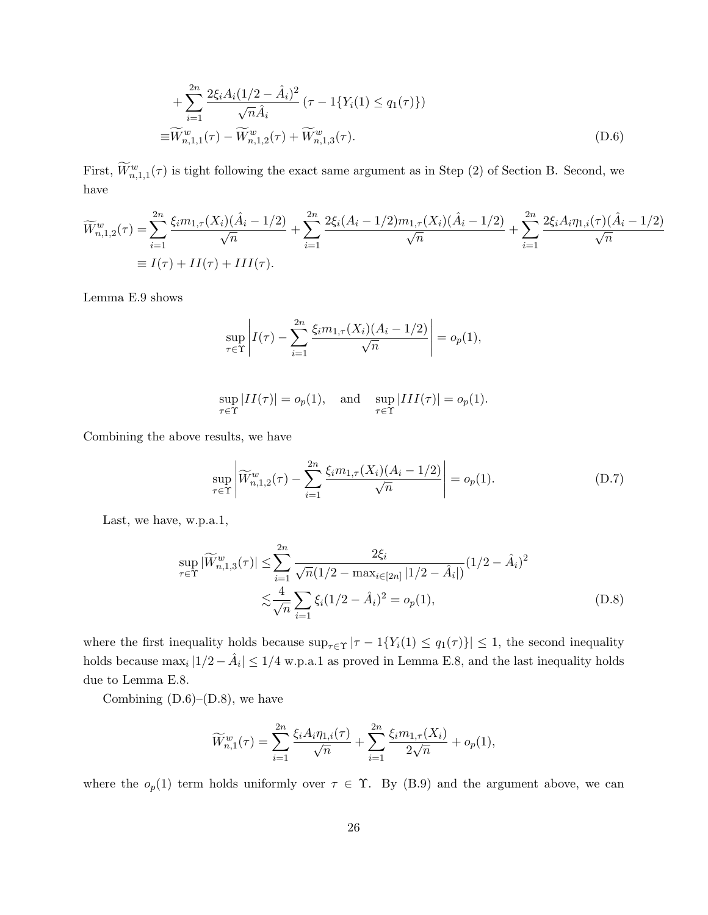$$
\begin{aligned}
&+\sum_{i=1}^{2n} \frac{2\xi_i A_i(1/2-\hat{A}_i)^2}{\sqrt{n}\hat{A}_i}\left(\tau - 1\{Y_i(1) \leq q_1(\tau)\}\right) \\
\equiv&\widetilde{W}^w_{n,1,1}(\tau) - \widetilde{W}^w_{n,1,2}(\tau) + \widetilde{W}^w_{n,1,3}(\tau).
\end{aligned} \tag{D.6}
$$

First, $\widetilde{W}^w_{n,1,1}(\tau)$ is tight following the exact same argument as in Step (2) of Section B. Second, we have

$$
\begin{aligned}
\widetilde{W}^w_{n,1,2}(\tau) =& \sum_{i=1}^{2n} \frac{\xi_i m_{1,\tau}(X_i)(\hat{A}_i - 1/2)}{\sqrt{n}} + \sum_{i=1}^{2n} \frac{2\xi_i(A_i - 1/2)m_{1,\tau}(X_i)(\hat{A}_i - 1/2)}{\sqrt{n}} + \sum_{i=1}^{2n} \frac{2\xi_i A_i \eta_{1,i}(\tau)(\hat{A}_i - 1/2)}{\sqrt{n}} \\
\equiv& I(\tau) + II(\tau) + III(\tau).
\end{aligned}
$$

Lemma E.9 shows

$$
\sup_{\tau\in\Upsilon}\left| I(\tau) - \sum_{i=1}^{2n} \frac{\xi_i m_{1,\tau}(X_i)(A_i - 1/2)}{\sqrt{n}} \right| = o_p(1),
$$

$$
\sup_{\tau\in\Upsilon}|II(\tau)| = o_p(1), \quad \text{and} \quad \sup_{\tau\in\Upsilon}|III(\tau)| = o_p(1).
$$

Combining the above results, we have

$$
\sup_{\tau\in\Upsilon}\left| \widetilde{W}^w_{n,1,2}(\tau) - \sum_{i=1}^{2n} \frac{\xi_i m_{1,\tau}(X_i)(A_i - 1/2)}{\sqrt{n}} \right| = o_p(1). \tag{D.7}
$$

Last, we have, w.p.a.1,

$$
\begin{aligned}
\sup_{\tau\in\Upsilon}|\widetilde{W}^w_{n,1,3}(\tau)| \leq& \sum_{i=1}^{2n} \frac{2\xi_i}{\sqrt{n}(1/2 - \max_{i\in[2n]}|1/2 - \hat{A}_i|)}(1/2 - \hat{A}_i)^2 \\
\lesssim& \frac{4}{\sqrt{n}}\sum_{i=1} \xi_i(1/2 - \hat{A}_i)^2 = o_p(1),
\end{aligned} \tag{D.8}
$$

where the first inequality holds because $\sup_{\tau\in\Upsilon}|\tau - 1\{Y_i(1) \leq q_1(\tau)\}| \leq 1$, the second inequality holds because $\max_i |1/2 - \hat{A}_i| \leq 1/4$ w.p.a.1 as proved in Lemma E.8, and the last inequality holds due to Lemma E.8.

Combining (D.6)–(D.8), we have

$$
\widetilde{W}^w_{n,1}(\tau) = \sum_{i=1}^{2n} \frac{\xi_i A_i \eta_{1,i}(\tau)}{\sqrt{n}} + \sum_{i=1}^{2n} \frac{\xi_i m_{1,\tau}(X_i)}{2\sqrt{n}} + o_p(1),
$$

where the $o_p(1)$ term holds uniformly over $\tau \in \Upsilon$. By (B.9) and the argument above, we can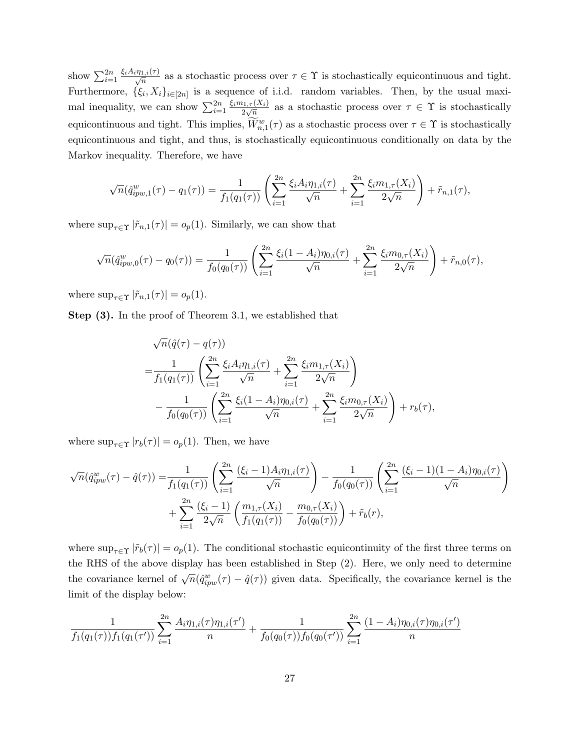show $\sum_{i=1}^{2n} \frac{\xi_i A_i \eta_{1,i}(\tau)}{\sqrt{n}}$ as a stochastic process over $\tau \in \Upsilon$ is stochastically equicontinuous and tight. Furthermore, $\{\xi_i, X_i\}_{i\in[2n]}$ is a sequence of i.i.d. random variables. Then, by the usual maximal inequality, we can show $\sum_{i=1}^{2n} \frac{\xi_i m_{1,\tau}(X_i)}{2\sqrt{n}}$ as a stochastic process over $\tau \in \Upsilon$ is stochastically equicontinuous and tight. This implies, $\widetilde{W}_{n,1}^w(\tau)$ as a stochastic process over $\tau \in \Upsilon$ is stochastically equicontinuous and tight, and thus, is stochastically equicontinuous conditionally on data by the Markov inequality. Therefore, we have

$$\sqrt{n}(\hat{q}_{ipw,1}^w(\tau) - q_1(\tau)) = \frac{1}{f_1(q_1(\tau))}\left(\sum_{i=1}^{2n} \frac{\xi_i A_i \eta_{1,i}(\tau)}{\sqrt{n}} + \sum_{i=1}^{2n} \frac{\xi_i m_{1,\tau}(X_i)}{2\sqrt{n}}\right) + \tilde{r}_{n,1}(\tau),$$

where $\sup_{\tau\in\Upsilon} |\tilde{r}_{n,1}(\tau)| = o_p(1)$. Similarly, we can show that

$$\sqrt{n}(\hat{q}_{ipw,0}^w(\tau) - q_0(\tau)) = \frac{1}{f_0(q_0(\tau))}\left(\sum_{i=1}^{2n} \frac{\xi_i (1-A_i) \eta_{0,i}(\tau)}{\sqrt{n}} + \sum_{i=1}^{2n} \frac{\xi_i m_{0,\tau}(X_i)}{2\sqrt{n}}\right) + \tilde{r}_{n,0}(\tau),$$

where $\sup_{\tau\in\Upsilon} |\tilde{r}_{n,1}(\tau)| = o_p(1)$.

**Step (3).** In the proof of Theorem 3.1, we established that

$$\begin{aligned}
&\sqrt{n}(\hat{q}(\tau) - q(\tau)) \\
=&\frac{1}{f_1(q_1(\tau))}\left(\sum_{i=1}^{2n} \frac{\xi_i A_i \eta_{1,i}(\tau)}{\sqrt{n}} + \sum_{i=1}^{2n} \frac{\xi_i m_{1,\tau}(X_i)}{2\sqrt{n}}\right) \\
&- \frac{1}{f_0(q_0(\tau))}\left(\sum_{i=1}^{2n} \frac{\xi_i (1-A_i) \eta_{0,i}(\tau)}{\sqrt{n}} + \sum_{i=1}^{2n} \frac{\xi_i m_{0,\tau}(X_i)}{2\sqrt{n}}\right) + r_b(\tau),
\end{aligned}$$

where $\sup_{\tau\in\Upsilon} |r_b(\tau)| = o_p(1)$. Then, we have

$$\begin{aligned}
\sqrt{n}(\hat{q}_{ipw}^w(\tau) - \hat{q}(\tau)) =&\frac{1}{f_1(q_1(\tau))}\left(\sum_{i=1}^{2n} \frac{(\xi_i - 1) A_i \eta_{1,i}(\tau)}{\sqrt{n}}\right) - \frac{1}{f_0(q_0(\tau))}\left(\sum_{i=1}^{2n} \frac{(\xi_i - 1)(1-A_i) \eta_{0,i}(\tau)}{\sqrt{n}}\right) \\
&+ \sum_{i=1}^{2n} \frac{(\xi_i - 1)}{2\sqrt{n}}\left(\frac{m_{1,\tau}(X_i)}{f_1(q_1(\tau))} - \frac{m_{0,\tau}(X_i)}{f_0(q_0(\tau))}\right) + \tilde{r}_b(r),
\end{aligned}$$

where $\sup_{\tau\in\Upsilon} |\tilde{r}_b(\tau)| = o_p(1)$. The conditional stochastic equicontinuity of the first three terms on the RHS of the above display has been established in Step (2). Here, we only need to determine the covariance kernel of $\sqrt{n}(\hat{q}_{ipw}^w(\tau) - \hat{q}(\tau))$ given data. Specifically, the covariance kernel is the limit of the display below:

$$\frac{1}{f_1(q_1(\tau)) f_1(q_1(\tau'))} \sum_{i=1}^{2n} \frac{A_i \eta_{1,i}(\tau) \eta_{1,i}(\tau')}{n} + \frac{1}{f_0(q_0(\tau)) f_0(q_0(\tau'))} \sum_{i=1}^{2n} \frac{(1-A_i) \eta_{0,i}(\tau) \eta_{0,i}(\tau')}{n}$$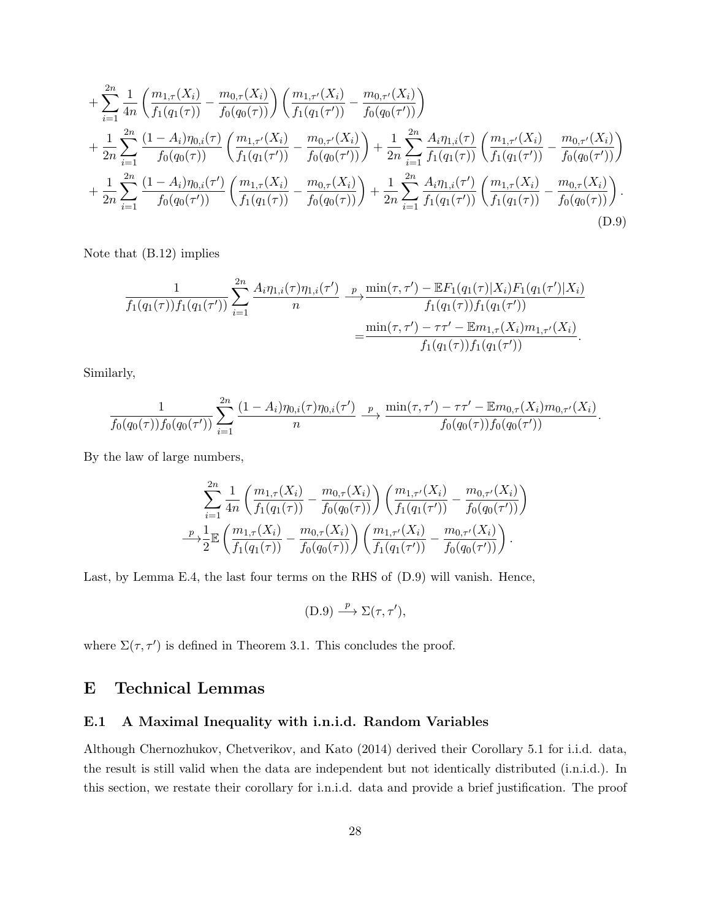$$
\begin{aligned}
&+\sum_{i=1}^{2n}\frac{1}{4n}\left(\frac{m_{1,\tau}(X_i)}{f_1(q_1(\tau))}-\frac{m_{0,\tau}(X_i)}{f_0(q_0(\tau))}\right)\left(\frac{m_{1,\tau'}(X_i)}{f_1(q_1(\tau'))}-\frac{m_{0,\tau'}(X_i)}{f_0(q_0(\tau'))}\right)\\
&+\frac{1}{2n}\sum_{i=1}^{2n}\frac{(1-A_i)\eta_{0,i}(\tau)}{f_0(q_0(\tau))}\left(\frac{m_{1,\tau'}(X_i)}{f_1(q_1(\tau'))}-\frac{m_{0,\tau'}(X_i)}{f_0(q_0(\tau'))}\right)+\frac{1}{2n}\sum_{i=1}^{2n}\frac{A_i\eta_{1,i}(\tau)}{f_1(q_1(\tau))}\left(\frac{m_{1,\tau'}(X_i)}{f_1(q_1(\tau'))}-\frac{m_{0,\tau'}(X_i)}{f_0(q_0(\tau'))}\right)\\
&+\frac{1}{2n}\sum_{i=1}^{2n}\frac{(1-A_i)\eta_{0,i}(\tau')}{f_0(q_0(\tau'))}\left(\frac{m_{1,\tau}(X_i)}{f_1(q_1(\tau))}-\frac{m_{0,\tau}(X_i)}{f_0(q_0(\tau))}\right)+\frac{1}{2n}\sum_{i=1}^{2n}\frac{A_i\eta_{1,i}(\tau')}{f_1(q_1(\tau'))}\left(\frac{m_{1,\tau}(X_i)}{f_1(q_1(\tau))}-\frac{m_{0,\tau}(X_i)}{f_0(q_0(\tau))}\right).
\end{aligned}
\tag{D.9}
$$

Note that (B.12) implies

$$
\begin{aligned}
\frac{1}{f_1(q_1(\tau))f_1(q_1(\tau'))}\sum_{i=1}^{2n}\frac{A_i\eta_{1,i}(\tau)\eta_{1,i}(\tau')}{n}\xrightarrow{p}&\frac{\min(\tau,\tau')-\mathbb{E}F_1(q_1(\tau)|X_i)F_1(q_1(\tau')|X_i)}{f_1(q_1(\tau))f_1(q_1(\tau'))}\\
=&\frac{\min(\tau,\tau')-\tau\tau'-\mathbb{E}m_{1,\tau}(X_i)m_{1,\tau'}(X_i)}{f_1(q_1(\tau))f_1(q_1(\tau'))}.
\end{aligned}
$$

Similarly,

$$
\frac{1}{f_0(q_0(\tau))f_0(q_0(\tau'))}\sum_{i=1}^{2n}\frac{(1-A_i)\eta_{0,i}(\tau)\eta_{0,i}(\tau')}{n}\xrightarrow{p}\frac{\min(\tau,\tau')-\tau\tau'-\mathbb{E}m_{0,\tau}(X_i)m_{0,\tau'}(X_i)}{f_0(q_0(\tau))f_0(q_0(\tau'))}.
$$

By the law of large numbers,

$$
\begin{aligned}
&\sum_{i=1}^{2n}\frac{1}{4n}\left(\frac{m_{1,\tau}(X_i)}{f_1(q_1(\tau))}-\frac{m_{0,\tau}(X_i)}{f_0(q_0(\tau))}\right)\left(\frac{m_{1,\tau'}(X_i)}{f_1(q_1(\tau'))}-\frac{m_{0,\tau'}(X_i)}{f_0(q_0(\tau'))}\right)\\
\xrightarrow{p}&\frac{1}{2}\mathbb{E}\left(\frac{m_{1,\tau}(X_i)}{f_1(q_1(\tau))}-\frac{m_{0,\tau}(X_i)}{f_0(q_0(\tau))}\right)\left(\frac{m_{1,\tau'}(X_i)}{f_1(q_1(\tau'))}-\frac{m_{0,\tau'}(X_i)}{f_0(q_0(\tau'))}\right).
\end{aligned}
$$

Last, by Lemma E.4, the last four terms on the RHS of (D.9) will vanish. Hence,

$$
\text{(D.9)}\xrightarrow{p}\Sigma(\tau,\tau'),
$$

where $\Sigma(\tau,\tau')$ is defined in Theorem 3.1. This concludes the proof.

# E Technical Lemmas

## E.1 A Maximal Inequality with i.n.i.d. Random Variables

Although Chernozhukov, Chetverikov, and Kato (2014) derived their Corollary 5.1 for i.i.d. data, the result is still valid when the data are independent but not identically distributed (i.n.i.d.). In this section, we restate their corollary for i.n.i.d. data and provide a brief justification. The proof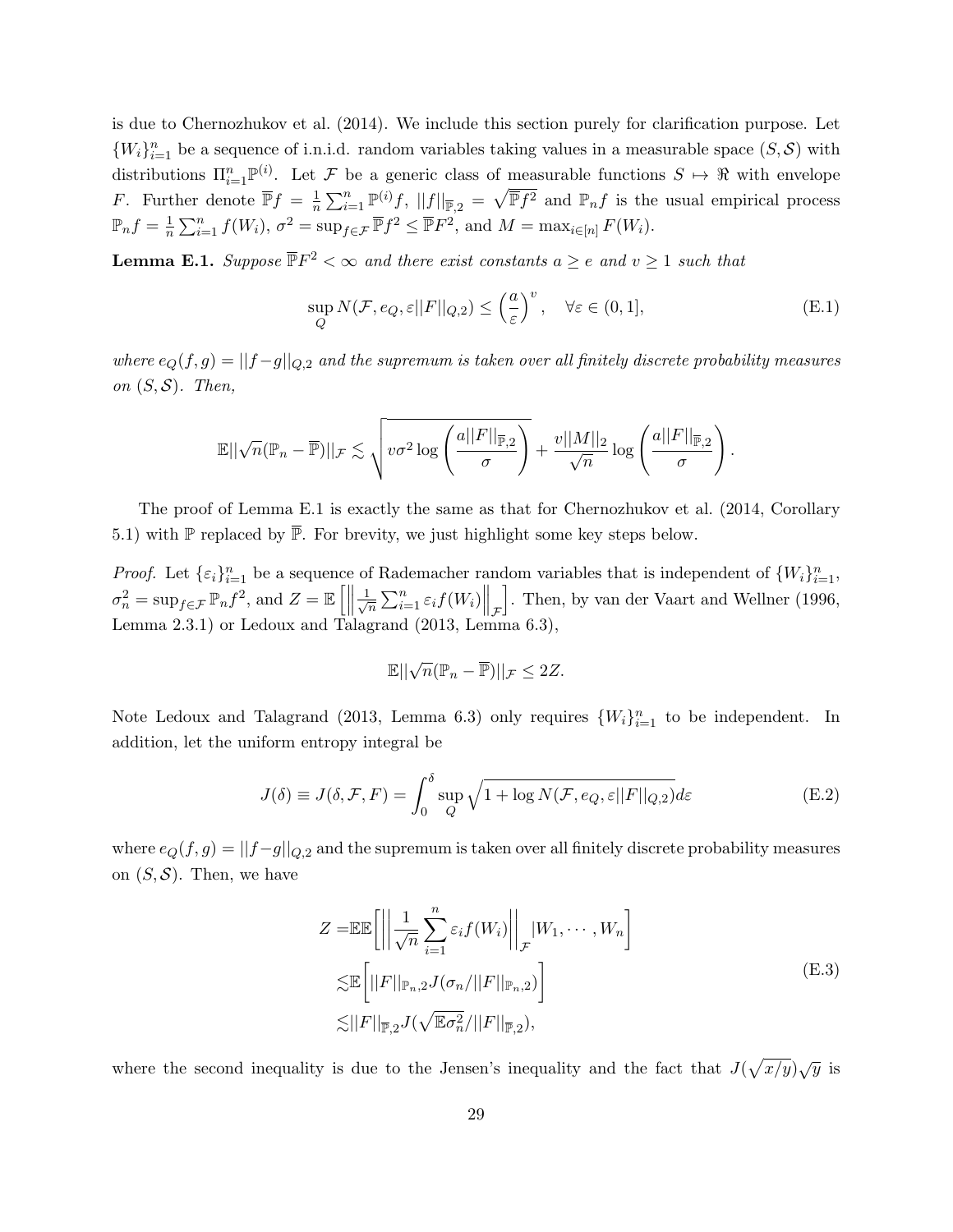is due to Chernozhukov et al. (2014). We include this section purely for clarification purpose. Let $\{W_i\}_{i=1}^n$ be a sequence of i.n.i.d. random variables taking values in a measurable space $(S, \mathcal{S})$ with distributions $\Pi_{i=1}^n \mathbb{P}^{(i)}$. Let $\mathcal{F}$ be a generic class of measurable functions $S \mapsto \Re$ with envelope $F$. Further denote $\overline{\mathbb{P}} f = \frac{1}{n}\sum_{i=1}^n \mathbb{P}^{(i)} f$, $||f||_{\overline{\mathbb{P}},2} = \sqrt{\overline{\mathbb{P}} f^2}$ and $\mathbb{P}_n f$ is the usual empirical process $\mathbb{P}_n f = \frac{1}{n}\sum_{i=1}^n f(W_i)$, $\sigma^2 = \sup_{f \in \mathcal{F}} \overline{\mathbb{P}} f^2 \leq \overline{\mathbb{P}} F^2$, and $M = \max_{i \in [n]} F(W_i)$.

**Lemma E.1.** *Suppose $\overline{\mathbb{P}} F^2 < \infty$ and there exist constants $a \geq e$ and $v \geq 1$ such that*

$$\sup_Q N(\mathcal{F}, e_Q, \varepsilon ||F||_{Q,2}) \leq \left(\frac{a}{\varepsilon}\right)^v, \quad \forall \varepsilon \in (0,1], \tag{E.1}$$

*where $e_Q(f,g) = ||f-g||_{Q,2}$ and the supremum is taken over all finitely discrete probability measures on $(S, \mathcal{S})$. Then,*

$$\mathbb{E}||\sqrt{n}(\mathbb{P}_n - \overline{\mathbb{P}})||_{\mathcal{F}} \lesssim \sqrt{v\sigma^2 \log\left(\frac{a||F||_{\overline{\mathbb{P}},2}}{\sigma}\right)} + \frac{v||M||_2}{\sqrt{n}} \log\left(\frac{a||F||_{\overline{\mathbb{P}},2}}{\sigma}\right).$$

The proof of Lemma E.1 is exactly the same as that for Chernozhukov et al. (2014, Corollary 5.1) with $\mathbb{P}$ replaced by $\overline{\mathbb{P}}$. For brevity, we just highlight some key steps below.

*Proof.* Let $\{\varepsilon_i\}_{i=1}^n$ be a sequence of Rademacher random variables that is independent of $\{W_i\}_{i=1}^n$, $\sigma_n^2 = \sup_{f \in \mathcal{F}} \mathbb{P}_n f^2$, and $Z = \mathbb{E}\left[\left|\left|\frac{1}{\sqrt{n}}\sum_{i=1}^n \varepsilon_i f(W_i)\right|\right|_{\mathcal{F}}\right]$. Then, by van der Vaart and Wellner (1996, Lemma 2.3.1) or Ledoux and Talagrand (2013, Lemma 6.3),

$$\mathbb{E}||\sqrt{n}(\mathbb{P}_n - \overline{\mathbb{P}})||_{\mathcal{F}} \leq 2Z.$$

Note Ledoux and Talagrand (2013, Lemma 6.3) only requires $\{W_i\}_{i=1}^n$ to be independent. In addition, let the uniform entropy integral be

$$J(\delta) \equiv J(\delta, \mathcal{F}, F) = \int_0^\delta \sup_Q \sqrt{1 + \log N(\mathcal{F}, e_Q, \varepsilon||F||_{Q,2})} d\varepsilon \tag{E.2}$$

where $e_Q(f,g) = ||f-g||_{Q,2}$ and the supremum is taken over all finitely discrete probability measures on $(S, \mathcal{S})$. Then, we have

$$\begin{aligned}
Z =& \mathbb{E}\mathbb{E}\left[\left|\left|\frac{1}{\sqrt{n}}\sum_{i=1}^n \varepsilon_i f(W_i)\right|\right|_{\mathcal{F}} |W_1, \cdots, W_n\right] \\
\lesssim& \mathbb{E}\left[||F||_{\mathbb{P}_n,2} J(\sigma_n / ||F||_{\mathbb{P}_n,2})\right] \\
\lesssim& ||F||_{\overline{\mathbb{P}},2} J(\sqrt{\mathbb{E}\sigma_n^2} / ||F||_{\overline{\mathbb{P}},2}),
\end{aligned} \tag{E.3}$$

where the second inequality is due to the Jensen's inequality and the fact that $J(\sqrt{x/y})\sqrt{y}$ is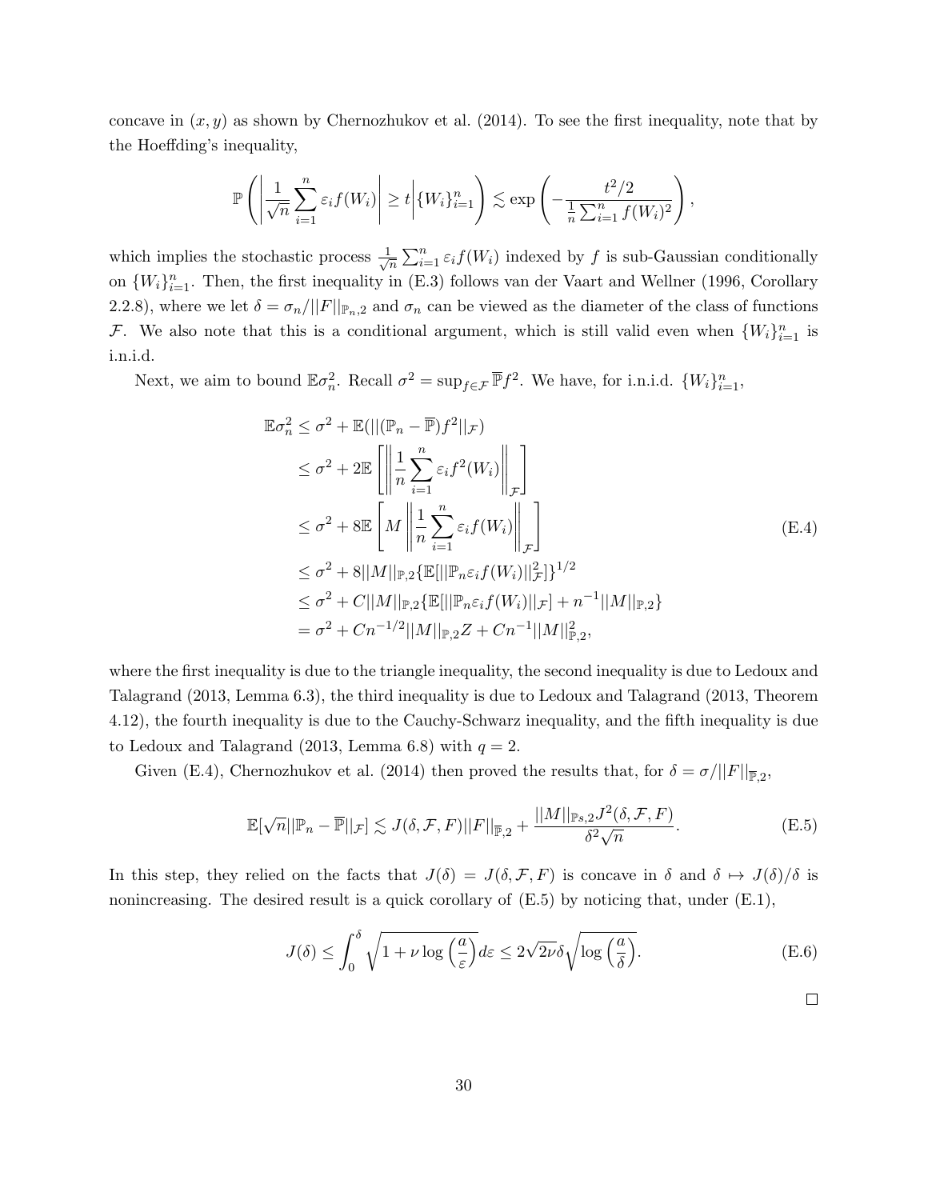concave in $(x, y)$ as shown by Chernozhukov et al. (2014). To see the first inequality, note that by the Hoeffding's inequality,

$$
\mathbb{P}\left( \left| \frac{1}{\sqrt{n}} \sum_{i=1}^{n} \varepsilon_i f(W_i) \right| \geq t \middle| \{W_i\}_{i=1}^{n} \right) \lesssim \exp\left( -\frac{t^2/2}{\frac{1}{n}\sum_{i=1}^{n} f(W_i)^2} \right),
$$

which implies the stochastic process $\frac{1}{\sqrt{n}}\sum_{i=1}^{n} \varepsilon_i f(W_i)$ indexed by $f$ is sub-Gaussian conditionally on $\{W_i\}_{i=1}^{n}$. Then, the first inequality in (E.3) follows van der Vaart and Wellner (1996, Corollary 2.2.8), where we let $\delta = \sigma_n/||F||_{\mathbb{P}_n,2}$ and $\sigma_n$ can be viewed as the diameter of the class of functions $\mathcal{F}$. We also note that this is a conditional argument, which is still valid even when $\{W_i\}_{i=1}^{n}$ is i.n.i.d.

Next, we aim to bound $\mathbb{E}\sigma_n^2$. Recall $\sigma^2 = \sup_{f \in \mathcal{F}} \overline{\mathbb{P}} f^2$. We have, for i.n.i.d. $\{W_i\}_{i=1}^{n}$,

$$
\begin{aligned}
\mathbb{E}\sigma_n^2 &\leq \sigma^2 + \mathbb{E}(||(\mathbb{P}_n - \overline{\mathbb{P}})f^2||_{\mathcal{F}}) \\
&\leq \sigma^2 + 2\mathbb{E}\left[ \left\| \frac{1}{n}\sum_{i=1}^{n} \varepsilon_i f^2(W_i) \right\|_{\mathcal{F}} \right] \\
&\leq \sigma^2 + 8\mathbb{E}\left[ M \left\| \frac{1}{n}\sum_{i=1}^{n} \varepsilon_i f(W_i) \right\|_{\mathcal{F}} \right] \\
&\leq \sigma^2 + 8||M||_{\mathbb{P},2}\{\mathbb{E}[||\mathbb{P}_n \varepsilon_i f(W_i)||_{\mathcal{F}}^2]\}^{1/2} \\
&\leq \sigma^2 + C||M||_{\mathbb{P},2}\{\mathbb{E}[||\mathbb{P}_n \varepsilon_i f(W_i)||_{\mathcal{F}}] + n^{-1}||M||_{\mathbb{P},2}\} \\
&= \sigma^2 + Cn^{-1/2}||M||_{\mathbb{P},2} Z + Cn^{-1}||M||_{\mathbb{P},2}^2,
\end{aligned} \tag{E.4}
$$

where the first inequality is due to the triangle inequality, the second inequality is due to Ledoux and Talagrand (2013, Lemma 6.3), the third inequality is due to Ledoux and Talagrand (2013, Theorem 4.12), the fourth inequality is due to the Cauchy-Schwarz inequality, and the fifth inequality is due to Ledoux and Talagrand (2013, Lemma 6.8) with $q = 2$.

Given (E.4), Chernozhukov et al. (2014) then proved the results that, for $\delta = \sigma/||F||_{\overline{\mathbb{P}},2}$,

$$
\mathbb{E}[\sqrt{n}||\mathbb{P}_n - \overline{\mathbb{P}}||_{\mathcal{F}}] \lesssim J(\delta, \mathcal{F}, F)||F||_{\overline{\mathbb{P}},2} + \frac{||M||_{\mathbb{P}s,2} J^2(\delta, \mathcal{F}, F)}{\delta^2\sqrt{n}}. \tag{E.5}
$$

In this step, they relied on the facts that $J(\delta) = J(\delta, \mathcal{F}, F)$ is concave in $\delta$ and $\delta \mapsto J(\delta)/\delta$ is nonincreasing. The desired result is a quick corollary of (E.5) by noticing that, under (E.1),

$$
J(\delta) \leq \int_0^{\delta} \sqrt{1 + \nu \log\left(\frac{a}{\varepsilon}\right)} d\varepsilon \leq 2\sqrt{2\nu}\delta\sqrt{\log\left(\frac{a}{\delta}\right)}. \tag{E.6}
$$

□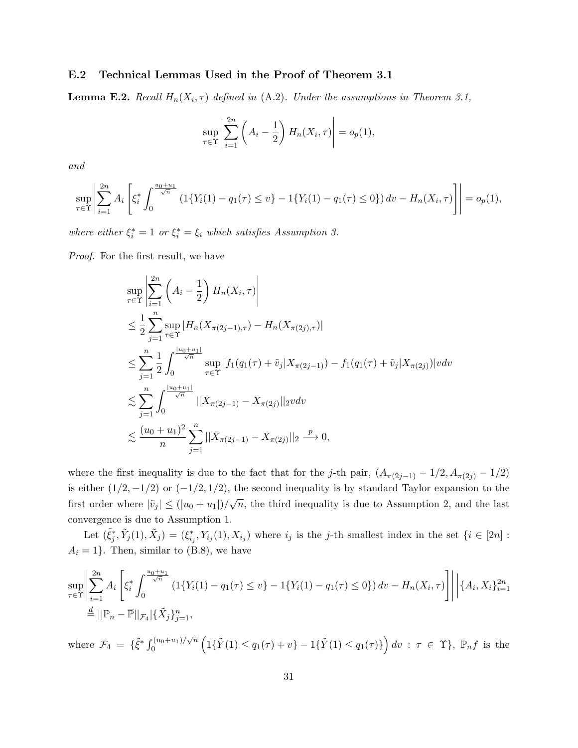### E.2 Technical Lemmas Used in the Proof of Theorem 3.1

**Lemma E.2.** *Recall $H_n(X_i,\tau)$ defined in* (A.2)*. Under the assumptions in Theorem 3.1,*

$$\sup_{\tau\in\Upsilon}\left|\sum_{i=1}^{2n}\left(A_i-\frac{1}{2}\right)H_n(X_i,\tau)\right| = o_p(1),$$

*and*

$$\sup_{\tau\in\Upsilon}\left|\sum_{i=1}^{2n}A_i\left[\xi_i^*\int_0^{\frac{u_0+u_1}{\sqrt{n}}}\left(1\{Y_i(1)-q_1(\tau)\le v\}-1\{Y_i(1)-q_1(\tau)\le 0\}\right)dv - H_n(X_i,\tau)\right]\right| = o_p(1),$$

*where either $\xi_i^*=1$ or $\xi_i^*=\xi_i$ which satisfies Assumption 3.*

*Proof.* For the first result, we have

$$\begin{aligned}
&\sup_{\tau\in\Upsilon}\left|\sum_{i=1}^{2n}\left(A_i-\frac{1}{2}\right)H_n(X_i,\tau)\right| \\
&\le \frac{1}{2}\sum_{j=1}^{n}\sup_{\tau\in\Upsilon}|H_n(X_{\pi(2j-1),\tau})-H_n(X_{\pi(2j),\tau})| \\
&\le \sum_{j=1}^{n}\frac{1}{2}\int_0^{\frac{|u_0+u_1|}{\sqrt{n}}}\sup_{\tau\in\Upsilon}|f_1(q_1(\tau)+\tilde{v}_j|X_{\pi(2j-1)})-f_1(q_1(\tau)+\tilde{v}_j|X_{\pi(2j)})|vdv \\
&\lesssim \sum_{j=1}^{n}\int_0^{\frac{|u_0+u_1|}{\sqrt{n}}}||X_{\pi(2j-1)}-X_{\pi(2j)}||_2 vdv \\
&\lesssim \frac{(u_0+u_1)^2}{n}\sum_{j=1}^{n}||X_{\pi(2j-1)}-X_{\pi(2j)}||_2 \xrightarrow{p} 0,
\end{aligned}$$

where the first inequality is due to the fact that for the $j$-th pair, $(A_{\pi(2j-1)}-1/2, A_{\pi(2j)}-1/2)$ is either $(1/2,-1/2)$ or $(-1/2,1/2)$, the second inequality is by standard Taylor expansion to the first order where $|\tilde{v}_j|\le(|u_0+u_1|)/\sqrt{n}$, the third inequality is due to Assumption 2, and the last convergence is due to Assumption 1.

Let $(\tilde{\xi}_j^*,\tilde{Y}_j(1),\tilde{X}_j)=(\xi_{i_j}^*,Y_{i_j}(1),X_{i_j})$ where $i_j$ is the $j$-th smallest index in the set $\{i\in[2n]: A_i=1\}$. Then, similar to (B.8), we have

$$\begin{aligned}
&\sup_{\tau\in\Upsilon}\left|\sum_{i=1}^{2n}A_i\left[\xi_i^*\int_0^{\frac{u_0+u_1}{\sqrt{n}}}\left(1\{Y_i(1)-q_1(\tau)\le v\}-1\{Y_i(1)-q_1(\tau)\le 0\}\right)dv - H_n(X_i,\tau)\right]\right|\Bigg|\{A_i,X_i\}_{i=1}^{2n} \\
&\stackrel{d}{=} ||\mathbb{P}_n-\overline{\mathbb{P}}||_{\mathcal{F}_4}|\{\tilde{X}_j\}_{j=1}^n,
\end{aligned}$$

where $\mathcal{F}_4=\{\tilde{\xi}^*\int_0^{(u_0+u_1)/\sqrt{n}}\left(1\{\tilde{Y}(1)\le q_1(\tau)+v\}-1\{\tilde{Y}(1)\le q_1(\tau)\}\right)dv : \tau\in\Upsilon\}$, $\mathbb{P}_n f$ is the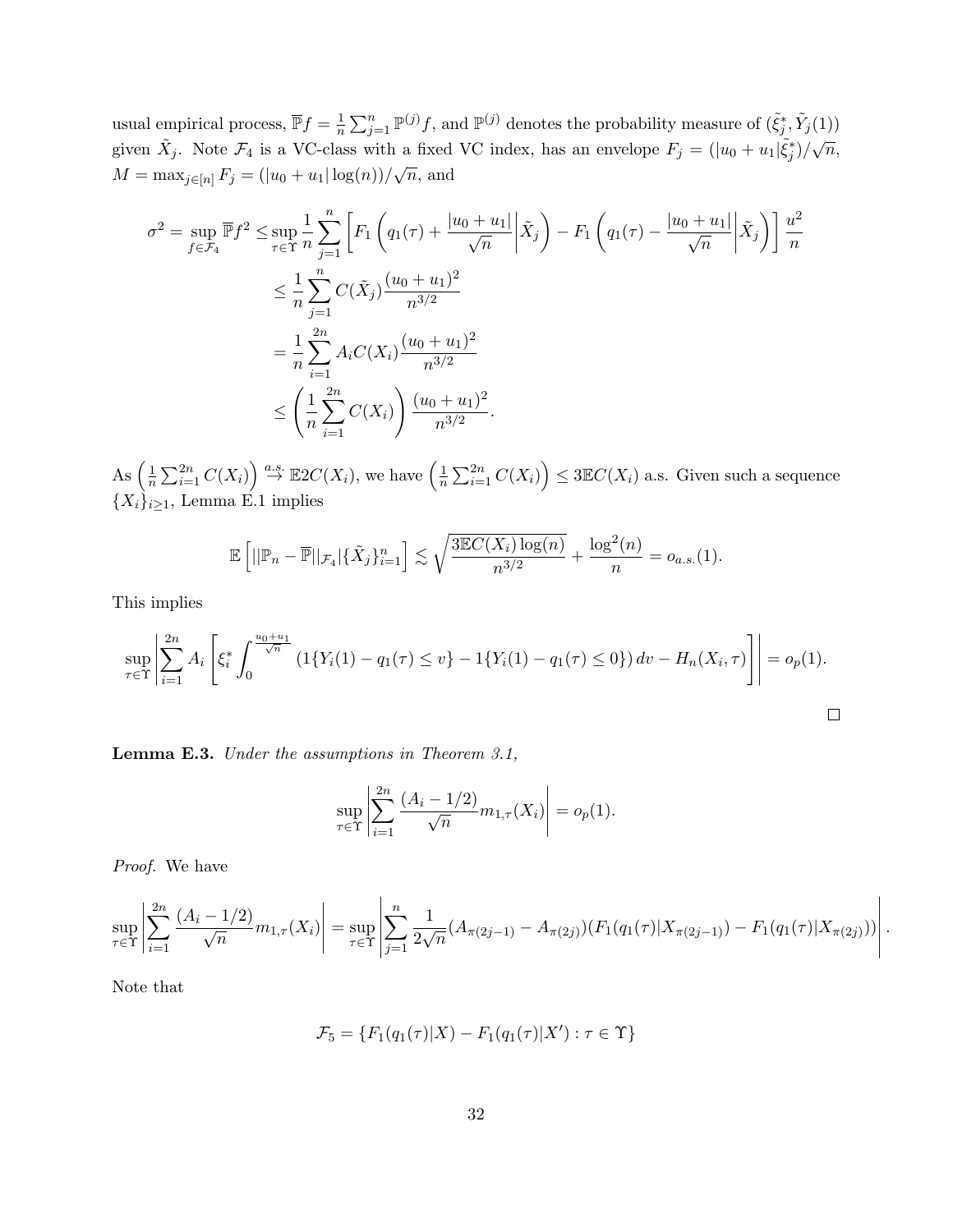usual empirical process, $\overline{\mathbb{P}} f = \frac{1}{n}\sum_{j=1}^n \mathbb{P}^{(j)} f$, and $\mathbb{P}^{(j)}$ denotes the probability measure of $(\tilde{\xi}_j^*, \tilde{Y}_j(1))$ given $\tilde{X}_j$. Note $\mathcal{F}_4$ is a VC-class with a fixed VC index, has an envelope $F_j = (|u_0 + u_1|\tilde{\xi}_j^*)/\sqrt{n}$, $M = \max_{j\in[n]} F_j = (|u_0+u_1|\log(n))/\sqrt{n}$, and

$$
\begin{aligned}
\sigma^2 = \sup_{f\in\mathcal{F}_4} \overline{\mathbb{P}} f^2 \leq & \sup_{\tau\in\Upsilon} \frac{1}{n}\sum_{j=1}^n \left[ F_1\left( q_1(\tau) + \frac{|u_0+u_1|}{\sqrt{n}} \middle| \tilde{X}_j \right) - F_1\left( q_1(\tau) - \frac{|u_0+u_1|}{\sqrt{n}} \middle| \tilde{X}_j \right) \right] \frac{u^2}{n} \\
\leq & \frac{1}{n}\sum_{j=1}^n C(\tilde{X}_j) \frac{(u_0+u_1)^2}{n^{3/2}} \\
= & \frac{1}{n}\sum_{i=1}^{2n} A_i C(X_i) \frac{(u_0+u_1)^2}{n^{3/2}} \\
\leq & \left( \frac{1}{n}\sum_{i=1}^{2n} C(X_i) \right) \frac{(u_0+u_1)^2}{n^{3/2}}.
\end{aligned}
$$

As $\left(\frac{1}{n}\sum_{i=1}^{2n} C(X_i)\right) \stackrel{a.s.}{\to} \mathbb{E}2C(X_i)$, we have $\left(\frac{1}{n}\sum_{i=1}^{2n} C(X_i)\right) \leq 3\mathbb{E}C(X_i)$ a.s. Given such a sequence $\{X_i\}_{i\geq 1}$, Lemma E.1 implies

$$
\mathbb{E}\left[ ||\mathbb{P}_n - \overline{\mathbb{P}}||_{\mathcal{F}_4} | \{\tilde{X}_j\}_{i=1}^n \right] \lesssim \sqrt{\frac{3\mathbb{E}C(X_i)\log(n)}{n^{3/2}}} + \frac{\log^2(n)}{n} = o_{a.s.}(1).
$$

This implies

$$
\sup_{\tau\in\Upsilon} \left| \sum_{i=1}^{2n} A_i \left[ \xi_i^* \int_0^{\frac{u_0+u_1}{\sqrt{n}}} \left( 1\{Y_i(1) - q_1(\tau) \leq v\} - 1\{Y_i(1) - q_1(\tau) \leq 0\} \right) dv - H_n(X_i,\tau) \right] \right| = o_p(1).
$$

$\square$

**Lemma E.3.** *Under the assumptions in Theorem 3.1,*

$$
\sup_{\tau\in\Upsilon} \left| \sum_{i=1}^{2n} \frac{(A_i - 1/2)}{\sqrt{n}} m_{1,\tau}(X_i) \right| = o_p(1).
$$

*Proof.* We have

$$
\sup_{\tau\in\Upsilon} \left| \sum_{i=1}^{2n} \frac{(A_i - 1/2)}{\sqrt{n}} m_{1,\tau}(X_i) \right| = \sup_{\tau\in\Upsilon} \left| \sum_{j=1}^{n} \frac{1}{2\sqrt{n}} (A_{\pi(2j-1)} - A_{\pi(2j)})(F_1(q_1(\tau)|X_{\pi(2j-1)}) - F_1(q_1(\tau)|X_{\pi(2j)})) \right|.
$$

Note that

$$
\mathcal{F}_5 = \{F_1(q_1(\tau)|X) - F_1(q_1(\tau)|X') : \tau \in \Upsilon\}
$$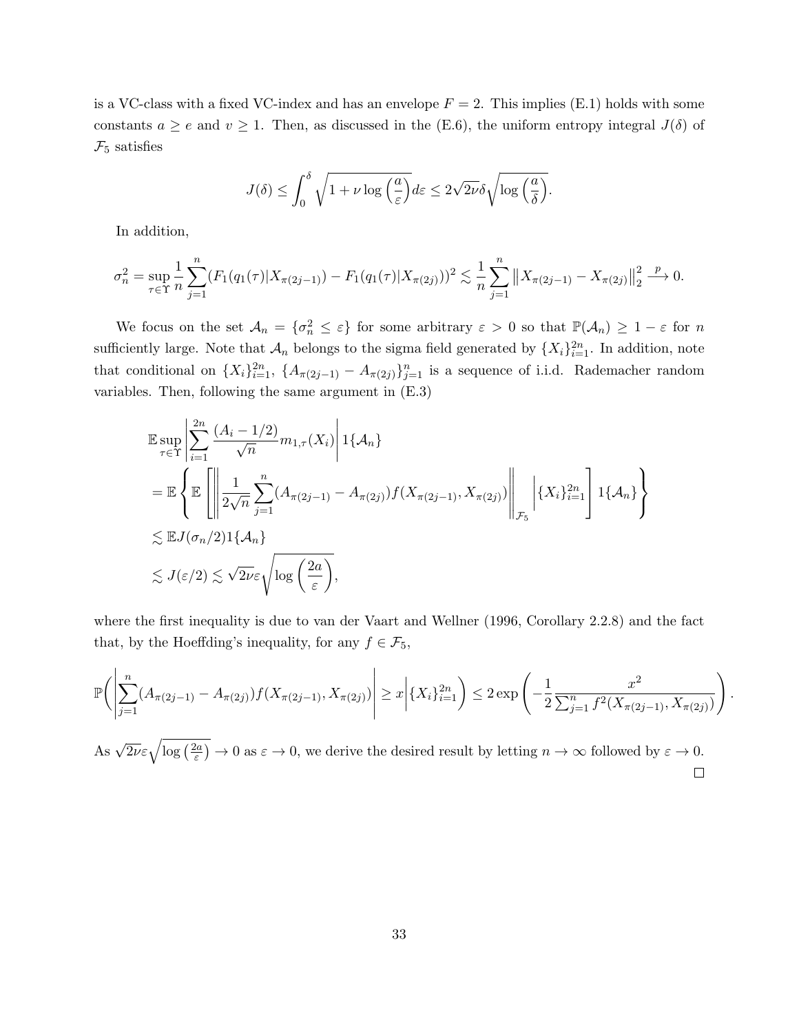is a VC-class with a fixed VC-index and has an envelope $F = 2$. This implies (E.1) holds with some constants $a \geq e$ and $v \geq 1$. Then, as discussed in the (E.6), the uniform entropy integral $J(\delta)$ of $\mathcal{F}_5$ satisfies

$$J(\delta) \leq \int_0^\delta \sqrt{1 + \nu \log\left(\frac{a}{\varepsilon}\right)} d\varepsilon \leq 2\sqrt{2\nu}\delta\sqrt{\log\left(\frac{a}{\delta}\right)}.$$

In addition,

$$\sigma_n^2 = \sup_{\tau \in \Upsilon} \frac{1}{n} \sum_{j=1}^n (F_1(q_1(\tau)|X_{\pi(2j-1)}) - F_1(q_1(\tau)|X_{\pi(2j)}))^2 \lesssim \frac{1}{n} \sum_{j=1}^n \left\| X_{\pi(2j-1)} - X_{\pi(2j)} \right\|_2^2 \stackrel{p}{\longrightarrow} 0.$$

We focus on the set $\mathcal{A}_n = \{\sigma_n^2 \leq \varepsilon\}$ for some arbitrary $\varepsilon > 0$ so that $\mathbb{P}(\mathcal{A}_n) \geq 1 - \varepsilon$ for $n$ sufficiently large. Note that $\mathcal{A}_n$ belongs to the sigma field generated by $\{X_i\}_{i=1}^{2n}$. In addition, note that conditional on $\{X_i\}_{i=1}^{2n}$, $\{A_{\pi(2j-1)} - A_{\pi(2j)}\}_{j=1}^n$ is a sequence of i.i.d. Rademacher random variables. Then, following the same argument in (E.3)

$$\begin{aligned}
&\mathbb{E} \sup_{\tau \in \Upsilon} \left| \sum_{i=1}^{2n} \frac{(A_i - 1/2)}{\sqrt{n}} m_{1,\tau}(X_i) \right| 1\{\mathcal{A}_n\} \\
&= \mathbb{E} \left\{ \mathbb{E} \left[ \left\| \frac{1}{2\sqrt{n}} \sum_{j=1}^n (A_{\pi(2j-1)} - A_{\pi(2j)}) f(X_{\pi(2j-1)}, X_{\pi(2j)}) \right\|_{\mathcal{F}_5} \Big| \{X_i\}_{i=1}^{2n} \right] 1\{\mathcal{A}_n\} \right\} \\
&\lesssim \mathbb{E} J(\sigma_n/2) 1\{\mathcal{A}_n\} \\
&\lesssim J(\varepsilon/2) \lesssim \sqrt{2\nu}\varepsilon \sqrt{\log\left(\frac{2a}{\varepsilon}\right)},
\end{aligned}$$

where the first inequality is due to van der Vaart and Wellner (1996, Corollary 2.2.8) and the fact that, by the Hoeffding's inequality, for any $f \in \mathcal{F}_5$,

$$\mathbb{P}\left( \left| \sum_{j=1}^n (A_{\pi(2j-1)} - A_{\pi(2j)}) f(X_{\pi(2j-1)}, X_{\pi(2j)}) \right| \geq x \Big| \{X_i\}_{i=1}^{2n} \right) \leq 2 \exp\left( -\frac{1}{2} \frac{x^2}{\sum_{j=1}^n f^2(X_{\pi(2j-1)}, X_{\pi(2j)})} \right).$$

As $\sqrt{2\nu}\varepsilon\sqrt{\log\left(\frac{2a}{\varepsilon}\right)} \to 0$ as $\varepsilon \to 0$, we derive the desired result by letting $n \to \infty$ followed by $\varepsilon \to 0$. □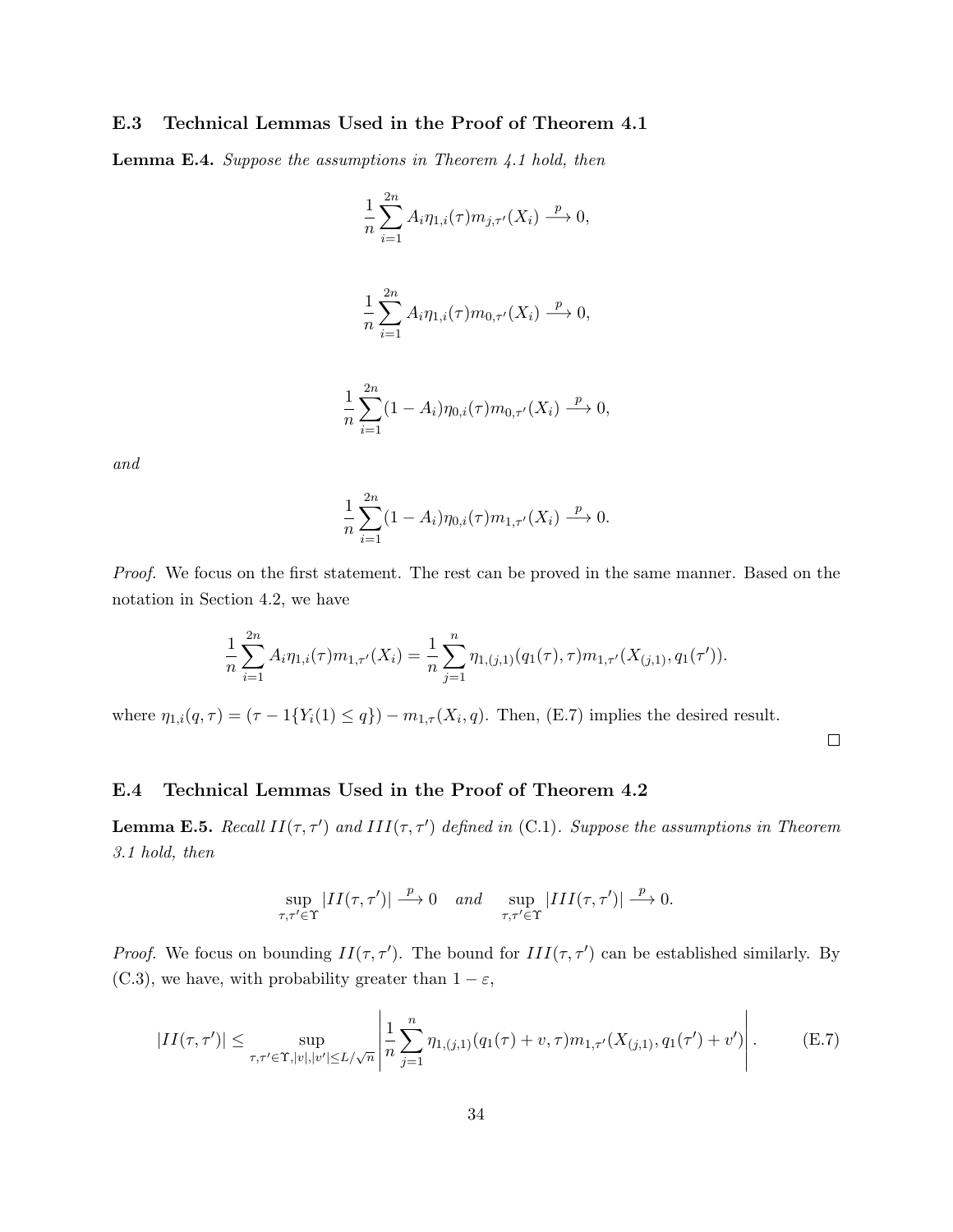### E.3 Technical Lemmas Used in the Proof of Theorem 4.1

**Lemma E.4.** *Suppose the assumptions in Theorem 4.1 hold, then*

$$\frac{1}{n}\sum_{i=1}^{2n} A_i \eta_{1,i}(\tau) m_{j,\tau'}(X_i) \xrightarrow{p} 0,$$

$$\frac{1}{n}\sum_{i=1}^{2n} A_i \eta_{1,i}(\tau) m_{0,\tau'}(X_i) \xrightarrow{p} 0,$$

$$\frac{1}{n}\sum_{i=1}^{2n} (1-A_i) \eta_{0,i}(\tau) m_{0,\tau'}(X_i) \xrightarrow{p} 0,$$

*and*

$$\frac{1}{n}\sum_{i=1}^{2n} (1-A_i) \eta_{0,i}(\tau) m_{1,\tau'}(X_i) \xrightarrow{p} 0.$$

*Proof.* We focus on the first statement. The rest can be proved in the same manner. Based on the notation in Section 4.2, we have

$$\frac{1}{n}\sum_{i=1}^{2n} A_i \eta_{1,i}(\tau) m_{1,\tau'}(X_i) = \frac{1}{n}\sum_{j=1}^{n} \eta_{1,(j,1)}(q_1(\tau),\tau) m_{1,\tau'}(X_{(j,1)}, q_1(\tau')).$$

where $\eta_{1,i}(q,\tau) = (\tau - 1\{Y_i(1) \leq q\}) - m_{1,\tau}(X_i, q)$. Then, (E.7) implies the desired result. $\square$

### E.4 Technical Lemmas Used in the Proof of Theorem 4.2

**Lemma E.5.** *Recall $II(\tau,\tau')$ and $III(\tau,\tau')$ defined in* (C.1). *Suppose the assumptions in Theorem 3.1 hold, then*

$$\sup_{\tau,\tau' \in \Upsilon} |II(\tau,\tau')| \xrightarrow{p} 0 \quad \text{and} \quad \sup_{\tau,\tau' \in \Upsilon} |III(\tau,\tau')| \xrightarrow{p} 0.$$

*Proof.* We focus on bounding $II(\tau,\tau')$. The bound for $III(\tau,\tau')$ can be established similarly. By (C.3), we have, with probability greater than $1-\varepsilon$,

$$|II(\tau,\tau')| \leq \sup_{\tau,\tau' \in \Upsilon, |v|,|v'| \leq L/\sqrt{n}} \left| \frac{1}{n}\sum_{j=1}^{n} \eta_{1,(j,1)}(q_1(\tau)+v,\tau) m_{1,\tau'}(X_{(j,1)}, q_1(\tau')+v') \right|. \tag{E.7}$$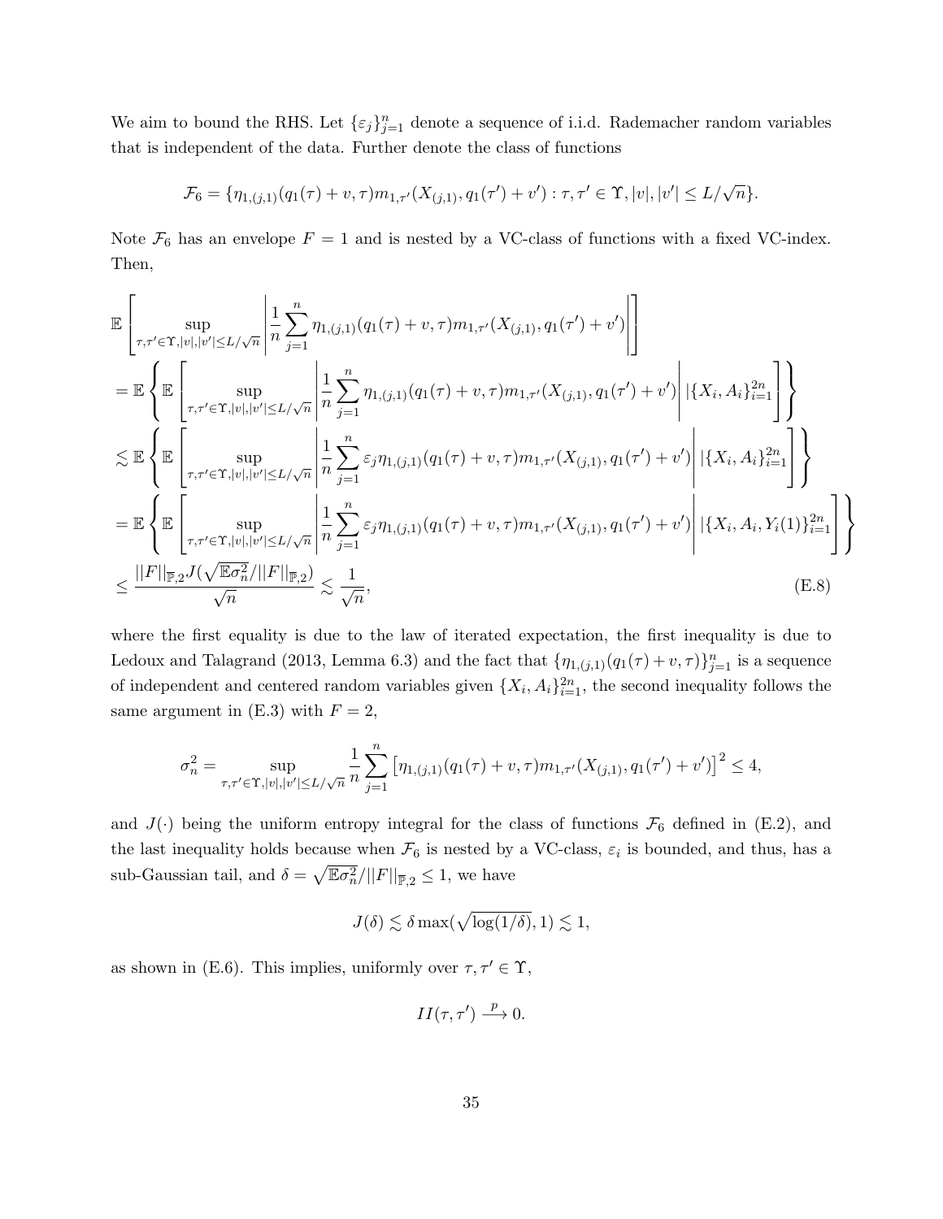We aim to bound the RHS. Let $\{\varepsilon_j\}_{j=1}^n$ denote a sequence of i.i.d. Rademacher random variables that is independent of the data. Further denote the class of functions

$$\mathcal{F}_6 = \{\eta_{1,(j,1)}(q_1(\tau)+v,\tau)m_{1,\tau'}(X_{(j,1)},q_1(\tau')+v') : \tau,\tau' \in \Upsilon, |v|,|v'| \leq L/\sqrt{n}\}.$$

Note $\mathcal{F}_6$ has an envelope $F = 1$ and is nested by a VC-class of functions with a fixed VC-index. Then,

$$\begin{aligned}
&\mathbb{E}\left[\sup_{\tau,\tau'\in\Upsilon,|v|,|v'|\leq L/\sqrt{n}}\left|\frac{1}{n}\sum_{j=1}^n \eta_{1,(j,1)}(q_1(\tau)+v,\tau)m_{1,\tau'}(X_{(j,1)},q_1(\tau')+v')\right|\right] \\
&= \mathbb{E}\left\{\mathbb{E}\left[\sup_{\tau,\tau'\in\Upsilon,|v|,|v'|\leq L/\sqrt{n}}\left|\frac{1}{n}\sum_{j=1}^n \eta_{1,(j,1)}(q_1(\tau)+v,\tau)m_{1,\tau'}(X_{(j,1)},q_1(\tau')+v')\right| |\{X_i,A_i\}_{i=1}^{2n}\right]\right\} \\
&\lesssim \mathbb{E}\left\{\mathbb{E}\left[\sup_{\tau,\tau'\in\Upsilon,|v|,|v'|\leq L/\sqrt{n}}\left|\frac{1}{n}\sum_{j=1}^n \varepsilon_j\eta_{1,(j,1)}(q_1(\tau)+v,\tau)m_{1,\tau'}(X_{(j,1)},q_1(\tau')+v')\right| |\{X_i,A_i\}_{i=1}^{2n}\right]\right\} \\
&= \mathbb{E}\left\{\mathbb{E}\left[\sup_{\tau,\tau'\in\Upsilon,|v|,|v'|\leq L/\sqrt{n}}\left|\frac{1}{n}\sum_{j=1}^n \varepsilon_j\eta_{1,(j,1)}(q_1(\tau)+v,\tau)m_{1,\tau'}(X_{(j,1)},q_1(\tau')+v')\right| |\{X_i,A_i,Y_i(1)\}_{i=1}^{2n}\right]\right\} \\
&\leq \frac{||F||_{\mathbb{P},2}J(\sqrt{\mathbb{E}\sigma_n^2}/||F||_{\mathbb{P},2})}{\sqrt{n}} \lesssim \frac{1}{\sqrt{n}},
\end{aligned} \tag{E.8}$$

where the first equality is due to the law of iterated expectation, the first inequality is due to Ledoux and Talagrand (2013, Lemma 6.3) and the fact that $\{\eta_{1,(j,1)}(q_1(\tau)+v,\tau)\}_{j=1}^n$ is a sequence of independent and centered random variables given $\{X_i,A_i\}_{i=1}^{2n}$, the second inequality follows the same argument in (E.3) with $F=2$,

$$\sigma_n^2 = \sup_{\tau,\tau'\in\Upsilon,|v|,|v'|\leq L/\sqrt{n}} \frac{1}{n}\sum_{j=1}^n \left[\eta_{1,(j,1)}(q_1(\tau)+v,\tau)m_{1,\tau'}(X_{(j,1)},q_1(\tau')+v')\right]^2 \leq 4,$$

and $J(\cdot)$ being the uniform entropy integral for the class of functions $\mathcal{F}_6$ defined in (E.2), and the last inequality holds because when $\mathcal{F}_6$ is nested by a VC-class, $\varepsilon_i$ is bounded, and thus, has a sub-Gaussian tail, and $\delta = \sqrt{\mathbb{E}\sigma_n^2}/||F||_{\mathbb{P},2} \leq 1$, we have

$$J(\delta) \lesssim \delta \max(\sqrt{\log(1/\delta)},1) \lesssim 1,$$

as shown in (E.6). This implies, uniformly over $\tau,\tau' \in \Upsilon$,

$$II(\tau,\tau') \xrightarrow{p} 0.$$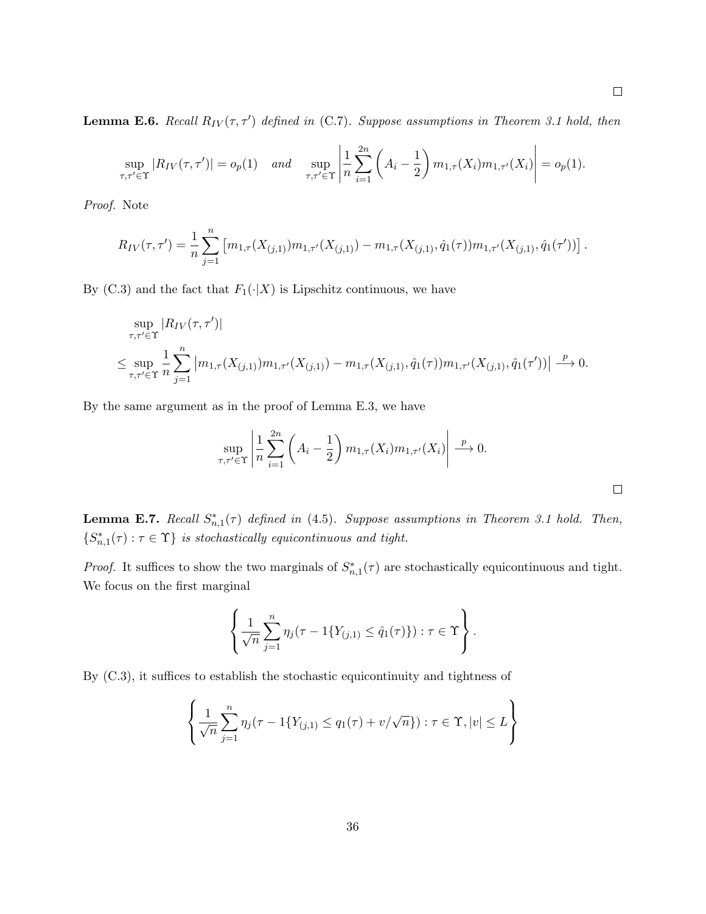□

**Lemma E.6.** *Recall $R_{IV}(\tau,\tau')$ defined in* (C.7). *Suppose assumptions in Theorem 3.1 hold, then*

$$\sup_{\tau,\tau'\in\Upsilon}|R_{IV}(\tau,\tau')| = o_p(1) \quad \text{and} \quad \sup_{\tau,\tau'\in\Upsilon}\left|\frac{1}{n}\sum_{i=1}^{2n}\left(A_i - \frac{1}{2}\right)m_{1,\tau}(X_i)m_{1,\tau'}(X_i)\right| = o_p(1).$$

*Proof.* Note

$$R_{IV}(\tau,\tau') = \frac{1}{n}\sum_{j=1}^{n}\left[m_{1,\tau}(X_{(j,1)})m_{1,\tau'}(X_{(j,1)}) - m_{1,\tau}(X_{(j,1)},\hat{q}_1(\tau))m_{1,\tau'}(X_{(j,1)},\hat{q}_1(\tau'))\right].$$

By (C.3) and the fact that $F_1(\cdot|X)$ is Lipschitz continuous, we have

$$\begin{aligned}
&\sup_{\tau,\tau'\in\Upsilon}|R_{IV}(\tau,\tau')| \\
\leq &\sup_{\tau,\tau'\in\Upsilon}\frac{1}{n}\sum_{j=1}^{n}\left|m_{1,\tau}(X_{(j,1)})m_{1,\tau'}(X_{(j,1)}) - m_{1,\tau}(X_{(j,1)},\hat{q}_1(\tau))m_{1,\tau'}(X_{(j,1)},\hat{q}_1(\tau'))\right| \stackrel{p}{\longrightarrow} 0.
\end{aligned}$$

By the same argument as in the proof of Lemma E.3, we have

$$\sup_{\tau,\tau'\in\Upsilon}\left|\frac{1}{n}\sum_{i=1}^{2n}\left(A_i - \frac{1}{2}\right)m_{1,\tau}(X_i)m_{1,\tau'}(X_i)\right| \stackrel{p}{\longrightarrow} 0.$$

□

**Lemma E.7.** *Recall $S^*_{n,1}(\tau)$ defined in* (4.5). *Suppose assumptions in Theorem 3.1 hold. Then, $\{S^*_{n,1}(\tau):\tau\in\Upsilon\}$ is stochastically equicontinuous and tight.*

*Proof.* It suffices to show the two marginals of $S^*_{n,1}(\tau)$ are stochastically equicontinuous and tight. We focus on the first marginal

$$\left\{\frac{1}{\sqrt{n}}\sum_{j=1}^{n}\eta_j(\tau - 1\{Y_{(j,1)}\leq \hat{q}_1(\tau)\}):\tau\in\Upsilon\right\}.$$

By (C.3), it suffices to establish the stochastic equicontinuity and tightness of

$$\left\{\frac{1}{\sqrt{n}}\sum_{j=1}^{n}\eta_j(\tau - 1\{Y_{(j,1)}\leq q_1(\tau)+v/\sqrt{n}\}):\tau\in\Upsilon, |v|\leq L\right\}$$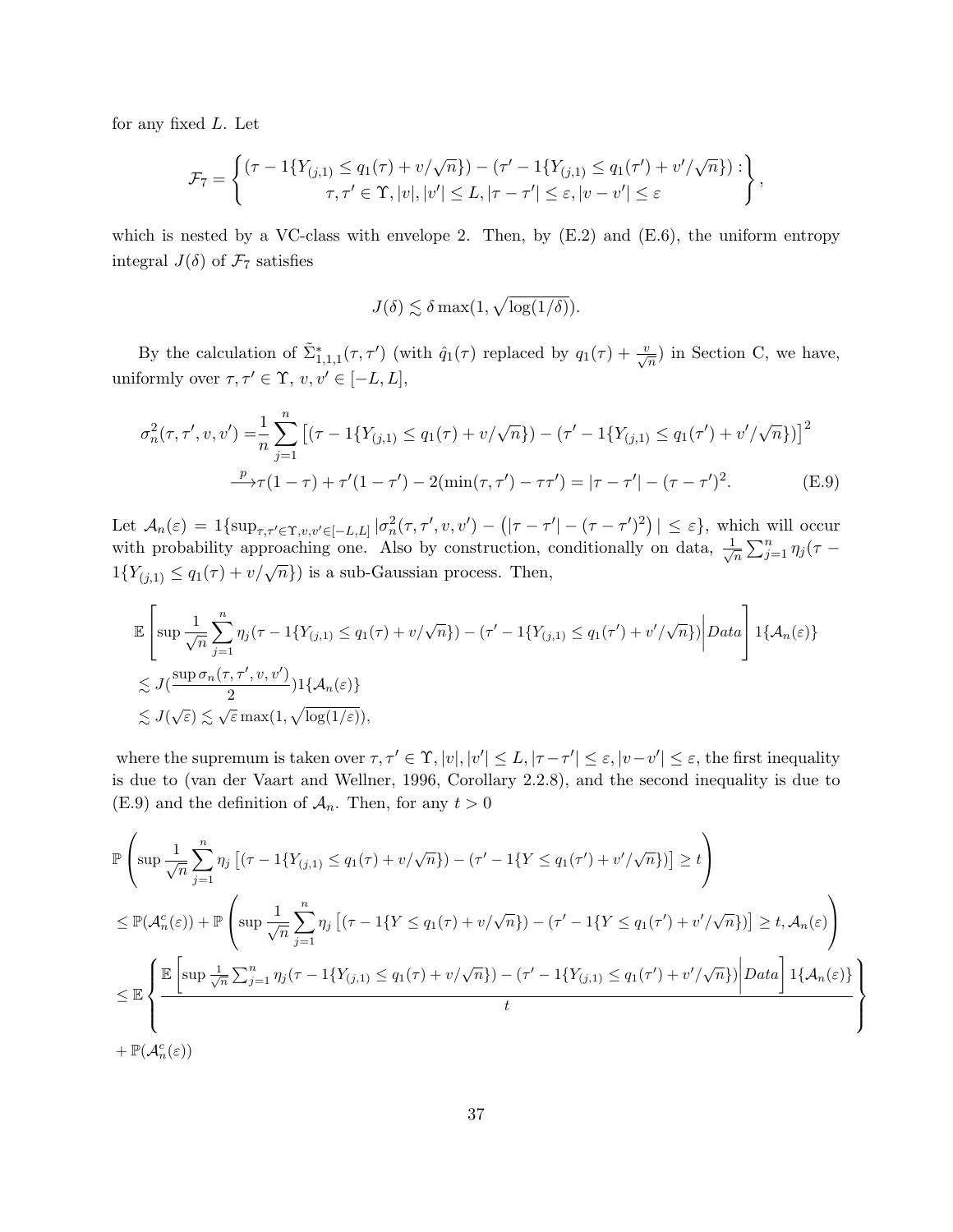for any fixed $L$. Let

$$\mathcal{F}_7 = \left\{ \begin{matrix} (\tau - 1\{Y_{(j,1)} \leq q_1(\tau) + v/\sqrt{n}\}) - (\tau' - 1\{Y_{(j,1)} \leq q_1(\tau') + v'/\sqrt{n}\}) : \\ \tau, \tau' \in \Upsilon, |v|, |v'| \leq L, |\tau - \tau'| \leq \varepsilon, |v - v'| \leq \varepsilon \end{matrix} \right\},$$

which is nested by a VC-class with envelope 2. Then, by (E.2) and (E.6), the uniform entropy integral $J(\delta)$ of $\mathcal{F}_7$ satisfies

$$J(\delta) \lesssim \delta \max(1, \sqrt{\log(1/\delta)}).$$

By the calculation of $\tilde{\Sigma}^*_{1,1,1}(\tau, \tau')$ (with $\hat{q}_1(\tau)$ replaced by $q_1(\tau) + \frac{v}{\sqrt{n}}$) in Section C, we have, uniformly over $\tau, \tau' \in \Upsilon$, $v, v' \in [-L, L]$,

$$\begin{aligned} \sigma_n^2(\tau, \tau', v, v') =& \frac{1}{n} \sum_{j=1}^n \left[ (\tau - 1\{Y_{(j,1)} \leq q_1(\tau) + v/\sqrt{n}\}) - (\tau' - 1\{Y_{(j,1)} \leq q_1(\tau') + v'/\sqrt{n}\}) \right]^2 \\ &\xrightarrow{p} \tau(1-\tau) + \tau'(1-\tau') - 2(\min(\tau, \tau') - \tau\tau') = |\tau - \tau'| - (\tau - \tau')^2. \end{aligned} \tag{E.9}$$

Let $\mathcal{A}_n(\varepsilon) = 1\{\sup_{\tau, \tau' \in \Upsilon, v, v' \in [-L, L]} |\sigma_n^2(\tau, \tau', v, v') - (|\tau - \tau'| - (\tau - \tau')^2)| \leq \varepsilon\}$, which will occur with probability approaching one. Also by construction, conditionally on data, $\frac{1}{\sqrt{n}} \sum_{j=1}^n \eta_j (\tau - 1\{Y_{(j,1)} \leq q_1(\tau) + v/\sqrt{n}\})$ is a sub-Gaussian process. Then,

$$\begin{aligned} &\mathbb{E}\left[ \sup \frac{1}{\sqrt{n}} \sum_{j=1}^n \eta_j (\tau - 1\{Y_{(j,1)} \leq q_1(\tau) + v/\sqrt{n}\}) - (\tau' - 1\{Y_{(j,1)} \leq q_1(\tau') + v'/\sqrt{n}\}) \Big| Data \right] 1\{\mathcal{A}_n(\varepsilon)\} \\ &\lesssim J(\frac{\sup \sigma_n(\tau, \tau', v, v')}{2}) 1\{\mathcal{A}_n(\varepsilon)\} \\ &\lesssim J(\sqrt{\varepsilon}) \lesssim \sqrt{\varepsilon} \max(1, \sqrt{\log(1/\varepsilon)}), \end{aligned}$$

where the supremum is taken over $\tau, \tau' \in \Upsilon, |v|, |v'| \leq L, |\tau - \tau'| \leq \varepsilon, |v - v'| \leq \varepsilon$, the first inequality is due to (van der Vaart and Wellner, 1996, Corollary 2.2.8), and the second inequality is due to (E.9) and the definition of $\mathcal{A}_n$. Then, for any $t > 0$

$$\begin{aligned} &\mathbb{P}\left( \sup \frac{1}{\sqrt{n}} \sum_{j=1}^n \eta_j \left[ (\tau - 1\{Y_{(j,1)} \leq q_1(\tau) + v/\sqrt{n}\}) - (\tau' - 1\{Y \leq q_1(\tau') + v'/\sqrt{n}\}) \right] \geq t \right) \\ &\leq \mathbb{P}(\mathcal{A}_n^c(\varepsilon)) + \mathbb{P}\left( \sup \frac{1}{\sqrt{n}} \sum_{j=1}^n \eta_j \left[ (\tau - 1\{Y \leq q_1(\tau) + v/\sqrt{n}\}) - (\tau' - 1\{Y \leq q_1(\tau') + v'/\sqrt{n}\}) \right] \geq t, \mathcal{A}_n(\varepsilon) \right) \\ &\leq \mathbb{E}\left\{ \frac{\mathbb{E}\left[ \sup \frac{1}{\sqrt{n}} \sum_{j=1}^n \eta_j (\tau - 1\{Y_{(j,1)} \leq q_1(\tau) + v/\sqrt{n}\}) - (\tau' - 1\{Y_{(j,1)} \leq q_1(\tau') + v'/\sqrt{n}\}) \Big| Data \right] 1\{\mathcal{A}_n(\varepsilon)\}}{t} \right\} \\ &+ \mathbb{P}(\mathcal{A}_n^c(\varepsilon)) \end{aligned}$$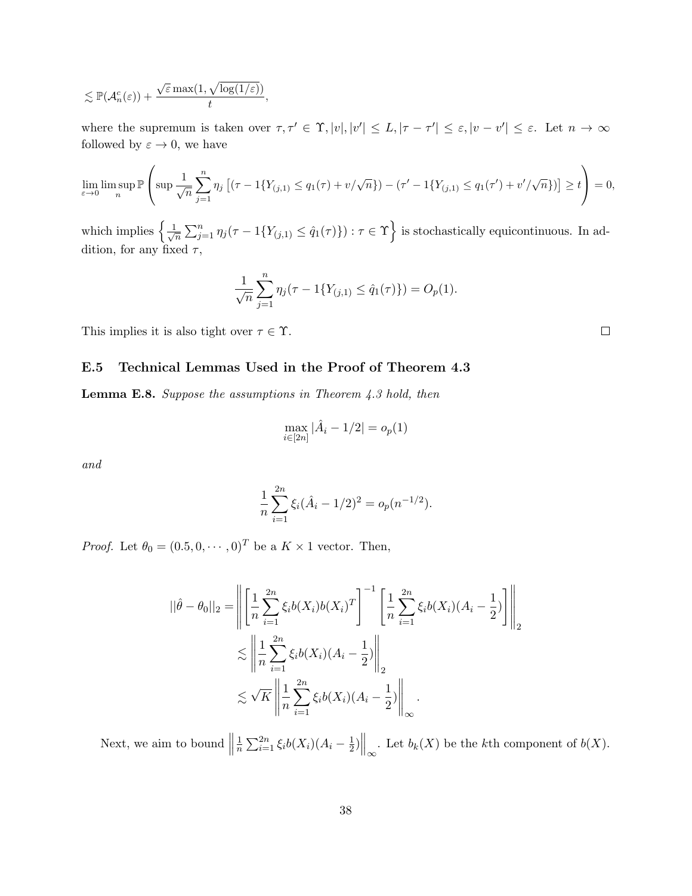$$\lesssim \mathbb{P}(\mathcal{A}_n^c(\varepsilon)) + \frac{\sqrt{\varepsilon}\max(1, \sqrt{\log(1/\varepsilon)})}{t},$$

where the supremum is taken over $\tau, \tau' \in \Upsilon, |v|, |v'| \leq L, |\tau - \tau'| \leq \varepsilon, |v - v'| \leq \varepsilon$. Let $n \to \infty$ followed by $\varepsilon \to 0$, we have

$$\lim_{\varepsilon \to 0} \limsup_n \mathbb{P}\left( \sup \frac{1}{\sqrt{n}} \sum_{j=1}^n \eta_j \left[ (\tau - 1\{Y_{(j,1)} \leq q_1(\tau) + v/\sqrt{n}\}) - (\tau' - 1\{Y_{(j,1)} \leq q_1(\tau') + v'/\sqrt{n}\}) \right] \geq t \right) = 0,$$

which implies $\left\{ \frac{1}{\sqrt{n}} \sum_{j=1}^n \eta_j (\tau - 1\{Y_{(j,1)} \leq \hat{q}_1(\tau)\}) : \tau \in \Upsilon \right\}$ is stochastically equicontinuous. In addition, for any fixed $\tau$,

$$\frac{1}{\sqrt{n}} \sum_{j=1}^n \eta_j (\tau - 1\{Y_{(j,1)} \leq \hat{q}_1(\tau)\}) = O_p(1).$$

This implies it is also tight over $\tau \in \Upsilon$. □

### E.5 Technical Lemmas Used in the Proof of Theorem 4.3

**Lemma E.8.** *Suppose the assumptions in Theorem 4.3 hold, then*

$$\max_{i \in [2n]} |\hat{A}_i - 1/2| = o_p(1)$$

*and*

$$\frac{1}{n} \sum_{i=1}^{2n} \xi_i (\hat{A}_i - 1/2)^2 = o_p(n^{-1/2}).$$

*Proof.* Let $\theta_0 = (0.5, 0, \cdots, 0)^T$ be a $K \times 1$ vector. Then,

$$\begin{aligned}
||\hat{\theta} - \theta_0||_2 &= \left\| \left[ \frac{1}{n} \sum_{i=1}^{2n} \xi_i b(X_i) b(X_i)^T \right]^{-1} \left[ \frac{1}{n} \sum_{i=1}^{2n} \xi_i b(X_i)(A_i - \frac{1}{2}) \right] \right\|_2 \\
&\lesssim \left\| \frac{1}{n} \sum_{i=1}^{2n} \xi_i b(X_i)(A_i - \frac{1}{2}) \right\|_2 \\
&\lesssim \sqrt{K} \left\| \frac{1}{n} \sum_{i=1}^{2n} \xi_i b(X_i)(A_i - \frac{1}{2}) \right\|_\infty.
\end{aligned}$$

Next, we aim to bound $\left\| \frac{1}{n} \sum_{i=1}^{2n} \xi_i b(X_i)(A_i - \frac{1}{2}) \right\|_\infty$. Let $b_k(X)$ be the $k$th component of $b(X)$.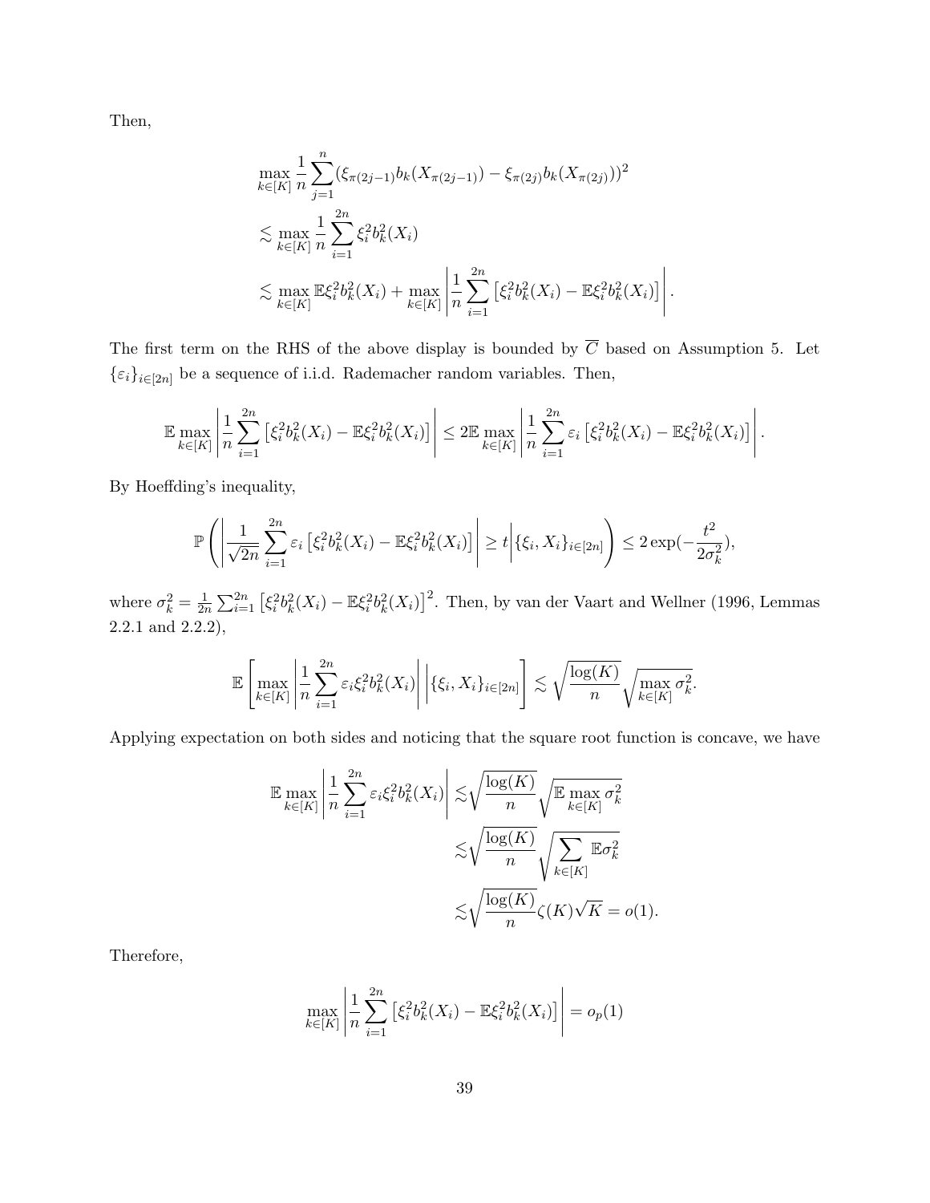Then,

$$
\begin{aligned}
&\max_{k\in[K]} \frac{1}{n}\sum_{j=1}^{n}(\xi_{\pi(2j-1)}b_k(X_{\pi(2j-1)}) - \xi_{\pi(2j)}b_k(X_{\pi(2j)}))^2 \\
&\lesssim \max_{k\in[K]} \frac{1}{n}\sum_{i=1}^{2n}\xi_i^2 b_k^2(X_i) \\
&\lesssim \max_{k\in[K]} \mathbb{E}\xi_i^2 b_k^2(X_i) + \max_{k\in[K]}\left|\frac{1}{n}\sum_{i=1}^{2n}\left[\xi_i^2 b_k^2(X_i) - \mathbb{E}\xi_i^2 b_k^2(X_i)\right]\right|.
\end{aligned}
$$

The first term on the RHS of the above display is bounded by $\overline{C}$ based on Assumption 5. Let $\{\varepsilon_i\}_{i\in[2n]}$ be a sequence of i.i.d. Rademacher random variables. Then,

$$
\mathbb{E}\max_{k\in[K]}\left|\frac{1}{n}\sum_{i=1}^{2n}\left[\xi_i^2 b_k^2(X_i) - \mathbb{E}\xi_i^2 b_k^2(X_i)\right]\right| \leq 2\mathbb{E}\max_{k\in[K]}\left|\frac{1}{n}\sum_{i=1}^{2n}\varepsilon_i\left[\xi_i^2 b_k^2(X_i) - \mathbb{E}\xi_i^2 b_k^2(X_i)\right]\right|.
$$

By Hoeffding's inequality,

$$
\mathbb{P}\left(\left|\frac{1}{\sqrt{2n}}\sum_{i=1}^{2n}\varepsilon_i\left[\xi_i^2 b_k^2(X_i) - \mathbb{E}\xi_i^2 b_k^2(X_i)\right]\right| \geq t\middle|\{\xi_i, X_i\}_{i\in[2n]}\right) \leq 2\exp(-\frac{t^2}{2\sigma_k^2}),
$$

where $\sigma_k^2 = \frac{1}{2n}\sum_{i=1}^{2n}\left[\xi_i^2 b_k^2(X_i) - \mathbb{E}\xi_i^2 b_k^2(X_i)\right]^2$. Then, by van der Vaart and Wellner (1996, Lemmas 2.2.1 and 2.2.2),

$$
\mathbb{E}\left[\max_{k\in[K]}\left|\frac{1}{n}\sum_{i=1}^{2n}\varepsilon_i\xi_i^2 b_k^2(X_i)\right|\middle|\{\xi_i, X_i\}_{i\in[2n]}\right] \lesssim \sqrt{\frac{\log(K)}{n}}\sqrt{\max_{k\in[K]}\sigma_k^2}.
$$

Applying expectation on both sides and noticing that the square root function is concave, we have

$$
\begin{aligned}
\mathbb{E}\max_{k\in[K]}\left|\frac{1}{n}\sum_{i=1}^{2n}\varepsilon_i\xi_i^2 b_k^2(X_i)\right| &\lesssim \sqrt{\frac{\log(K)}{n}}\sqrt{\mathbb{E}\max_{k\in[K]}\sigma_k^2} \\
&\lesssim \sqrt{\frac{\log(K)}{n}}\sqrt{\sum_{k\in[K]}\mathbb{E}\sigma_k^2} \\
&\lesssim \sqrt{\frac{\log(K)}{n}}\zeta(K)\sqrt{K} = o(1).
\end{aligned}
$$

Therefore,

$$
\max_{k\in[K]}\left|\frac{1}{n}\sum_{i=1}^{2n}\left[\xi_i^2 b_k^2(X_i) - \mathbb{E}\xi_i^2 b_k^2(X_i)\right]\right| = o_p(1)
$$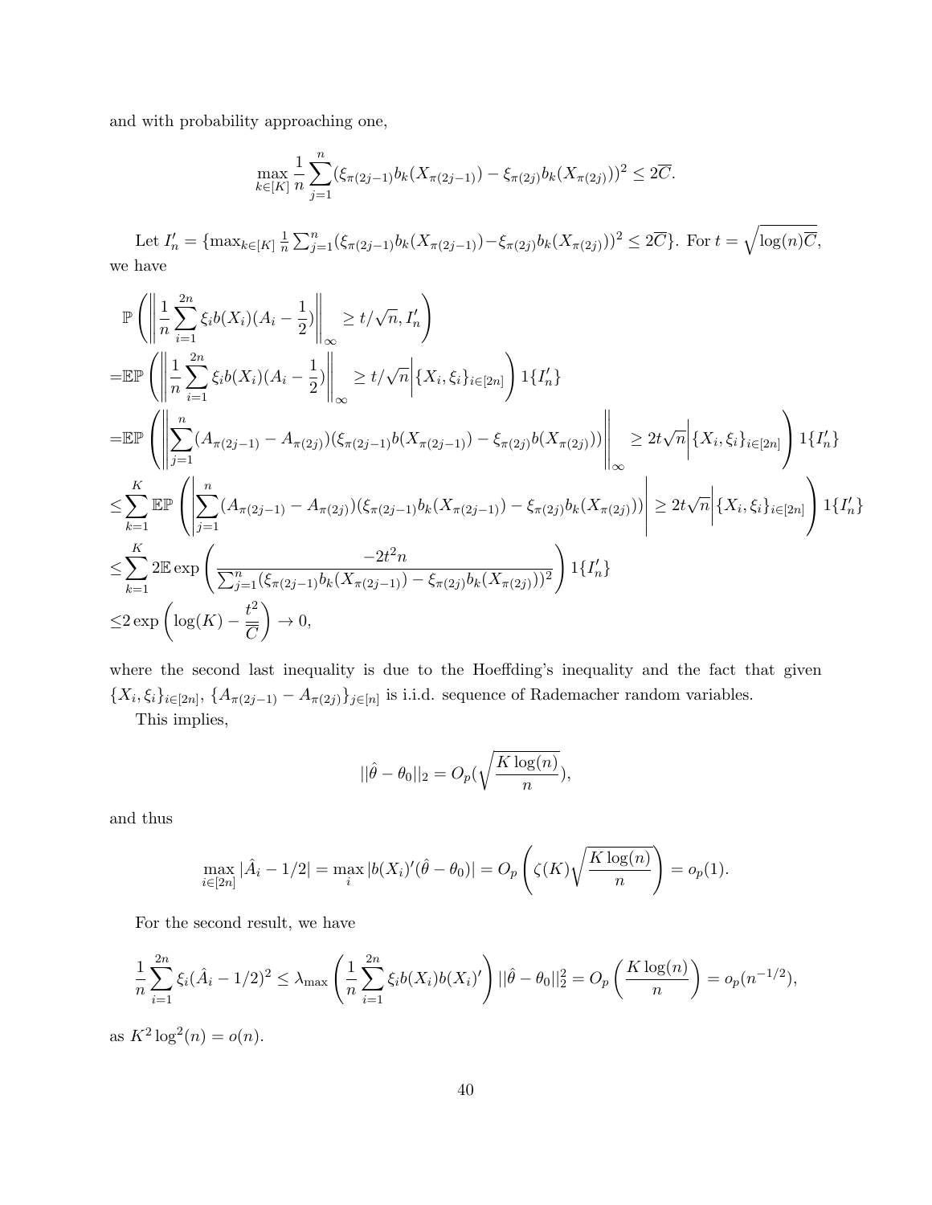and with probability approaching one,

$$\max_{k\in[K]} \frac{1}{n}\sum_{j=1}^{n}(\xi_{\pi(2j-1)}b_k(X_{\pi(2j-1)}) - \xi_{\pi(2j)}b_k(X_{\pi(2j)}))^2 \leq 2\overline{C}.$$

Let $I_n' = \{\max_{k\in[K]} \frac{1}{n}\sum_{j=1}^{n}(\xi_{\pi(2j-1)}b_k(X_{\pi(2j-1)}) - \xi_{\pi(2j)}b_k(X_{\pi(2j)}))^2 \leq 2\overline{C}\}$. For $t = \sqrt{\log(n)\overline{C}}$, we have

$$\begin{aligned}
&\mathbb{P}\left(\left\|\frac{1}{n}\sum_{i=1}^{2n}\xi_i b(X_i)(A_i - \frac{1}{2})\right\|_\infty \geq t/\sqrt{n}, I_n'\right) \\
=&\mathbb{E}\mathbb{P}\left(\left\|\frac{1}{n}\sum_{i=1}^{2n}\xi_i b(X_i)(A_i - \frac{1}{2})\right\|_\infty \geq t/\sqrt{n}\middle|\{X_i,\xi_i\}_{i\in[2n]}\right)1\{I_n'\} \\
=&\mathbb{E}\mathbb{P}\left(\left\|\sum_{j=1}^{n}(A_{\pi(2j-1)} - A_{\pi(2j)})(\xi_{\pi(2j-1)}b(X_{\pi(2j-1)}) - \xi_{\pi(2j)}b(X_{\pi(2j)}))\right\|_\infty \geq 2t\sqrt{n}\middle|\{X_i,\xi_i\}_{i\in[2n]}\right)1\{I_n'\} \\
\leq&\sum_{k=1}^{K}\mathbb{E}\mathbb{P}\left(\left|\sum_{j=1}^{n}(A_{\pi(2j-1)} - A_{\pi(2j)})(\xi_{\pi(2j-1)}b_k(X_{\pi(2j-1)}) - \xi_{\pi(2j)}b_k(X_{\pi(2j)}))\right| \geq 2t\sqrt{n}\middle|\{X_i,\xi_i\}_{i\in[2n]}\right)1\{I_n'\} \\
\leq&\sum_{k=1}^{K}2\mathbb{E}\exp\left(\frac{-2t^2 n}{\sum_{j=1}^{n}(\xi_{\pi(2j-1)}b_k(X_{\pi(2j-1)}) - \xi_{\pi(2j)}b_k(X_{\pi(2j)}))^2}\right)1\{I_n'\} \\
\leq&2\exp\left(\log(K) - \frac{t^2}{\overline{C}}\right) \to 0,
\end{aligned}$$

where the second last inequality is due to the Hoeffding's inequality and the fact that given $\{X_i,\xi_i\}_{i\in[2n]}$, $\{A_{\pi(2j-1)} - A_{\pi(2j)}\}_{j\in[n]}$ is i.i.d. sequence of Rademacher random variables.

This implies,

$$||\hat{\theta} - \theta_0||_2 = O_p(\sqrt{\frac{K\log(n)}{n}}),$$

and thus

$$\max_{i\in[2n]}|\hat{A}_i - 1/2| = \max_i |b(X_i)'(\hat{\theta} - \theta_0)| = O_p\left(\zeta(K)\sqrt{\frac{K\log(n)}{n}}\right) = o_p(1).$$

For the second result, we have

$$\frac{1}{n}\sum_{i=1}^{2n}\xi_i(\hat{A}_i - 1/2)^2 \leq \lambda_{\max}\left(\frac{1}{n}\sum_{i=1}^{2n}\xi_i b(X_i)b(X_i)'\right)||\hat{\theta} - \theta_0||_2^2 = O_p\left(\frac{K\log(n)}{n}\right) = o_p(n^{-1/2}),$$

as $K^2\log^2(n) = o(n)$.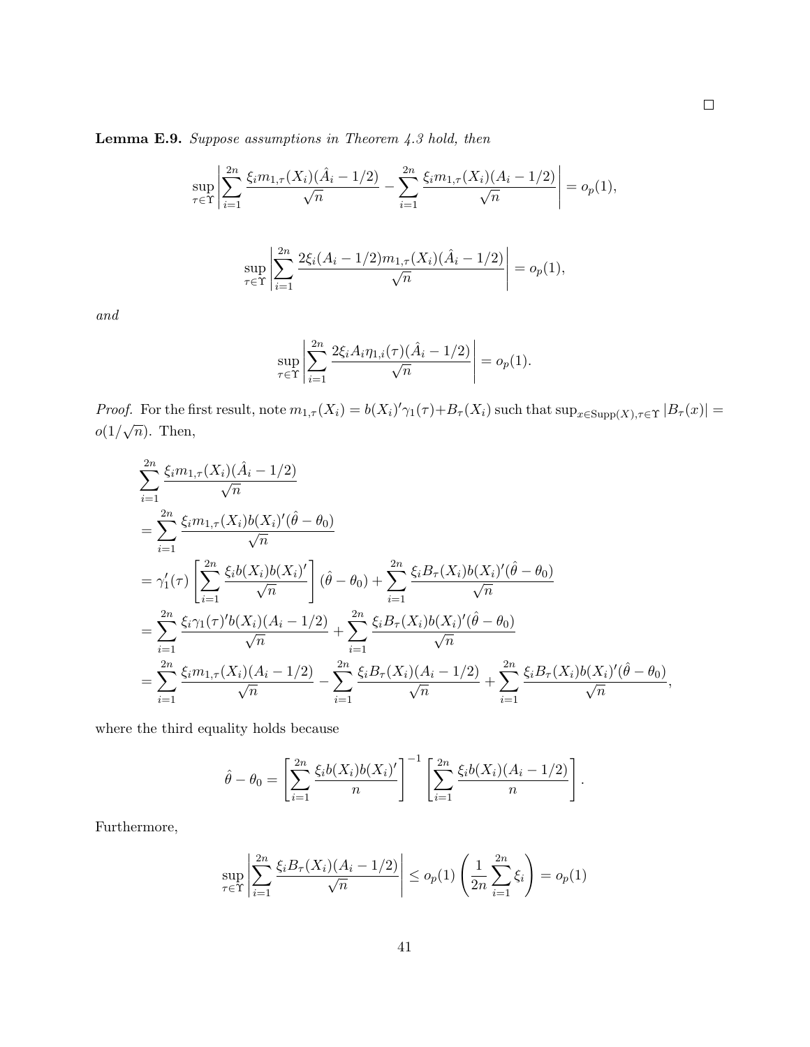□

**Lemma E.9.** *Suppose assumptions in Theorem 4.3 hold, then*

$$\sup_{\tau\in\Upsilon}\left|\sum_{i=1}^{2n}\frac{\xi_i m_{1,\tau}(X_i)(\hat{A}_i-1/2)}{\sqrt{n}}-\sum_{i=1}^{2n}\frac{\xi_i m_{1,\tau}(X_i)(A_i-1/2)}{\sqrt{n}}\right|=o_p(1),$$

$$\sup_{\tau\in\Upsilon}\left|\sum_{i=1}^{2n}\frac{2\xi_i(A_i-1/2)m_{1,\tau}(X_i)(\hat{A}_i-1/2)}{\sqrt{n}}\right|=o_p(1),$$

*and*

$$\sup_{\tau\in\Upsilon}\left|\sum_{i=1}^{2n}\frac{2\xi_i A_i\eta_{1,i}(\tau)(\hat{A}_i-1/2)}{\sqrt{n}}\right|=o_p(1).$$

*Proof.* For the first result, note $m_{1,\tau}(X_i)=b(X_i)'\gamma_1(\tau)+B_\tau(X_i)$ such that $\sup_{x\in\text{Supp}(X),\tau\in\Upsilon}|B_\tau(x)|=o(1/\sqrt{n})$. Then,

$$\begin{aligned}
&\sum_{i=1}^{2n}\frac{\xi_i m_{1,\tau}(X_i)(\hat{A}_i-1/2)}{\sqrt{n}}\\
&=\sum_{i=1}^{2n}\frac{\xi_i m_{1,\tau}(X_i)b(X_i)'(\hat{\theta}-\theta_0)}{\sqrt{n}}\\
&=\gamma_1'(\tau)\left[\sum_{i=1}^{2n}\frac{\xi_i b(X_i)b(X_i)'}{\sqrt{n}}\right](\hat{\theta}-\theta_0)+\sum_{i=1}^{2n}\frac{\xi_i B_\tau(X_i)b(X_i)'(\hat{\theta}-\theta_0)}{\sqrt{n}}\\
&=\sum_{i=1}^{2n}\frac{\xi_i\gamma_1(\tau)'b(X_i)(A_i-1/2)}{\sqrt{n}}+\sum_{i=1}^{2n}\frac{\xi_i B_\tau(X_i)b(X_i)'(\hat{\theta}-\theta_0)}{\sqrt{n}}\\
&=\sum_{i=1}^{2n}\frac{\xi_i m_{1,\tau}(X_i)(A_i-1/2)}{\sqrt{n}}-\sum_{i=1}^{2n}\frac{\xi_i B_\tau(X_i)(A_i-1/2)}{\sqrt{n}}+\sum_{i=1}^{2n}\frac{\xi_i B_\tau(X_i)b(X_i)'(\hat{\theta}-\theta_0)}{\sqrt{n}},
\end{aligned}$$

where the third equality holds because

$$\hat{\theta}-\theta_0=\left[\sum_{i=1}^{2n}\frac{\xi_i b(X_i)b(X_i)'}{n}\right]^{-1}\left[\sum_{i=1}^{2n}\frac{\xi_i b(X_i)(A_i-1/2)}{n}\right].$$

Furthermore,

$$\sup_{\tau\in\Upsilon}\left|\sum_{i=1}^{2n}\frac{\xi_i B_\tau(X_i)(A_i-1/2)}{\sqrt{n}}\right|\leq o_p(1)\left(\frac{1}{2n}\sum_{i=1}^{2n}\xi_i\right)=o_p(1)$$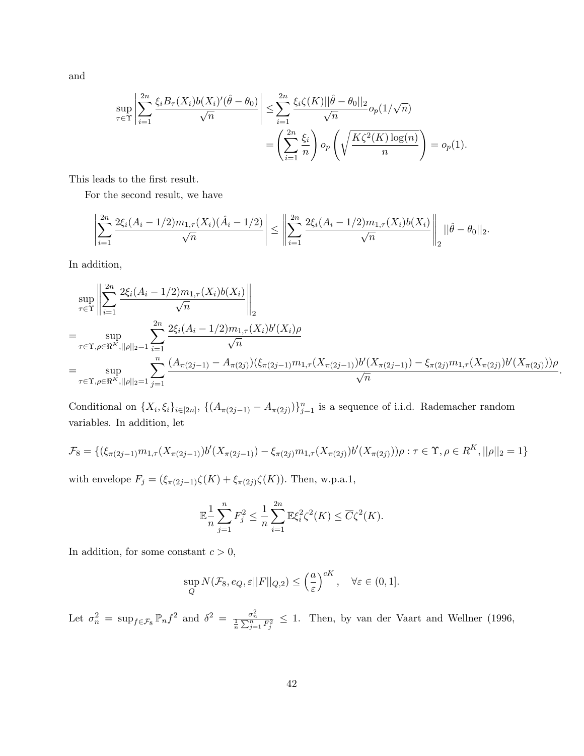and

$$
\begin{aligned}
\sup_{\tau \in \Upsilon} \left| \sum_{i=1}^{2n} \frac{\xi_i B_\tau(X_i) b(X_i)'(\hat{\theta} - \theta_0)}{\sqrt{n}} \right| &\leq \sum_{i=1}^{2n} \frac{\xi_i \zeta(K) ||\hat{\theta} - \theta_0||_2}{\sqrt{n}} o_p(1/\sqrt{n}) \\
&= \left( \sum_{i=1}^{2n} \frac{\xi_i}{n} \right) o_p\left( \sqrt{\frac{K\zeta^2(K)\log(n)}{n}} \right) = o_p(1).
\end{aligned}
$$

This leads to the first result.

For the second result, we have

$$
\left| \sum_{i=1}^{2n} \frac{2\xi_i (A_i - 1/2) m_{1,\tau}(X_i)(\hat{A}_i - 1/2)}{\sqrt{n}} \right| \leq \left\| \sum_{i=1}^{2n} \frac{2\xi_i (A_i - 1/2) m_{1,\tau}(X_i) b(X_i)}{\sqrt{n}} \right\|_2 ||\hat{\theta} - \theta_0||_2.
$$

In addition,

$$
\begin{aligned}
&\sup_{\tau \in \Upsilon} \left\| \sum_{i=1}^{2n} \frac{2\xi_i (A_i - 1/2) m_{1,\tau}(X_i) b(X_i)}{\sqrt{n}} \right\|_2 \\
=& \sup_{\tau \in \Upsilon, \rho \in \Re^K, ||\rho||_2 = 1} \sum_{i=1}^{2n} \frac{2\xi_i (A_i - 1/2) m_{1,\tau}(X_i) b'(X_i)\rho}{\sqrt{n}} \\
=& \sup_{\tau \in \Upsilon, \rho \in \Re^K, ||\rho||_2 = 1} \sum_{j=1}^{n} \frac{(A_{\pi(2j-1)} - A_{\pi(2j)})(\xi_{\pi(2j-1)} m_{1,\tau}(X_{\pi(2j-1)}) b'(X_{\pi(2j-1)}) - \xi_{\pi(2j)} m_{1,\tau}(X_{\pi(2j)}) b'(X_{\pi(2j)}))\rho}{\sqrt{n}}.
\end{aligned}
$$

Conditional on $\{X_i, \xi_i\}_{i \in [2n]}$, $\{(A_{\pi(2j-1)} - A_{\pi(2j)})\}_{j=1}^n$ is a sequence of i.i.d. Rademacher random variables. In addition, let

$$
\mathcal{F}_8 = \{(\xi_{\pi(2j-1)} m_{1,\tau}(X_{\pi(2j-1)}) b'(X_{\pi(2j-1)}) - \xi_{\pi(2j)} m_{1,\tau}(X_{\pi(2j)}) b'(X_{\pi(2j)}))\rho : \tau \in \Upsilon, \rho \in R^K, ||\rho||_2 = 1\}
$$

with envelope $F_j = (\xi_{\pi(2j-1)} \zeta(K) + \xi_{\pi(2j)} \zeta(K))$. Then, w.p.a.1,

$$
\mathbb{E} \frac{1}{n} \sum_{j=1}^{n} F_j^2 \leq \frac{1}{n} \sum_{i=1}^{2n} \mathbb{E} \xi_i^2 \zeta^2(K) \leq \overline{C} \zeta^2(K).
$$

In addition, for some constant $c > 0$,

$$
\sup_Q N(\mathcal{F}_8, e_Q, \varepsilon ||F||_{Q,2}) \leq \left( \frac{a}{\varepsilon} \right)^{cK}, \quad \forall \varepsilon \in (0, 1].
$$

Let $\sigma_n^2 = \sup_{f \in \mathcal{F}_8} \mathbb{P}_n f^2$ and $\delta^2 = \frac{\sigma_n^2}{\frac{1}{n} \sum_{j=1}^n F_j^2} \leq 1$. Then, by van der Vaart and Wellner (1996,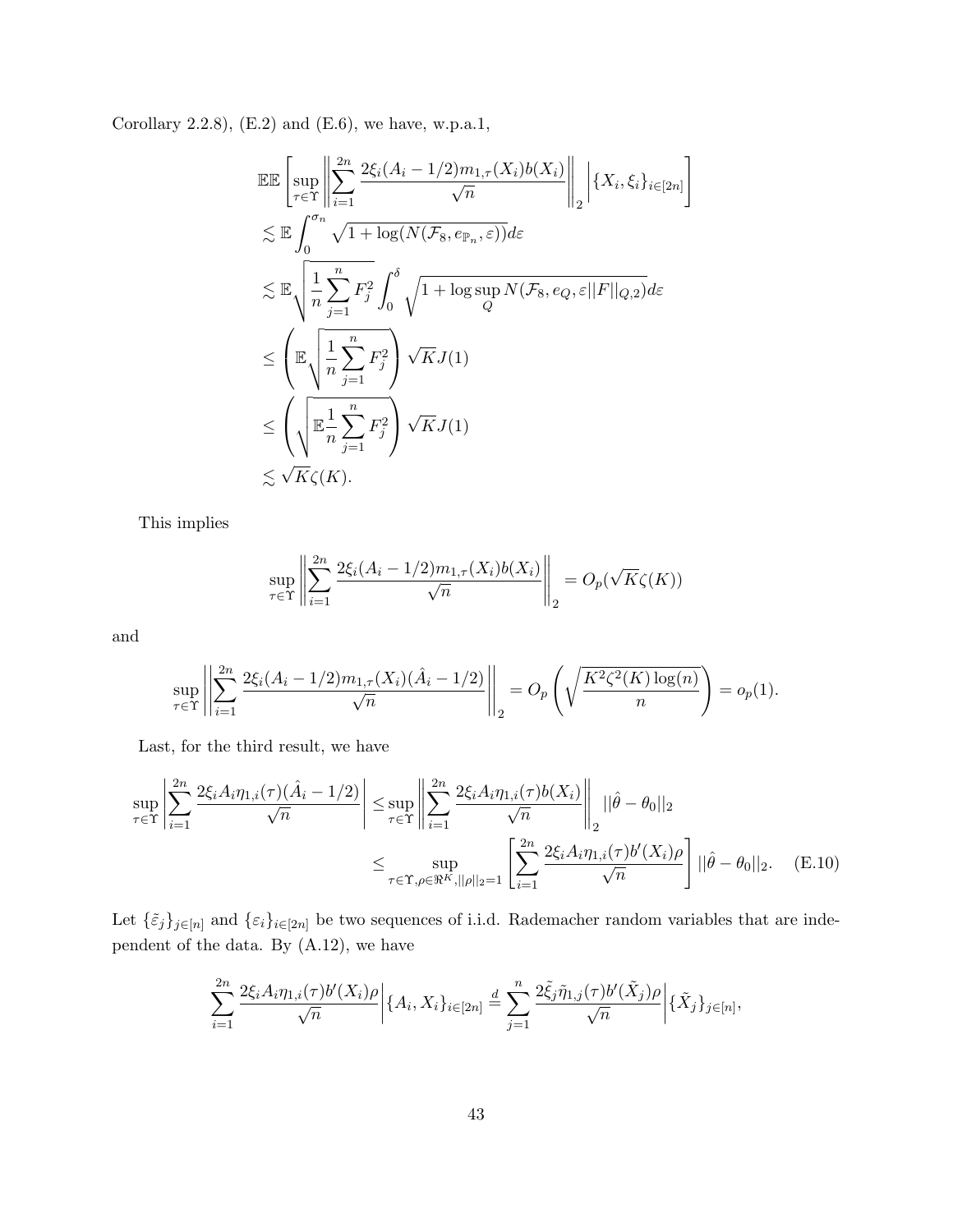Corollary 2.2.8), (E.2) and (E.6), we have, w.p.a.1,

$$
\begin{aligned}
&\mathbb{E}\mathbb{E}\left[\sup_{\tau\in\Upsilon}\left\|\sum_{i=1}^{2n}\frac{2\xi_i(A_i-1/2)m_{1,\tau}(X_i)b(X_i)}{\sqrt{n}}\right\|_2\middle|\{X_i,\xi_i\}_{i\in[2n]}\right]\\
&\lesssim \mathbb{E}\int_0^{\sigma_n}\sqrt{1+\log(N(\mathcal{F}_8,e_{\mathbb{P}_n},\varepsilon))}d\varepsilon\\
&\lesssim \mathbb{E}\sqrt{\frac{1}{n}\sum_{j=1}^n F_j^2}\int_0^{\delta}\sqrt{1+\log\sup_Q N(\mathcal{F}_8,e_Q,\varepsilon||F||_{Q,2})}d\varepsilon\\
&\leq \left(\mathbb{E}\sqrt{\frac{1}{n}\sum_{j=1}^n F_j^2}\right)\sqrt{K}J(1)\\
&\leq \left(\sqrt{\mathbb{E}\frac{1}{n}\sum_{j=1}^n F_j^2}\right)\sqrt{K}J(1)\\
&\lesssim \sqrt{K}\zeta(K).
\end{aligned}
$$

This implies

$$
\sup_{\tau\in\Upsilon}\left\|\sum_{i=1}^{2n}\frac{2\xi_i(A_i-1/2)m_{1,\tau}(X_i)b(X_i)}{\sqrt{n}}\right\|_2 = O_p(\sqrt{K}\zeta(K))
$$

and

$$
\sup_{\tau\in\Upsilon}\left|\left|\sum_{i=1}^{2n}\frac{2\xi_i(A_i-1/2)m_{1,\tau}(X_i)(\hat{A}_i-1/2)}{\sqrt{n}}\right|\right|_2 = O_p\left(\sqrt{\frac{K^2\zeta^2(K)\log(n)}{n}}\right) = o_p(1).
$$

Last, for the third result, we have

$$
\begin{aligned}
\sup_{\tau\in\Upsilon}\left|\sum_{i=1}^{2n}\frac{2\xi_iA_i\eta_{1,i}(\tau)(\hat{A}_i-1/2)}{\sqrt{n}}\right| &\leq \sup_{\tau\in\Upsilon}\left\|\sum_{i=1}^{2n}\frac{2\xi_iA_i\eta_{1,i}(\tau)b(X_i)}{\sqrt{n}}\right\|_2 ||\hat{\theta}-\theta_0||_2\\
&\leq \sup_{\tau\in\Upsilon,\rho\in\Re^K,||\rho||_2=1}\left[\sum_{i=1}^{2n}\frac{2\xi_iA_i\eta_{1,i}(\tau)b'(X_i)\rho}{\sqrt{n}}\right]||\hat{\theta}-\theta_0||_2. \quad \text{(E.10)}
\end{aligned}
$$

Let $\{\tilde{\varepsilon}_j\}_{j\in[n]}$ and $\{\varepsilon_i\}_{i\in[2n]}$ be two sequences of i.i.d. Rademacher random variables that are independent of the data. By (A.12), we have

$$
\sum_{i=1}^{2n}\frac{2\xi_iA_i\eta_{1,i}(\tau)b'(X_i)\rho}{\sqrt{n}}\middle|\{A_i,X_i\}_{i\in[2n]} \stackrel{d}{=} \sum_{j=1}^{n}\frac{2\tilde{\xi}_j\tilde{\eta}_{1,j}(\tau)b'(\tilde{X}_j)\rho}{\sqrt{n}}\middle|\{\tilde{X}_j\}_{j\in[n]},
$$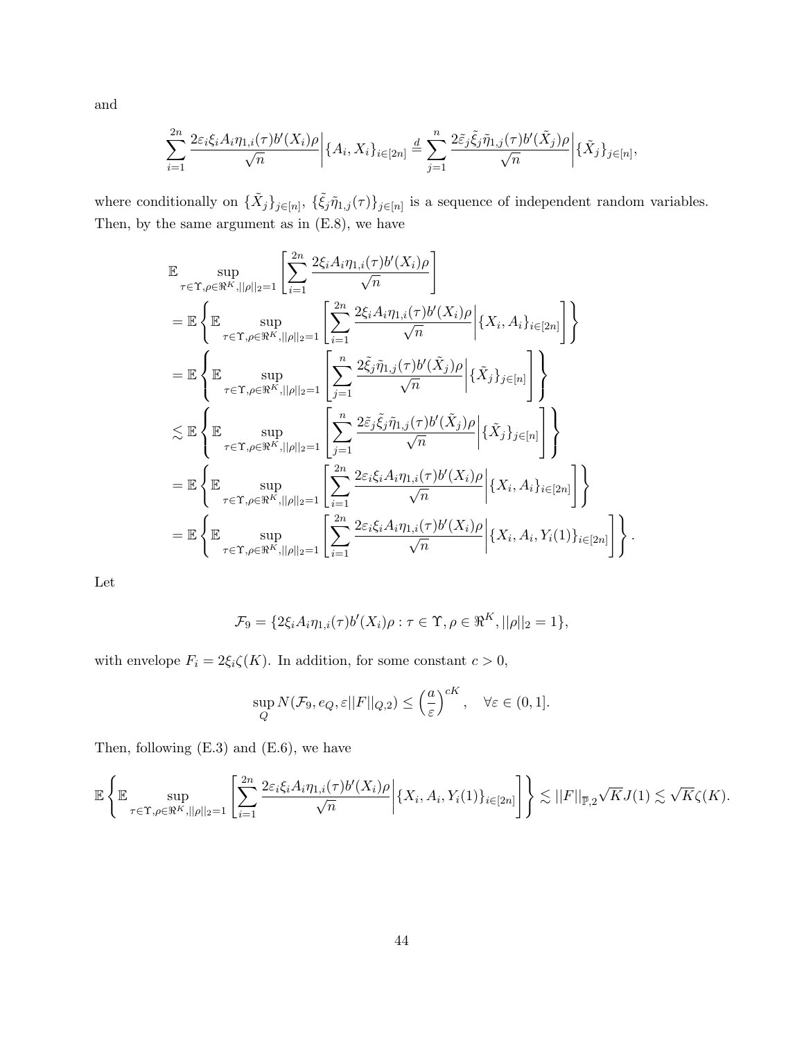and

$$\sum_{i=1}^{2n} \frac{2\varepsilon_i \xi_i A_i \eta_{1,i}(\tau) b'(X_i)\rho}{\sqrt{n}} \bigg| \{A_i, X_i\}_{i\in[2n]} \stackrel{d}{=} \sum_{j=1}^{n} \frac{2\tilde{\varepsilon}_j \tilde{\xi}_j \tilde{\eta}_{1,j}(\tau) b'(\tilde{X}_j)\rho}{\sqrt{n}} \bigg| \{\tilde{X}_j\}_{j\in[n]},$$

where conditionally on $\{\tilde{X}_j\}_{j\in[n]}$, $\{\tilde{\xi}_j \tilde{\eta}_{1,j}(\tau)\}_{j\in[n]}$ is a sequence of independent random variables. Then, by the same argument as in (E.8), we have

$$\begin{aligned}
&\mathbb{E} \sup_{\tau\in\Upsilon, \rho\in\Re^K, ||\rho||_2=1} \left[ \sum_{i=1}^{2n} \frac{2\xi_i A_i \eta_{1,i}(\tau) b'(X_i)\rho}{\sqrt{n}} \right] \\
&= \mathbb{E} \left\{ \mathbb{E} \sup_{\tau\in\Upsilon, \rho\in\Re^K, ||\rho||_2=1} \left[ \sum_{i=1}^{2n} \frac{2\xi_i A_i \eta_{1,i}(\tau) b'(X_i)\rho}{\sqrt{n}} \bigg| \{X_i, A_i\}_{i\in[2n]} \right] \right\} \\
&= \mathbb{E} \left\{ \mathbb{E} \sup_{\tau\in\Upsilon, \rho\in\Re^K, ||\rho||_2=1} \left[ \sum_{j=1}^{n} \frac{2\tilde{\xi}_j \tilde{\eta}_{1,j}(\tau) b'(\tilde{X}_j)\rho}{\sqrt{n}} \bigg| \{\tilde{X}_j\}_{j\in[n]} \right] \right\} \\
&\lesssim \mathbb{E} \left\{ \mathbb{E} \sup_{\tau\in\Upsilon, \rho\in\Re^K, ||\rho||_2=1} \left[ \sum_{j=1}^{n} \frac{2\tilde{\varepsilon}_j \tilde{\xi}_j \tilde{\eta}_{1,j}(\tau) b'(\tilde{X}_j)\rho}{\sqrt{n}} \bigg| \{\tilde{X}_j\}_{j\in[n]} \right] \right\} \\
&= \mathbb{E} \left\{ \mathbb{E} \sup_{\tau\in\Upsilon, \rho\in\Re^K, ||\rho||_2=1} \left[ \sum_{i=1}^{2n} \frac{2\varepsilon_i \xi_i A_i \eta_{1,i}(\tau) b'(X_i)\rho}{\sqrt{n}} \bigg| \{X_i, A_i\}_{i\in[2n]} \right] \right\} \\
&= \mathbb{E} \left\{ \mathbb{E} \sup_{\tau\in\Upsilon, \rho\in\Re^K, ||\rho||_2=1} \left[ \sum_{i=1}^{2n} \frac{2\varepsilon_i \xi_i A_i \eta_{1,i}(\tau) b'(X_i)\rho}{\sqrt{n}} \bigg| \{X_i, A_i, Y_i(1)\}_{i\in[2n]} \right] \right\}.
\end{aligned}$$

Let

$$\mathcal{F}_9 = \{2\xi_i A_i \eta_{1,i}(\tau) b'(X_i)\rho : \tau \in \Upsilon, \rho \in \Re^K, ||\rho||_2 = 1\},$$

with envelope $F_i = 2\xi_i \zeta(K)$. In addition, for some constant $c > 0$,

$$\sup_Q N(\mathcal{F}_9, e_Q, \varepsilon ||F||_{Q,2}) \leq \left(\frac{a}{\varepsilon}\right)^{cK}, \quad \forall \varepsilon \in (0, 1].$$

Then, following (E.3) and (E.6), we have

$$\mathbb{E} \left\{ \mathbb{E} \sup_{\tau\in\Upsilon, \rho\in\Re^K, ||\rho||_2=1} \left[ \sum_{i=1}^{2n} \frac{2\varepsilon_i \xi_i A_i \eta_{1,i}(\tau) b'(X_i)\rho}{\sqrt{n}} \bigg| \{X_i, A_i, Y_i(1)\}_{i\in[2n]} \right] \right\} \lesssim ||F||_{\mathbb{P},2} \sqrt{K} J(1) \lesssim \sqrt{K} \zeta(K).$$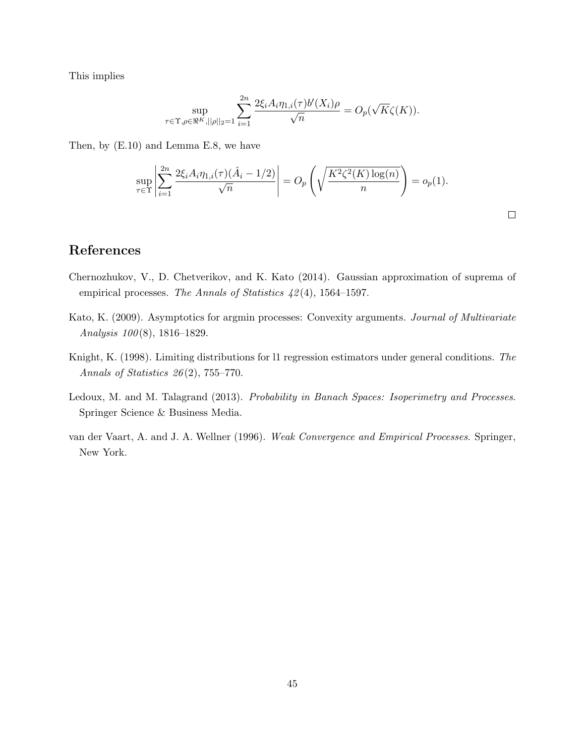This implies

$$\sup_{\tau\in\Upsilon,\rho\in\Re^K,||\rho||_2=1}\sum_{i=1}^{2n}\frac{2\xi_i A_i\eta_{1,i}(\tau)b'(X_i)\rho}{\sqrt{n}} = O_p(\sqrt{K}\zeta(K)).$$

Then, by (E.10) and Lemma E.8, we have

$$\sup_{\tau\in\Upsilon}\left|\sum_{i=1}^{2n}\frac{2\xi_i A_i\eta_{1,i}(\tau)(\hat{A}_i-1/2)}{\sqrt{n}}\right| = O_p\left(\sqrt{\frac{K^2\zeta^2(K)\log(n)}{n}}\right) = o_p(1).$$

$\square$

## References

Chernozhukov, V., D. Chetverikov, and K. Kato (2014). Gaussian approximation of suprema of empirical processes. *The Annals of Statistics 42*(4), 1564–1597.

Kato, K. (2009). Asymptotics for argmin processes: Convexity arguments. *Journal of Multivariate Analysis 100*(8), 1816–1829.

Knight, K. (1998). Limiting distributions for l1 regression estimators under general conditions. *The Annals of Statistics 26*(2), 755–770.

Ledoux, M. and M. Talagrand (2013). *Probability in Banach Spaces: Isoperimetry and Processes*. Springer Science & Business Media.

van der Vaart, A. and J. A. Wellner (1996). *Weak Convergence and Empirical Processes*. Springer, New York.